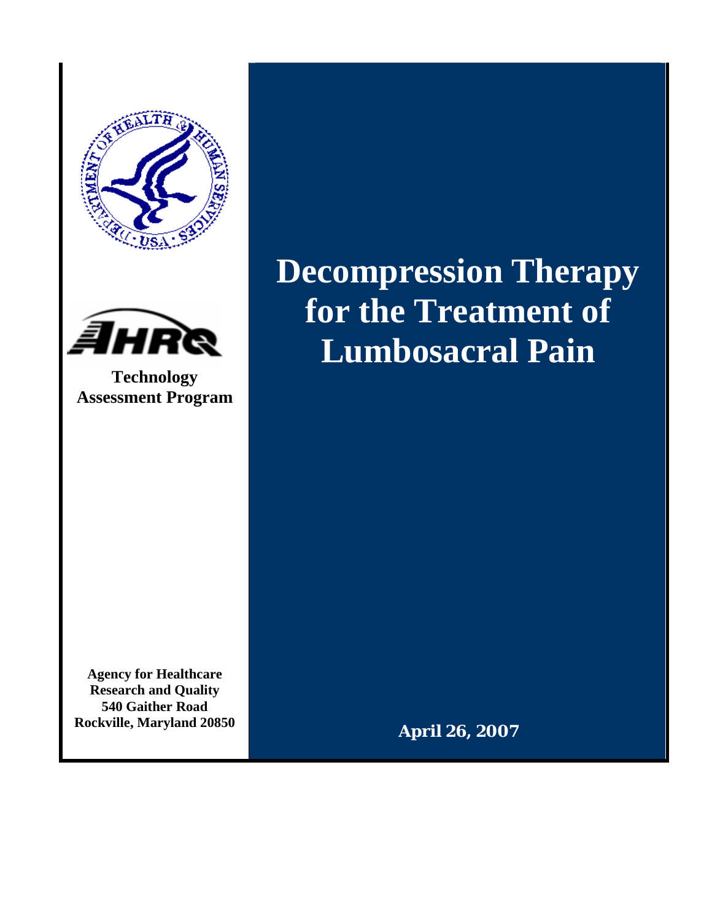Technology Assessment Program

# Decompression Therapy for the Treatment of Lumbosacral Pain

Agency for Healthcare Research and Quality
540 Gaither Road
Rockville, Maryland 20850

**April 26, 2007**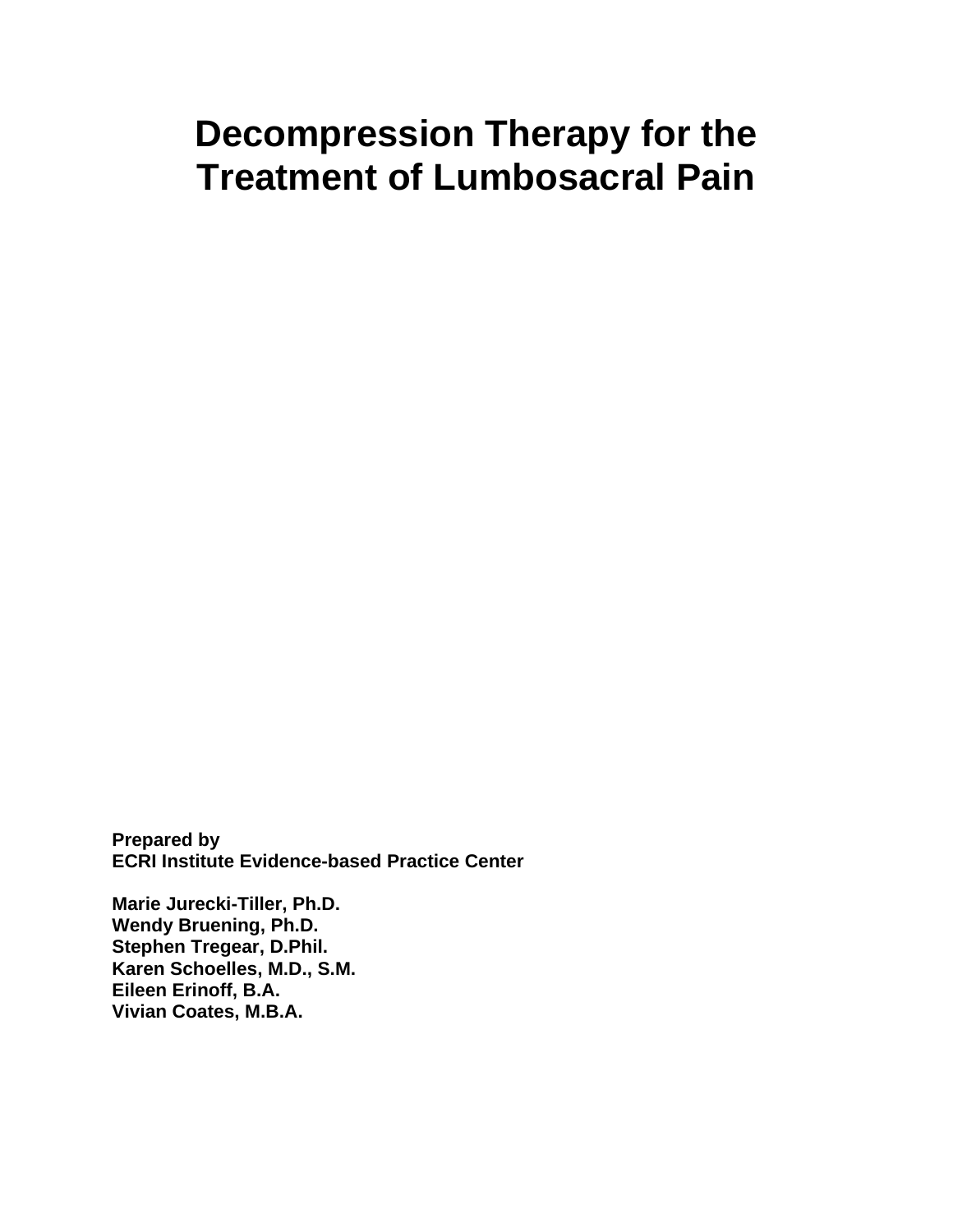# Decompression Therapy for the Treatment of Lumbosacral Pain

**Prepared by**
**ECRI Institute Evidence-based Practice Center**

**Marie Jurecki-Tiller, Ph.D.**
**Wendy Bruening, Ph.D.**
**Stephen Tregear, D.Phil.**
**Karen Schoelles, M.D., S.M.**
**Eileen Erinoff, B.A.**
**Vivian Coates, M.B.A.**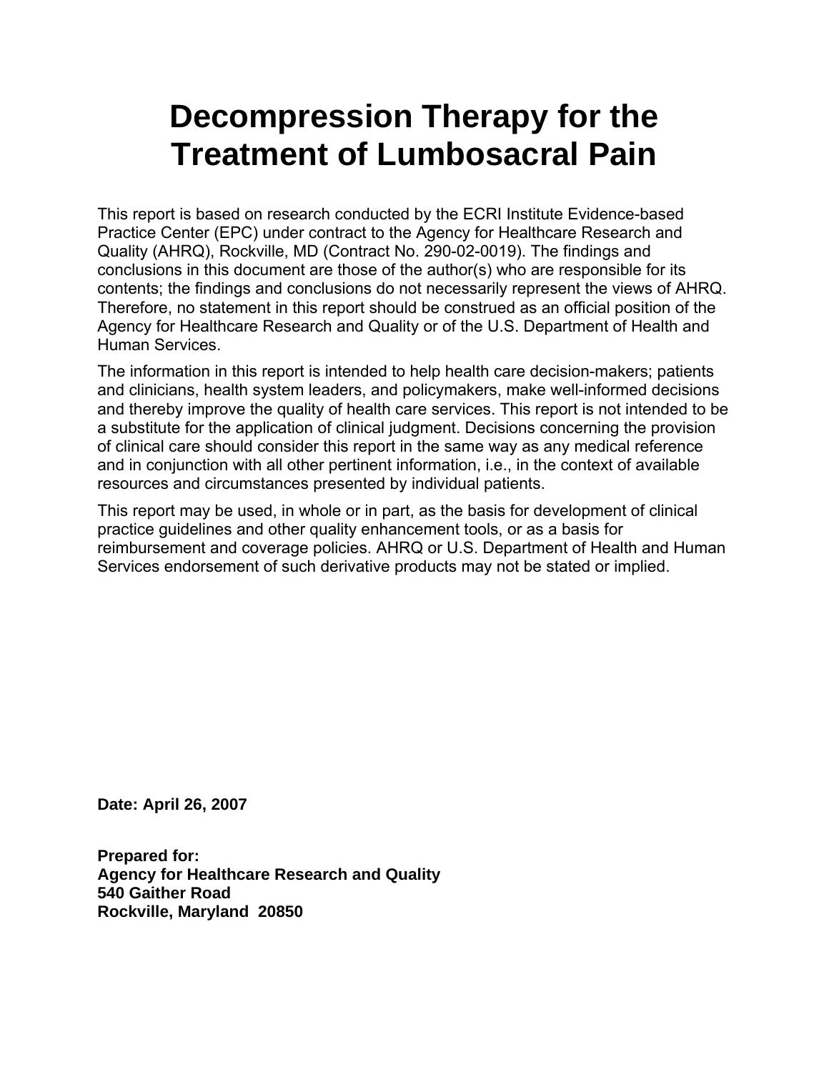# Decompression Therapy for the Treatment of Lumbosacral Pain

This report is based on research conducted by the ECRI Institute Evidence-based Practice Center (EPC) under contract to the Agency for Healthcare Research and Quality (AHRQ), Rockville, MD (Contract No. 290-02-0019). The findings and conclusions in this document are those of the author(s) who are responsible for its contents; the findings and conclusions do not necessarily represent the views of AHRQ. Therefore, no statement in this report should be construed as an official position of the Agency for Healthcare Research and Quality or of the U.S. Department of Health and Human Services.

The information in this report is intended to help health care decision-makers; patients and clinicians, health system leaders, and policymakers, make well-informed decisions and thereby improve the quality of health care services. This report is not intended to be a substitute for the application of clinical judgment. Decisions concerning the provision of clinical care should consider this report in the same way as any medical reference and in conjunction with all other pertinent information, i.e., in the context of available resources and circumstances presented by individual patients.

This report may be used, in whole or in part, as the basis for development of clinical practice guidelines and other quality enhancement tools, or as a basis for reimbursement and coverage policies. AHRQ or U.S. Department of Health and Human Services endorsement of such derivative products may not be stated or implied.

**Date: April 26, 2007**

**Prepared for:**
**Agency for Healthcare Research and Quality**
**540 Gaither Road**
**Rockville, Maryland 20850**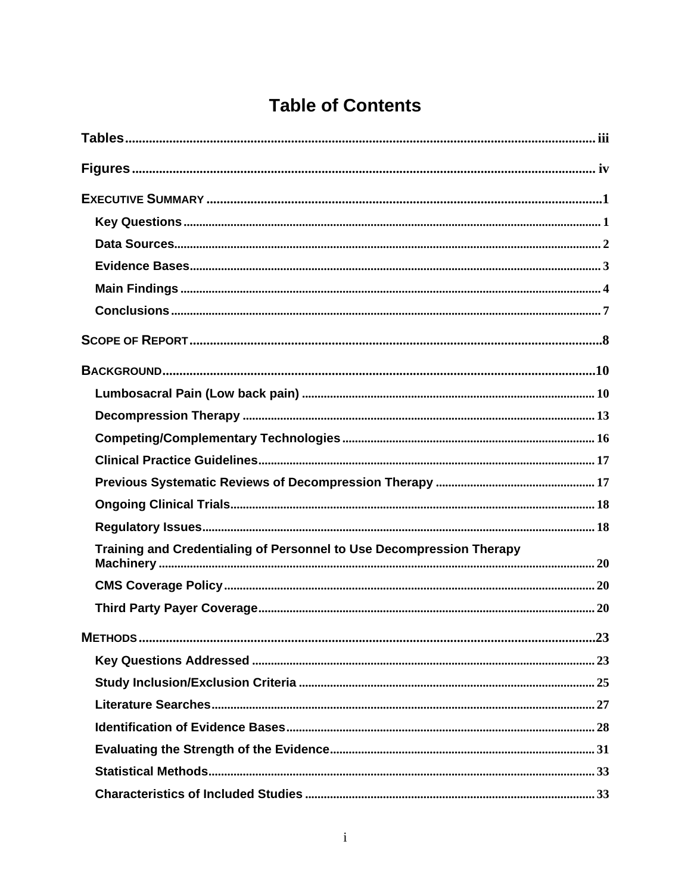# Table of Contents

**Tables** .......... iii

**Figures** .......... iv

**EXECUTIVE SUMMARY** .......... 1

- **Key Questions** .......... 1
- **Data Sources** .......... 2
- **Evidence Bases** .......... 3
- **Main Findings** .......... 4
- **Conclusions** .......... 7

**SCOPE OF REPORT** .......... 8

**BACKGROUND** .......... 10

- **Lumbosacral Pain (Low back pain)** .......... 10
- **Decompression Therapy** .......... 13
- **Competing/Complementary Technologies** .......... 16
- **Clinical Practice Guidelines** .......... 17
- **Previous Systematic Reviews of Decompression Therapy** .......... 17
- **Ongoing Clinical Trials** .......... 18
- **Regulatory Issues** .......... 18
- **Training and Credentialing of Personnel to Use Decompression Therapy Machinery** .......... 20
- **CMS Coverage Policy** .......... 20
- **Third Party Payer Coverage** .......... 20

**METHODS** .......... 23

- **Key Questions Addressed** .......... 23
- **Study Inclusion/Exclusion Criteria** .......... 25
- **Literature Searches** .......... 27
- **Identification of Evidence Bases** .......... 28
- **Evaluating the Strength of the Evidence** .......... 31
- **Statistical Methods** .......... 33
- **Characteristics of Included Studies** .......... 33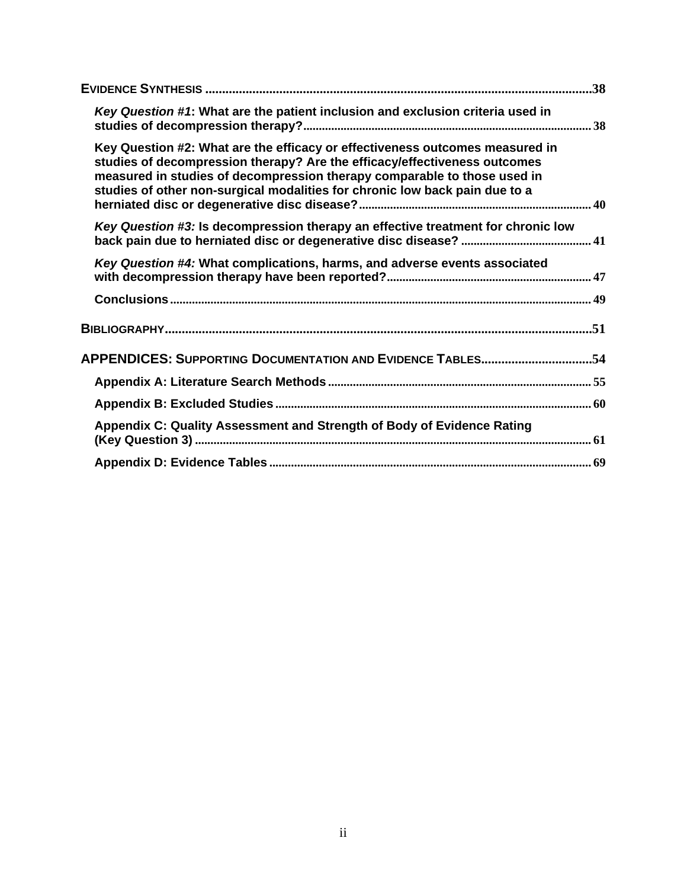**Evidence Synthesis** .................................................................................................................38

*Key Question #1*: What are the patient inclusion and exclusion criteria used in studies of decompression therapy?............................................................................................38

Key Question #2: What are the efficacy or effectiveness outcomes measured in studies of decompression therapy? Are the efficacy/effectiveness outcomes measured in studies of decompression therapy comparable to those used in studies of other non-surgical modalities for chronic low back pain due to a herniated disc or degenerative disc disease?..........................................................................40

*Key Question #3:* Is decompression therapy an effective treatment for chronic low back pain due to herniated disc or degenerative disc disease? ..........................................41

*Key Question #4:* What complications, harms, and adverse events associated with decompression therapy have been reported?.................................................................47

Conclusions.......................................................................................................................49

**Bibliography**...............................................................................................................................51

**APPENDICES: Supporting Documentation and Evidence Tables**.................................54

Appendix A: Literature Search Methods....................................................................................55

Appendix B: Excluded Studies.....................................................................................................60

Appendix C: Quality Assessment and Strength of Body of Evidence Rating (Key Question 3) ...............................................................................................................................61

Appendix D: Evidence Tables.......................................................................................................69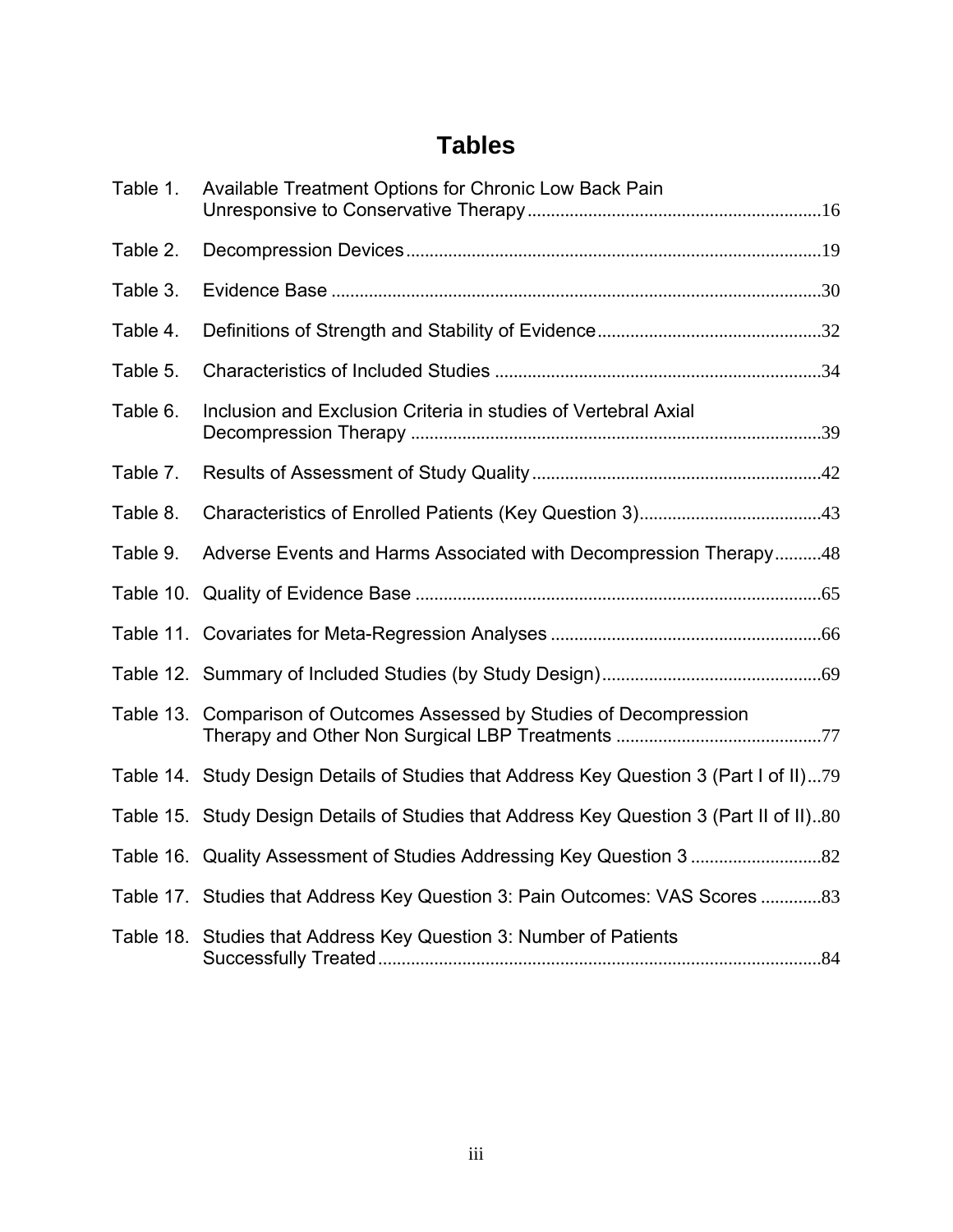# Tables

Table 1. Available Treatment Options for Chronic Low Back Pain Unresponsive to Conservative Therapy ..............................................................16

Table 2. Decompression Devices........................................................................................19

Table 3. Evidence Base ........................................................................................................30

Table 4. Definitions of Strength and Stability of Evidence................................................32

Table 5. Characteristics of Included Studies ......................................................................34

Table 6. Inclusion and Exclusion Criteria in studies of Vertebral Axial Decompression Therapy ........................................................................................39

Table 7. Results of Assessment of Study Quality..............................................................42

Table 8. Characteristics of Enrolled Patients (Key Question 3).......................................43

Table 9. Adverse Events and Harms Associated with Decompression Therapy..........48

Table 10. Quality of Evidence Base .......................................................................................65

Table 11. Covariates for Meta-Regression Analyses ..........................................................66

Table 12. Summary of Included Studies (by Study Design)...............................................69

Table 13. Comparison of Outcomes Assessed by Studies of Decompression Therapy and Other Non Surgical LBP Treatments ............................................77

Table 14. Study Design Details of Studies that Address Key Question 3 (Part I of II)...79

Table 15. Study Design Details of Studies that Address Key Question 3 (Part II of II)..80

Table 16. Quality Assessment of Studies Addressing Key Question 3 ............................82

Table 17. Studies that Address Key Question 3: Pain Outcomes: VAS Scores .............83

Table 18. Studies that Address Key Question 3: Number of Patients Successfully Treated...............................................................................................84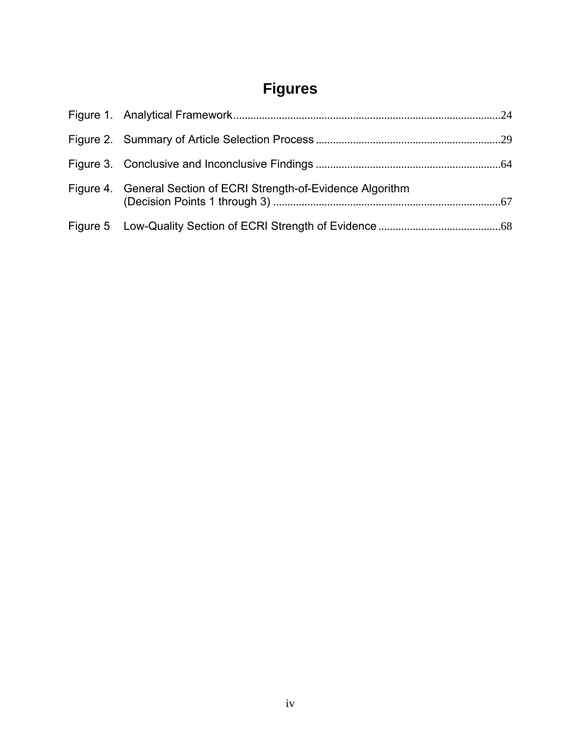# Figures

Figure 1. Analytical Framework....................................................................................24

Figure 2. Summary of Article Selection Process ...............................................................29

Figure 3. Conclusive and Inconclusive Findings ...............................................................64

Figure 4. General Section of ECRI Strength-of-Evidence Algorithm (Decision Points 1 through 3) ..............................................................................67

Figure 5 Low-Quality Section of ECRI Strength of Evidence ..........................................68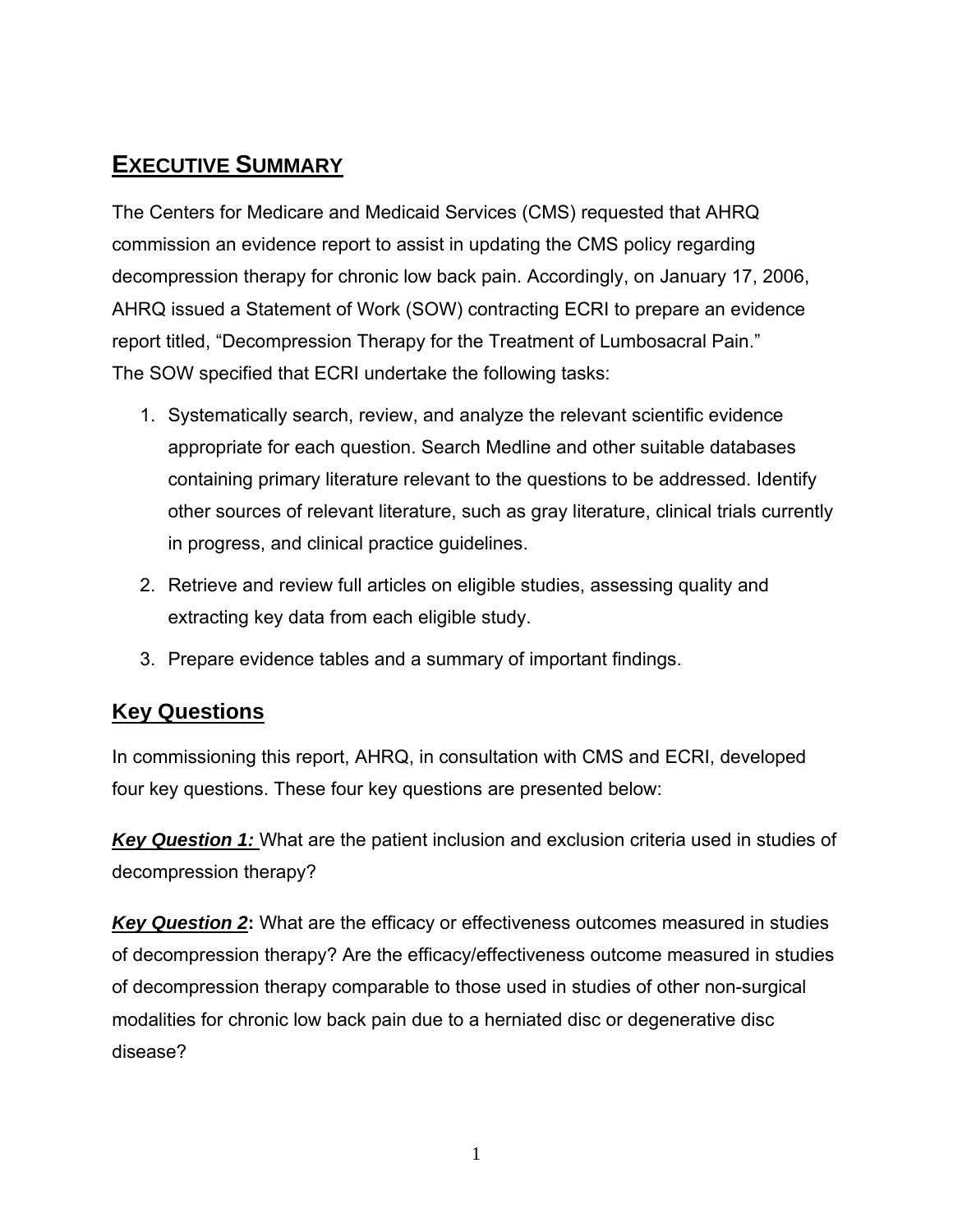# EXECUTIVE SUMMARY

The Centers for Medicare and Medicaid Services (CMS) requested that AHRQ commission an evidence report to assist in updating the CMS policy regarding decompression therapy for chronic low back pain. Accordingly, on January 17, 2006, AHRQ issued a Statement of Work (SOW) contracting ECRI to prepare an evidence report titled, "Decompression Therapy for the Treatment of Lumbosacral Pain." The SOW specified that ECRI undertake the following tasks:

1. Systematically search, review, and analyze the relevant scientific evidence appropriate for each question. Search Medline and other suitable databases containing primary literature relevant to the questions to be addressed. Identify other sources of relevant literature, such as gray literature, clinical trials currently in progress, and clinical practice guidelines.
2. Retrieve and review full articles on eligible studies, assessing quality and extracting key data from each eligible study.
3. Prepare evidence tables and a summary of important findings.

## Key Questions

In commissioning this report, AHRQ, in consultation with CMS and ECRI, developed four key questions. These four key questions are presented below:

***Key Question 1:*** What are the patient inclusion and exclusion criteria used in studies of decompression therapy?

***Key Question 2*:** What are the efficacy or effectiveness outcomes measured in studies of decompression therapy? Are the efficacy/effectiveness outcome measured in studies of decompression therapy comparable to those used in studies of other non-surgical modalities for chronic low back pain due to a herniated disc or degenerative disc disease?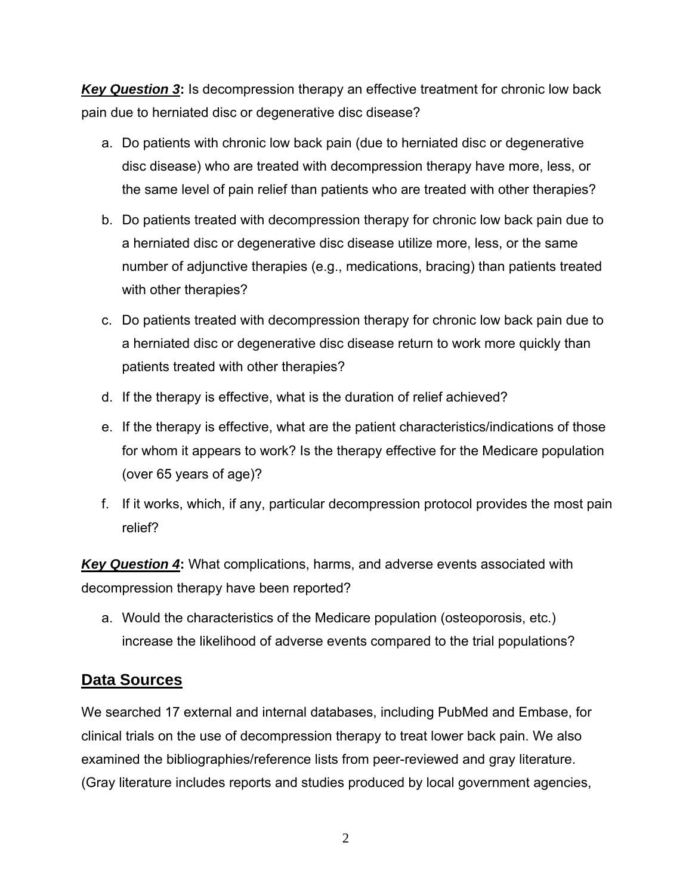***Key Question 3*:** Is decompression therapy an effective treatment for chronic low back pain due to herniated disc or degenerative disc disease?

a. Do patients with chronic low back pain (due to herniated disc or degenerative disc disease) who are treated with decompression therapy have more, less, or the same level of pain relief than patients who are treated with other therapies?

b. Do patients treated with decompression therapy for chronic low back pain due to a herniated disc or degenerative disc disease utilize more, less, or the same number of adjunctive therapies (e.g., medications, bracing) than patients treated with other therapies?

c. Do patients treated with decompression therapy for chronic low back pain due to a herniated disc or degenerative disc disease return to work more quickly than patients treated with other therapies?

d. If the therapy is effective, what is the duration of relief achieved?

e. If the therapy is effective, what are the patient characteristics/indications of those for whom it appears to work? Is the therapy effective for the Medicare population (over 65 years of age)?

f. If it works, which, if any, particular decompression protocol provides the most pain relief?

***Key Question 4*:** What complications, harms, and adverse events associated with decompression therapy have been reported?

a. Would the characteristics of the Medicare population (osteoporosis, etc.) increase the likelihood of adverse events compared to the trial populations?

## Data Sources

We searched 17 external and internal databases, including PubMed and Embase, for clinical trials on the use of decompression therapy to treat lower back pain. We also examined the bibliographies/reference lists from peer-reviewed and gray literature. (Gray literature includes reports and studies produced by local government agencies,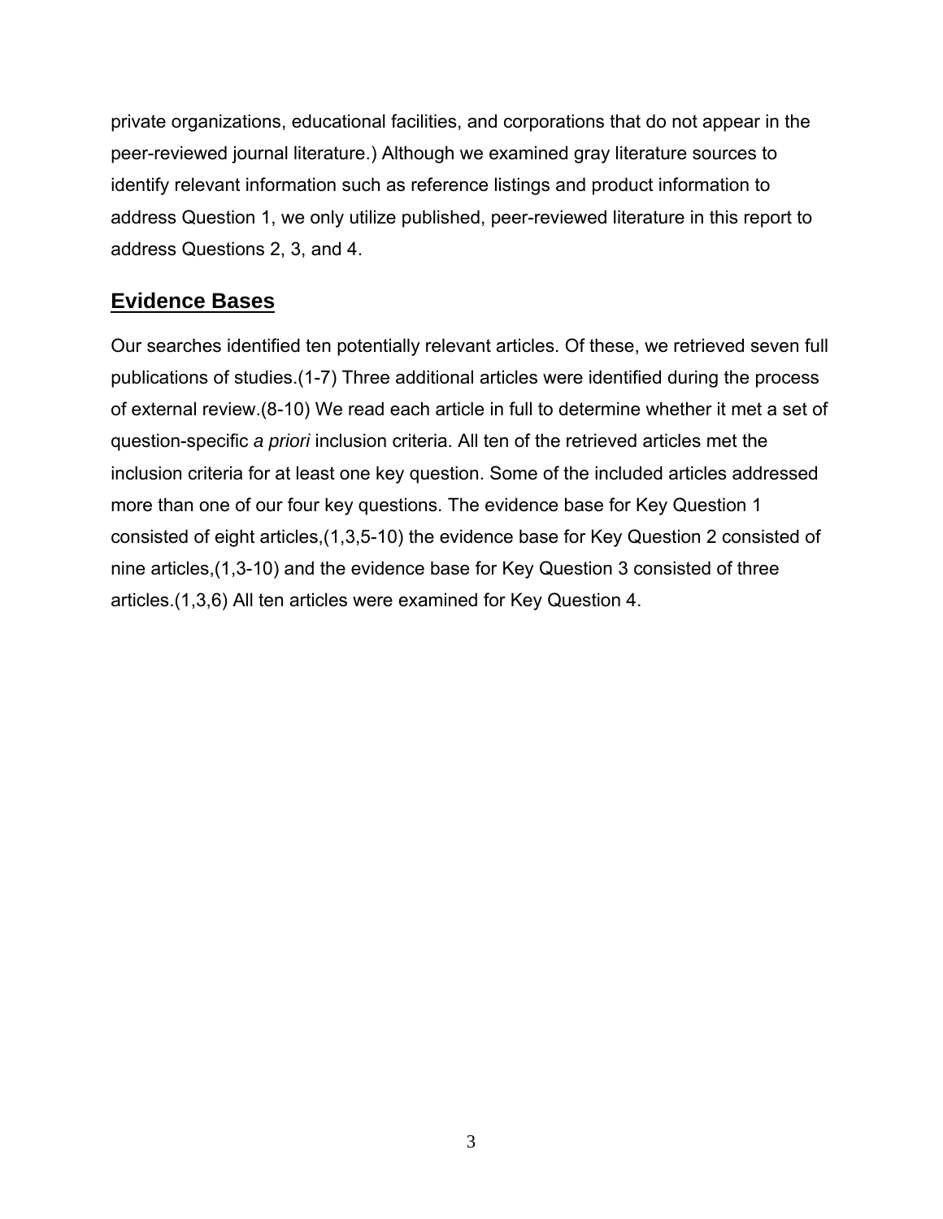private organizations, educational facilities, and corporations that do not appear in the peer-reviewed journal literature.) Although we examined gray literature sources to identify relevant information such as reference listings and product information to address Question 1, we only utilize published, peer-reviewed literature in this report to address Questions 2, 3, and 4.

## Evidence Bases

Our searches identified ten potentially relevant articles. Of these, we retrieved seven full publications of studies.(1-7) Three additional articles were identified during the process of external review.(8-10) We read each article in full to determine whether it met a set of question-specific *a priori* inclusion criteria. All ten of the retrieved articles met the inclusion criteria for at least one key question. Some of the included articles addressed more than one of our four key questions. The evidence base for Key Question 1 consisted of eight articles,(1,3,5-10) the evidence base for Key Question 2 consisted of nine articles,(1,3-10) and the evidence base for Key Question 3 consisted of three articles.(1,3,6) All ten articles were examined for Key Question 4.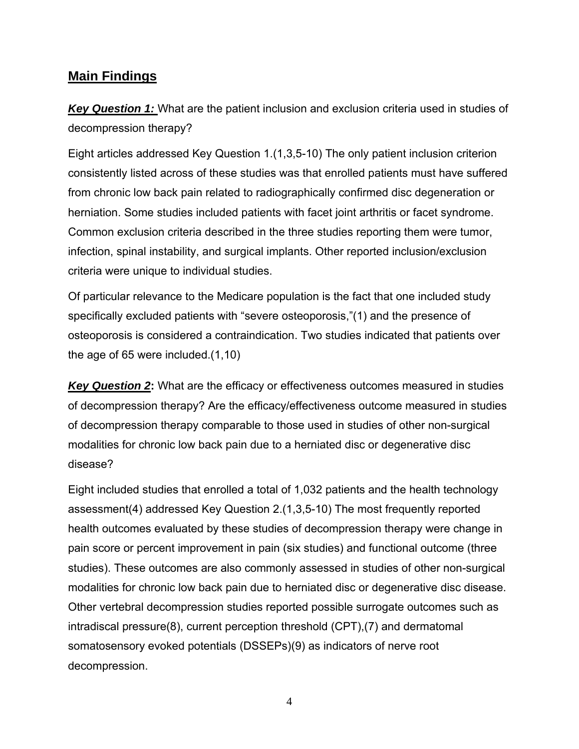## Main Findings

***Key Question 1:*** What are the patient inclusion and exclusion criteria used in studies of decompression therapy?

Eight articles addressed Key Question 1.(1,3,5-10) The only patient inclusion criterion consistently listed across of these studies was that enrolled patients must have suffered from chronic low back pain related to radiographically confirmed disc degeneration or herniation. Some studies included patients with facet joint arthritis or facet syndrome. Common exclusion criteria described in the three studies reporting them were tumor, infection, spinal instability, and surgical implants. Other reported inclusion/exclusion criteria were unique to individual studies.

Of particular relevance to the Medicare population is the fact that one included study specifically excluded patients with "severe osteoporosis,"(1) and the presence of osteoporosis is considered a contraindication. Two studies indicated that patients over the age of 65 were included.(1,10)

***Key Question 2*:** What are the efficacy or effectiveness outcomes measured in studies of decompression therapy? Are the efficacy/effectiveness outcome measured in studies of decompression therapy comparable to those used in studies of other non-surgical modalities for chronic low back pain due to a herniated disc or degenerative disc disease?

Eight included studies that enrolled a total of 1,032 patients and the health technology assessment(4) addressed Key Question 2.(1,3,5-10) The most frequently reported health outcomes evaluated by these studies of decompression therapy were change in pain score or percent improvement in pain (six studies) and functional outcome (three studies). These outcomes are also commonly assessed in studies of other non-surgical modalities for chronic low back pain due to herniated disc or degenerative disc disease. Other vertebral decompression studies reported possible surrogate outcomes such as intradiscal pressure(8), current perception threshold (CPT),(7) and dermatomal somatosensory evoked potentials (DSSEPs)(9) as indicators of nerve root decompression.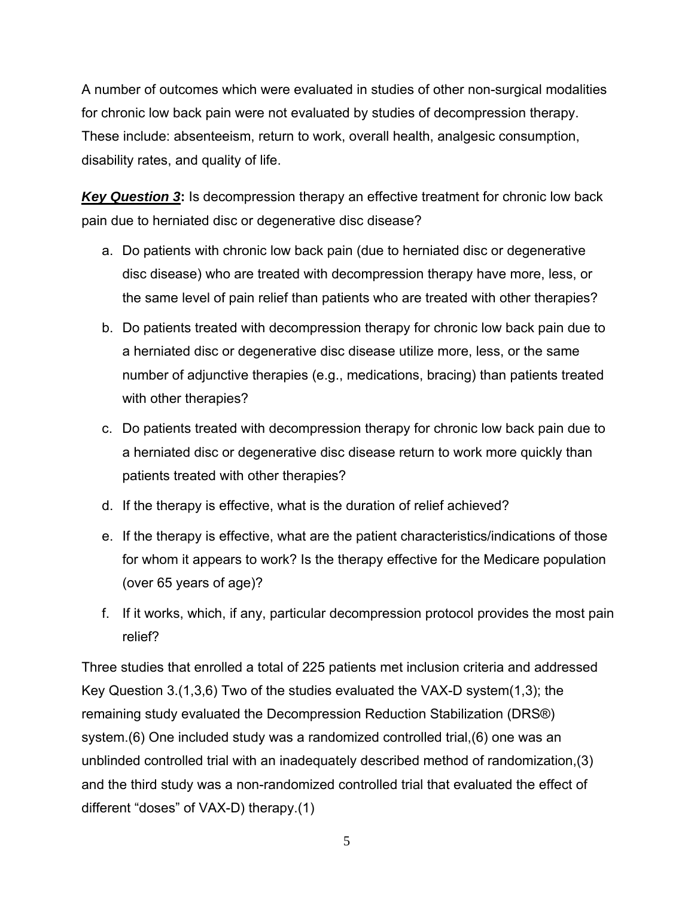A number of outcomes which were evaluated in studies of other non-surgical modalities for chronic low back pain were not evaluated by studies of decompression therapy. These include: absenteeism, return to work, overall health, analgesic consumption, disability rates, and quality of life.

***Key Question 3*:** Is decompression therapy an effective treatment for chronic low back pain due to herniated disc or degenerative disc disease?

a. Do patients with chronic low back pain (due to herniated disc or degenerative disc disease) who are treated with decompression therapy have more, less, or the same level of pain relief than patients who are treated with other therapies?

b. Do patients treated with decompression therapy for chronic low back pain due to a herniated disc or degenerative disc disease utilize more, less, or the same number of adjunctive therapies (e.g., medications, bracing) than patients treated with other therapies?

c. Do patients treated with decompression therapy for chronic low back pain due to a herniated disc or degenerative disc disease return to work more quickly than patients treated with other therapies?

d. If the therapy is effective, what is the duration of relief achieved?

e. If the therapy is effective, what are the patient characteristics/indications of those for whom it appears to work? Is the therapy effective for the Medicare population (over 65 years of age)?

f. If it works, which, if any, particular decompression protocol provides the most pain relief?

Three studies that enrolled a total of 225 patients met inclusion criteria and addressed Key Question 3.(1,3,6) Two of the studies evaluated the VAX-D system(1,3); the remaining study evaluated the Decompression Reduction Stabilization (DRS®) system.(6) One included study was a randomized controlled trial,(6) one was an unblinded controlled trial with an inadequately described method of randomization,(3) and the third study was a non-randomized controlled trial that evaluated the effect of different "doses" of VAX-D) therapy.(1)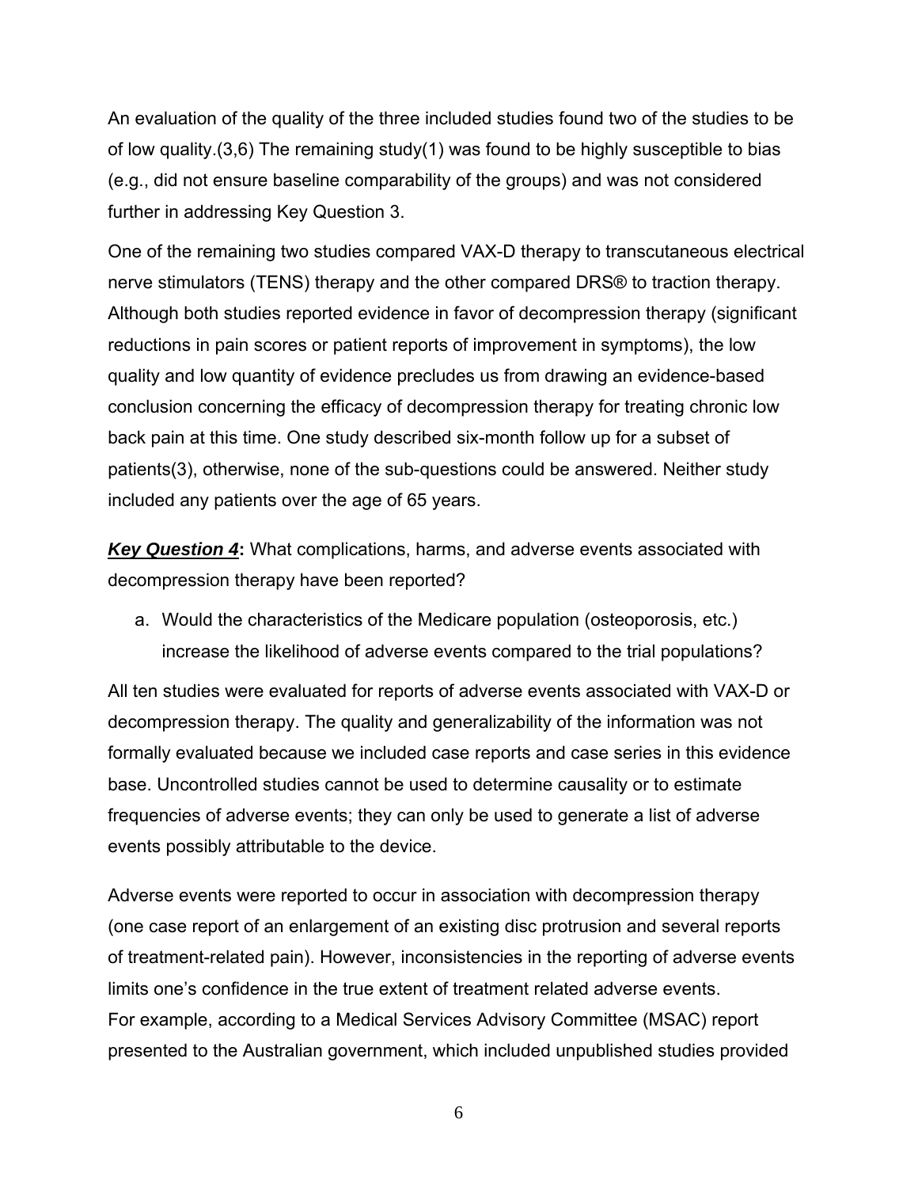An evaluation of the quality of the three included studies found two of the studies to be of low quality.(3,6) The remaining study(1) was found to be highly susceptible to bias (e.g., did not ensure baseline comparability of the groups) and was not considered further in addressing Key Question 3.

One of the remaining two studies compared VAX-D therapy to transcutaneous electrical nerve stimulators (TENS) therapy and the other compared DRS® to traction therapy. Although both studies reported evidence in favor of decompression therapy (significant reductions in pain scores or patient reports of improvement in symptoms), the low quality and low quantity of evidence precludes us from drawing an evidence-based conclusion concerning the efficacy of decompression therapy for treating chronic low back pain at this time. One study described six-month follow up for a subset of patients(3), otherwise, none of the sub-questions could be answered. Neither study included any patients over the age of 65 years.

***Key Question 4*:** What complications, harms, and adverse events associated with decompression therapy have been reported?

a. Would the characteristics of the Medicare population (osteoporosis, etc.) increase the likelihood of adverse events compared to the trial populations?

All ten studies were evaluated for reports of adverse events associated with VAX-D or decompression therapy. The quality and generalizability of the information was not formally evaluated because we included case reports and case series in this evidence base. Uncontrolled studies cannot be used to determine causality or to estimate frequencies of adverse events; they can only be used to generate a list of adverse events possibly attributable to the device.

Adverse events were reported to occur in association with decompression therapy (one case report of an enlargement of an existing disc protrusion and several reports of treatment-related pain). However, inconsistencies in the reporting of adverse events limits one's confidence in the true extent of treatment related adverse events. For example, according to a Medical Services Advisory Committee (MSAC) report presented to the Australian government, which included unpublished studies provided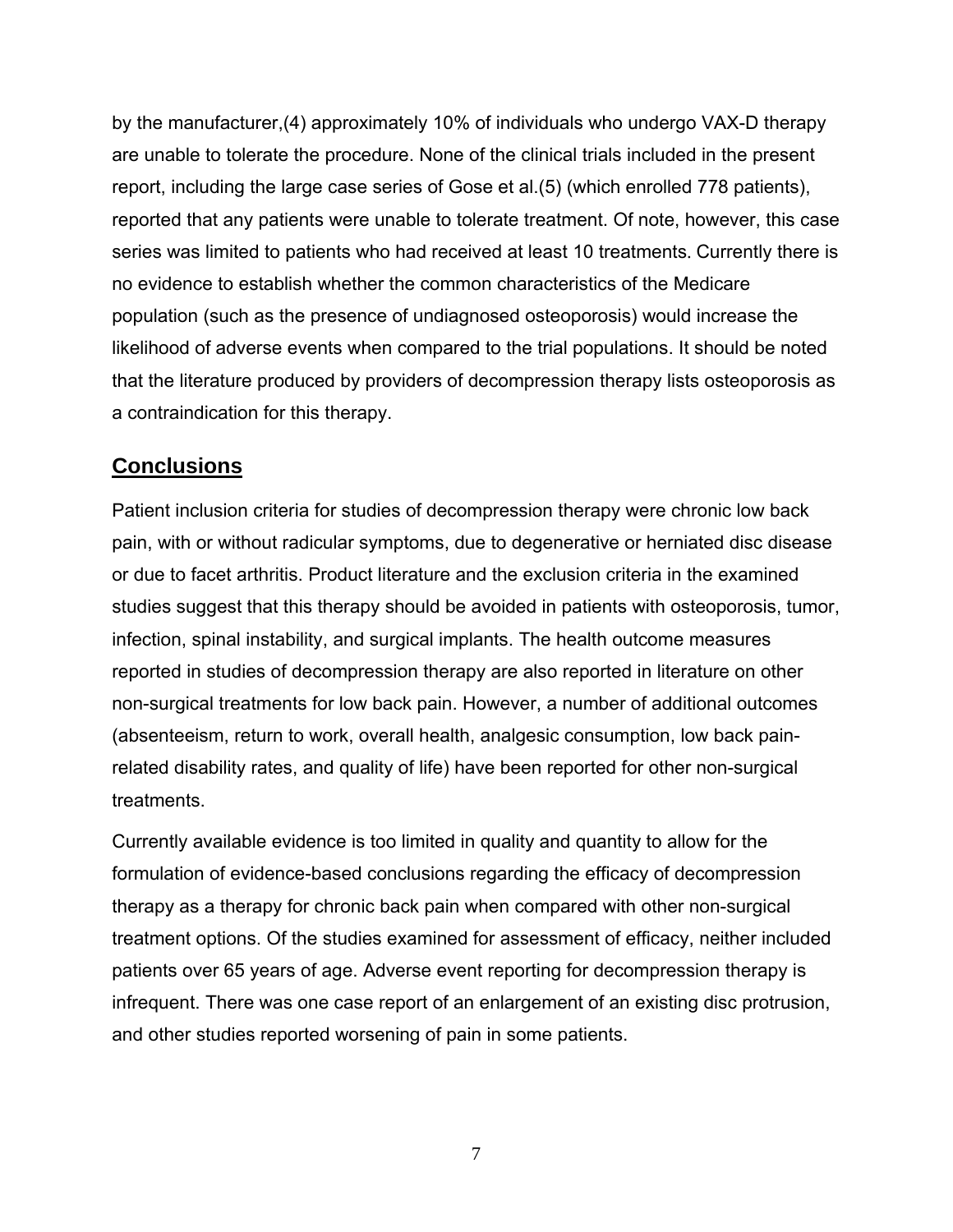by the manufacturer,(4) approximately 10% of individuals who undergo VAX-D therapy are unable to tolerate the procedure. None of the clinical trials included in the present report, including the large case series of Gose et al.(5) (which enrolled 778 patients), reported that any patients were unable to tolerate treatment. Of note, however, this case series was limited to patients who had received at least 10 treatments. Currently there is no evidence to establish whether the common characteristics of the Medicare population (such as the presence of undiagnosed osteoporosis) would increase the likelihood of adverse events when compared to the trial populations. It should be noted that the literature produced by providers of decompression therapy lists osteoporosis as a contraindication for this therapy.

## Conclusions

Patient inclusion criteria for studies of decompression therapy were chronic low back pain, with or without radicular symptoms, due to degenerative or herniated disc disease or due to facet arthritis. Product literature and the exclusion criteria in the examined studies suggest that this therapy should be avoided in patients with osteoporosis, tumor, infection, spinal instability, and surgical implants. The health outcome measures reported in studies of decompression therapy are also reported in literature on other non-surgical treatments for low back pain. However, a number of additional outcomes (absenteeism, return to work, overall health, analgesic consumption, low back pain-related disability rates, and quality of life) have been reported for other non-surgical treatments.

Currently available evidence is too limited in quality and quantity to allow for the formulation of evidence-based conclusions regarding the efficacy of decompression therapy as a therapy for chronic back pain when compared with other non-surgical treatment options. Of the studies examined for assessment of efficacy, neither included patients over 65 years of age. Adverse event reporting for decompression therapy is infrequent. There was one case report of an enlargement of an existing disc protrusion, and other studies reported worsening of pain in some patients.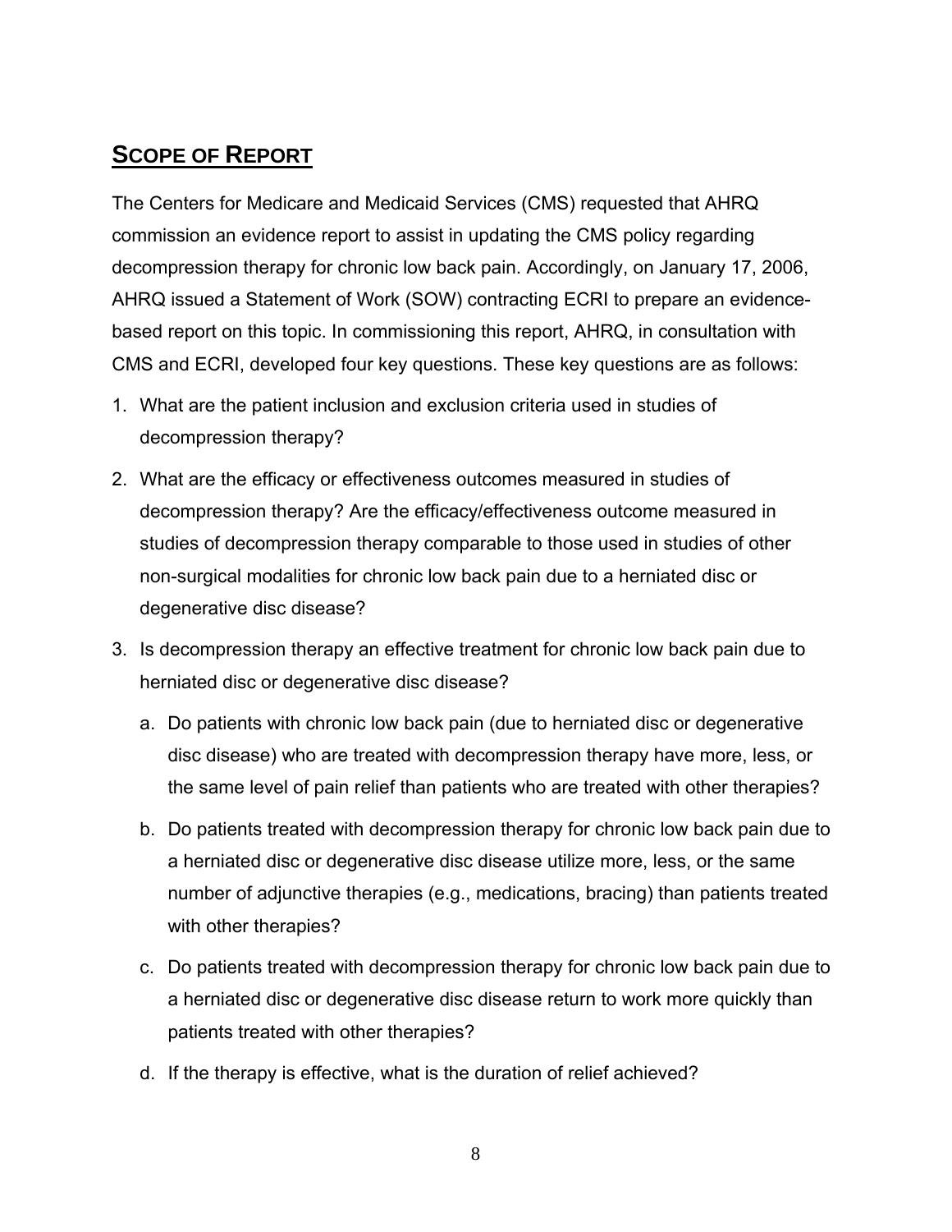## SCOPE OF REPORT

The Centers for Medicare and Medicaid Services (CMS) requested that AHRQ commission an evidence report to assist in updating the CMS policy regarding decompression therapy for chronic low back pain. Accordingly, on January 17, 2006, AHRQ issued a Statement of Work (SOW) contracting ECRI to prepare an evidence-based report on this topic. In commissioning this report, AHRQ, in consultation with CMS and ECRI, developed four key questions. These key questions are as follows:

1. What are the patient inclusion and exclusion criteria used in studies of decompression therapy?
2. What are the efficacy or effectiveness outcomes measured in studies of decompression therapy? Are the efficacy/effectiveness outcome measured in studies of decompression therapy comparable to those used in studies of other non-surgical modalities for chronic low back pain due to a herniated disc or degenerative disc disease?
3. Is decompression therapy an effective treatment for chronic low back pain due to herniated disc or degenerative disc disease?
   a. Do patients with chronic low back pain (due to herniated disc or degenerative disc disease) who are treated with decompression therapy have more, less, or the same level of pain relief than patients who are treated with other therapies?
   b. Do patients treated with decompression therapy for chronic low back pain due to a herniated disc or degenerative disc disease utilize more, less, or the same number of adjunctive therapies (e.g., medications, bracing) than patients treated with other therapies?
   c. Do patients treated with decompression therapy for chronic low back pain due to a herniated disc or degenerative disc disease return to work more quickly than patients treated with other therapies?
   d. If the therapy is effective, what is the duration of relief achieved?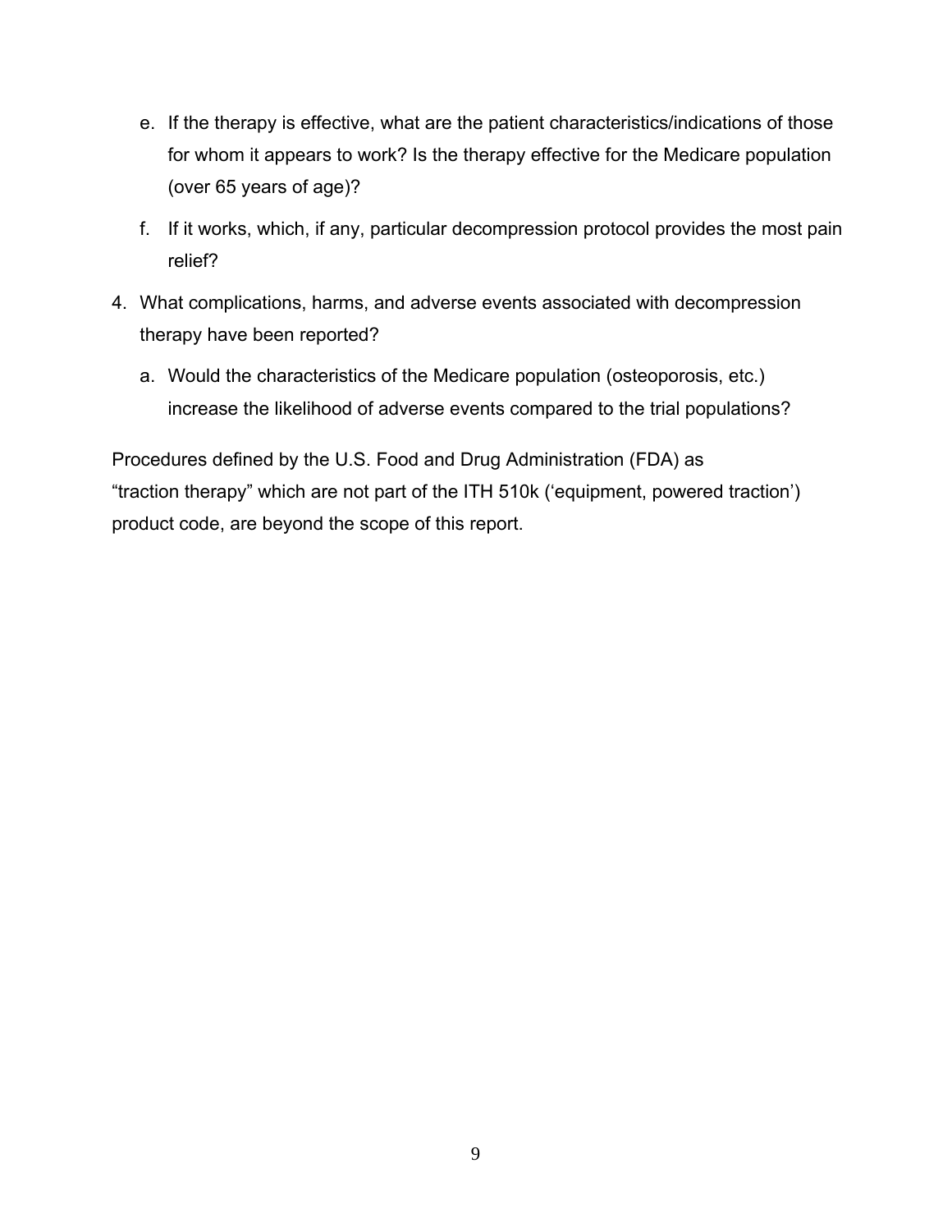e. If the therapy is effective, what are the patient characteristics/indications of those for whom it appears to work? Is the therapy effective for the Medicare population (over 65 years of age)?

   f. If it works, which, if any, particular decompression protocol provides the most pain relief?

4. What complications, harms, and adverse events associated with decompression therapy have been reported?

   a. Would the characteristics of the Medicare population (osteoporosis, etc.) increase the likelihood of adverse events compared to the trial populations?

Procedures defined by the U.S. Food and Drug Administration (FDA) as "traction therapy" which are not part of the ITH 510k ('equipment, powered traction') product code, are beyond the scope of this report.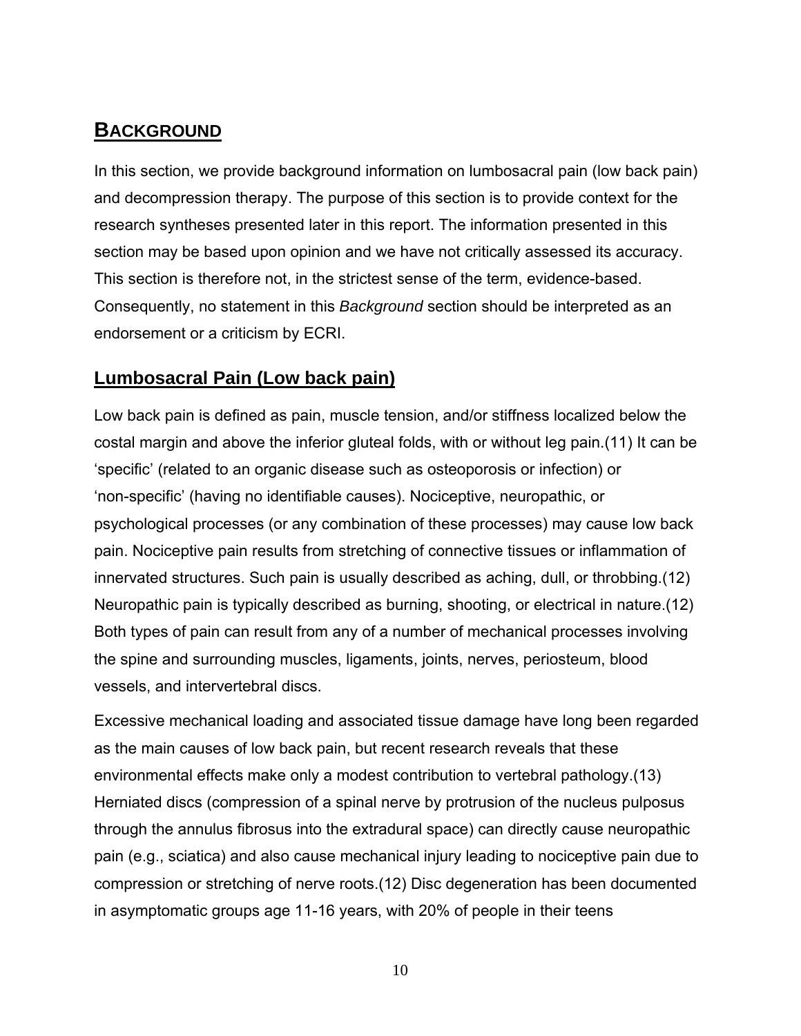# BACKGROUND

In this section, we provide background information on lumbosacral pain (low back pain) and decompression therapy. The purpose of this section is to provide context for the research syntheses presented later in this report. The information presented in this section may be based upon opinion and we have not critically assessed its accuracy. This section is therefore not, in the strictest sense of the term, evidence-based. Consequently, no statement in this *Background* section should be interpreted as an endorsement or a criticism by ECRI.

## Lumbosacral Pain (Low back pain)

Low back pain is defined as pain, muscle tension, and/or stiffness localized below the costal margin and above the inferior gluteal folds, with or without leg pain.(11) It can be 'specific' (related to an organic disease such as osteoporosis or infection) or 'non-specific' (having no identifiable causes). Nociceptive, neuropathic, or psychological processes (or any combination of these processes) may cause low back pain. Nociceptive pain results from stretching of connective tissues or inflammation of innervated structures. Such pain is usually described as aching, dull, or throbbing.(12) Neuropathic pain is typically described as burning, shooting, or electrical in nature.(12) Both types of pain can result from any of a number of mechanical processes involving the spine and surrounding muscles, ligaments, joints, nerves, periosteum, blood vessels, and intervertebral discs.

Excessive mechanical loading and associated tissue damage have long been regarded as the main causes of low back pain, but recent research reveals that these environmental effects make only a modest contribution to vertebral pathology.(13) Herniated discs (compression of a spinal nerve by protrusion of the nucleus pulposus through the annulus fibrosus into the extradural space) can directly cause neuropathic pain (e.g., sciatica) and also cause mechanical injury leading to nociceptive pain due to compression or stretching of nerve roots.(12) Disc degeneration has been documented in asymptomatic groups age 11-16 years, with 20% of people in their teens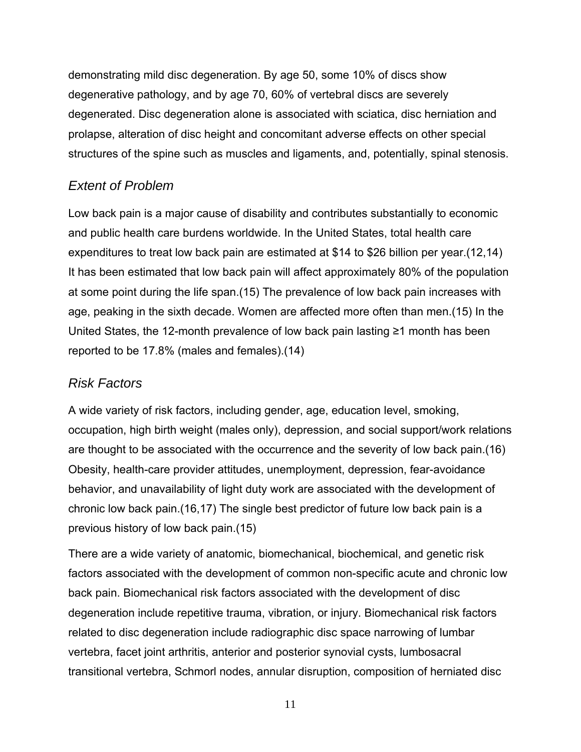demonstrating mild disc degeneration. By age 50, some 10% of discs show degenerative pathology, and by age 70, 60% of vertebral discs are severely degenerated. Disc degeneration alone is associated with sciatica, disc herniation and prolapse, alteration of disc height and concomitant adverse effects on other special structures of the spine such as muscles and ligaments, and, potentially, spinal stenosis.

## *Extent of Problem*

Low back pain is a major cause of disability and contributes substantially to economic and public health care burdens worldwide. In the United States, total health care expenditures to treat low back pain are estimated at $14 to $26 billion per year.(12,14) It has been estimated that low back pain will affect approximately 80% of the population at some point during the life span.(15) The prevalence of low back pain increases with age, peaking in the sixth decade. Women are affected more often than men.(15) In the United States, the 12-month prevalence of low back pain lasting ≥1 month has been reported to be 17.8% (males and females).(14)

## *Risk Factors*

A wide variety of risk factors, including gender, age, education level, smoking, occupation, high birth weight (males only), depression, and social support/work relations are thought to be associated with the occurrence and the severity of low back pain.(16) Obesity, health-care provider attitudes, unemployment, depression, fear-avoidance behavior, and unavailability of light duty work are associated with the development of chronic low back pain.(16,17) The single best predictor of future low back pain is a previous history of low back pain.(15)

There are a wide variety of anatomic, biomechanical, biochemical, and genetic risk factors associated with the development of common non-specific acute and chronic low back pain. Biomechanical risk factors associated with the development of disc degeneration include repetitive trauma, vibration, or injury. Biomechanical risk factors related to disc degeneration include radiographic disc space narrowing of lumbar vertebra, facet joint arthritis, anterior and posterior synovial cysts, lumbosacral transitional vertebra, Schmorl nodes, annular disruption, composition of herniated disc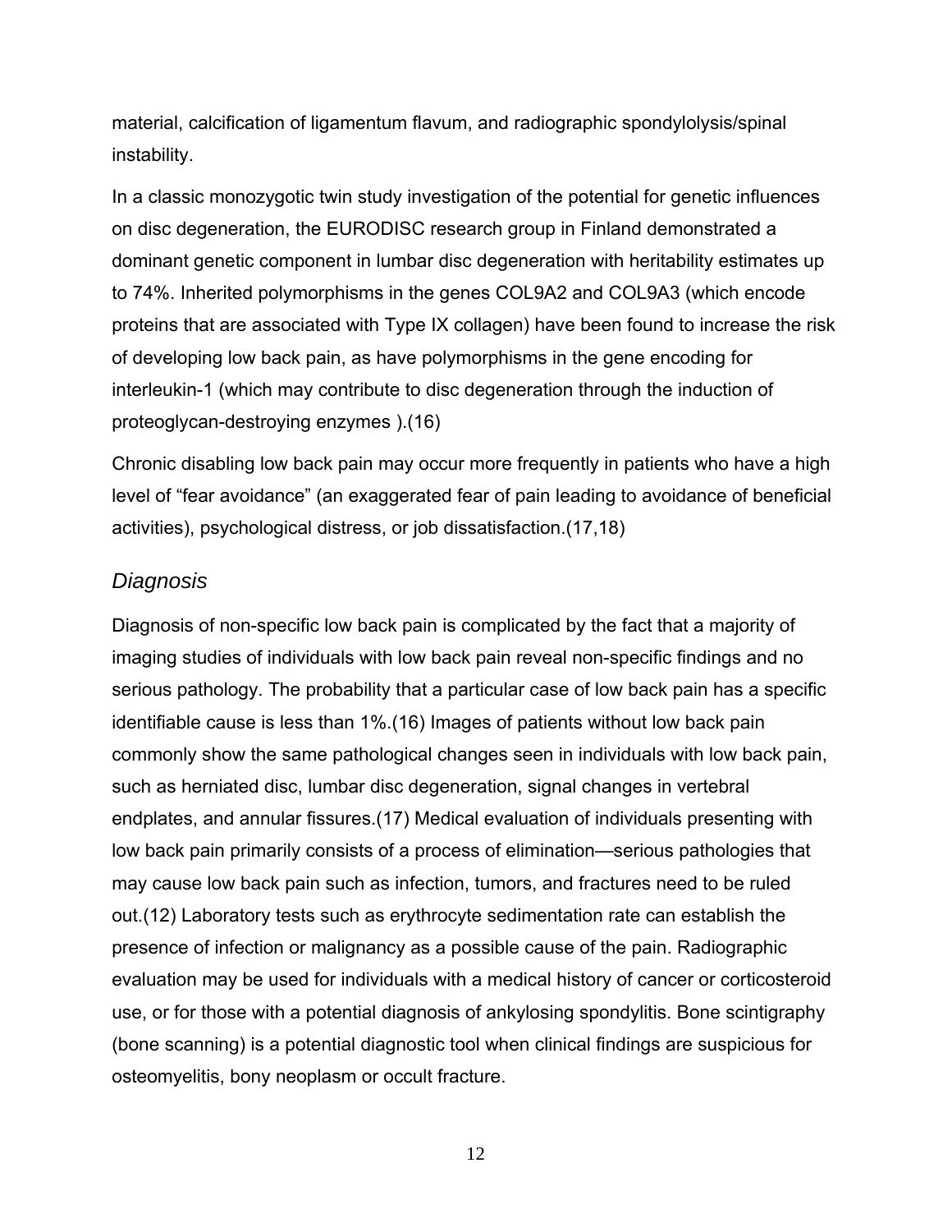material, calcification of ligamentum flavum, and radiographic spondylolysis/spinal instability.

In a classic monozygotic twin study investigation of the potential for genetic influences on disc degeneration, the EURODISC research group in Finland demonstrated a dominant genetic component in lumbar disc degeneration with heritability estimates up to 74%. Inherited polymorphisms in the genes COL9A2 and COL9A3 (which encode proteins that are associated with Type IX collagen) have been found to increase the risk of developing low back pain, as have polymorphisms in the gene encoding for interleukin-1 (which may contribute to disc degeneration through the induction of proteoglycan-destroying enzymes ).(16)

Chronic disabling low back pain may occur more frequently in patients who have a high level of "fear avoidance" (an exaggerated fear of pain leading to avoidance of beneficial activities), psychological distress, or job dissatisfaction.(17,18)

## *Diagnosis*

Diagnosis of non-specific low back pain is complicated by the fact that a majority of imaging studies of individuals with low back pain reveal non-specific findings and no serious pathology. The probability that a particular case of low back pain has a specific identifiable cause is less than 1%.(16) Images of patients without low back pain commonly show the same pathological changes seen in individuals with low back pain, such as herniated disc, lumbar disc degeneration, signal changes in vertebral endplates, and annular fissures.(17) Medical evaluation of individuals presenting with low back pain primarily consists of a process of elimination—serious pathologies that may cause low back pain such as infection, tumors, and fractures need to be ruled out.(12) Laboratory tests such as erythrocyte sedimentation rate can establish the presence of infection or malignancy as a possible cause of the pain. Radiographic evaluation may be used for individuals with a medical history of cancer or corticosteroid use, or for those with a potential diagnosis of ankylosing spondylitis. Bone scintigraphy (bone scanning) is a potential diagnostic tool when clinical findings are suspicious for osteomyelitis, bony neoplasm or occult fracture.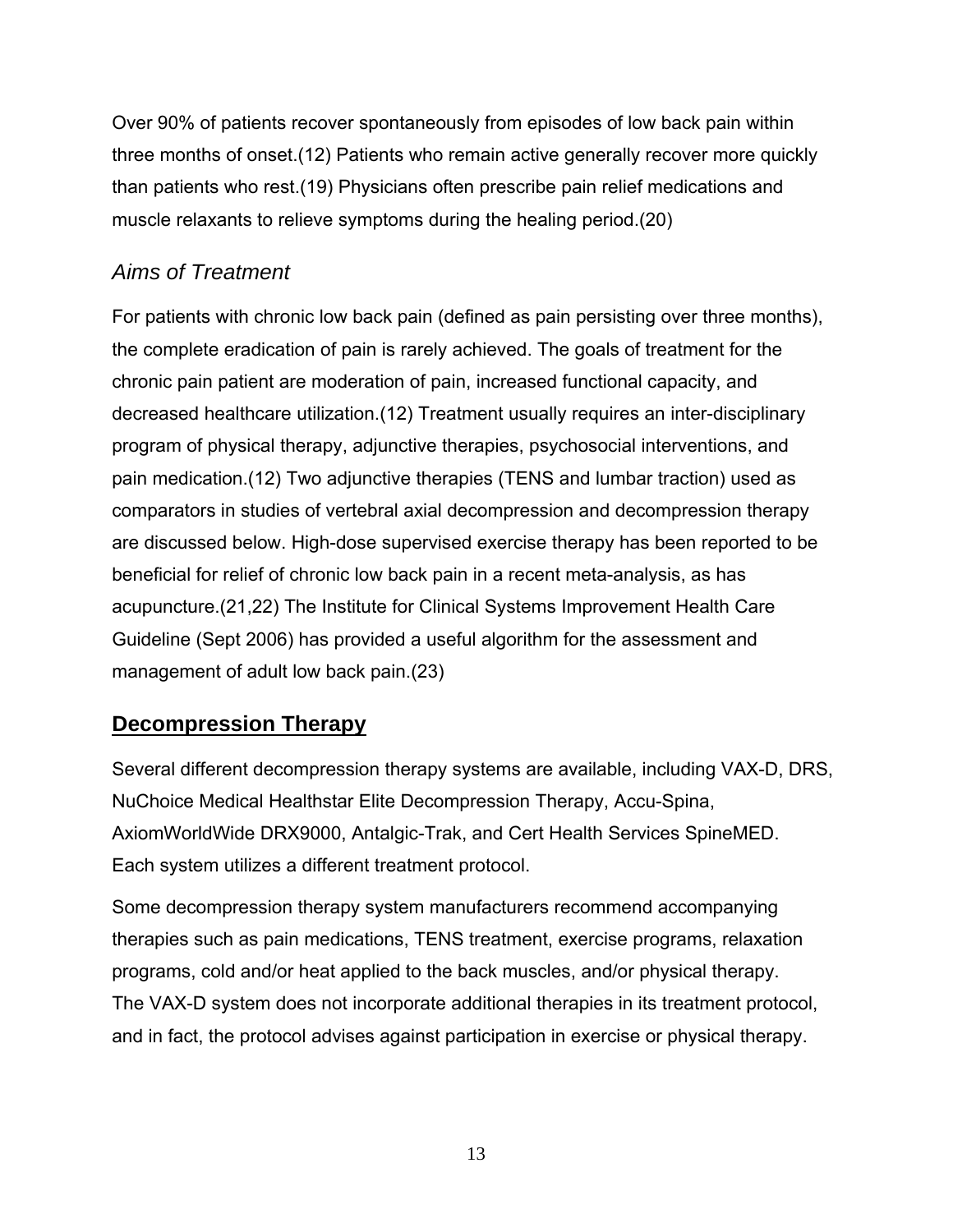Over 90% of patients recover spontaneously from episodes of low back pain within three months of onset.(12) Patients who remain active generally recover more quickly than patients who rest.(19) Physicians often prescribe pain relief medications and muscle relaxants to relieve symptoms during the healing period.(20)

### *Aims of Treatment*

For patients with chronic low back pain (defined as pain persisting over three months), the complete eradication of pain is rarely achieved. The goals of treatment for the chronic pain patient are moderation of pain, increased functional capacity, and decreased healthcare utilization.(12) Treatment usually requires an inter-disciplinary program of physical therapy, adjunctive therapies, psychosocial interventions, and pain medication.(12) Two adjunctive therapies (TENS and lumbar traction) used as comparators in studies of vertebral axial decompression and decompression therapy are discussed below. High-dose supervised exercise therapy has been reported to be beneficial for relief of chronic low back pain in a recent meta-analysis, as has acupuncture.(21,22) The Institute for Clinical Systems Improvement Health Care Guideline (Sept 2006) has provided a useful algorithm for the assessment and management of adult low back pain.(23)

## Decompression Therapy

Several different decompression therapy systems are available, including VAX-D, DRS, NuChoice Medical Healthstar Elite Decompression Therapy, Accu-Spina, AxiomWorldWide DRX9000, Antalgic-Trak, and Cert Health Services SpineMED. Each system utilizes a different treatment protocol.

Some decompression therapy system manufacturers recommend accompanying therapies such as pain medications, TENS treatment, exercise programs, relaxation programs, cold and/or heat applied to the back muscles, and/or physical therapy. The VAX-D system does not incorporate additional therapies in its treatment protocol, and in fact, the protocol advises against participation in exercise or physical therapy.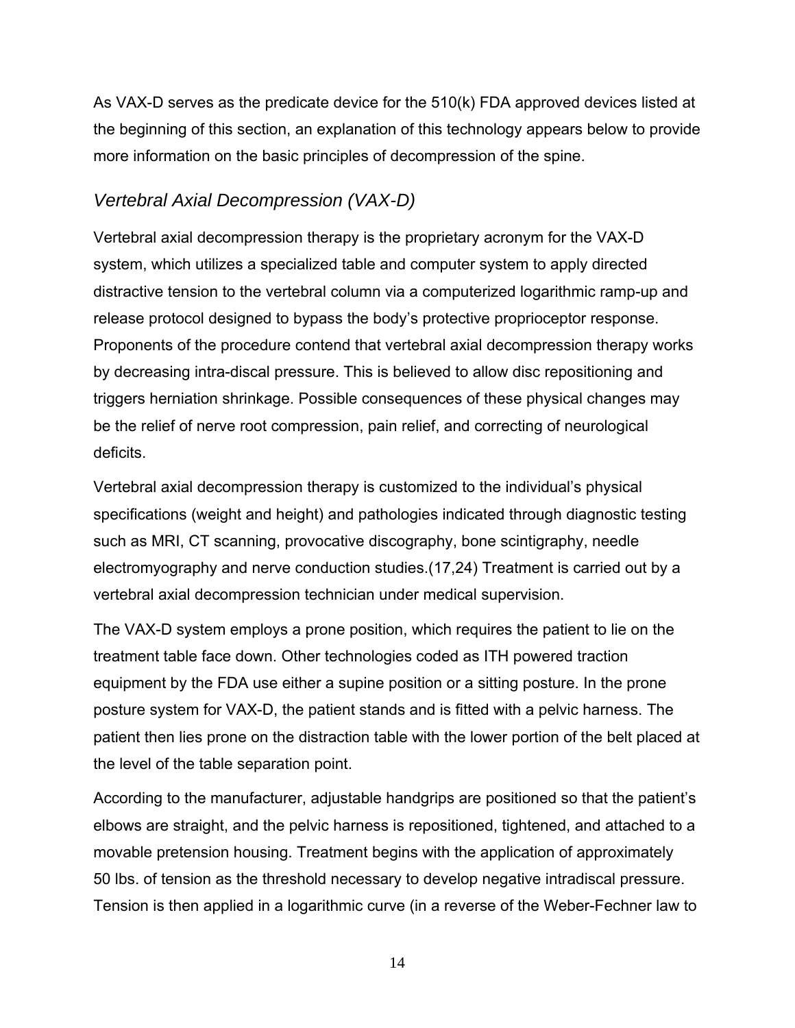As VAX-D serves as the predicate device for the 510(k) FDA approved devices listed at the beginning of this section, an explanation of this technology appears below to provide more information on the basic principles of decompression of the spine.

### *Vertebral Axial Decompression (VAX-D)*

Vertebral axial decompression therapy is the proprietary acronym for the VAX-D system, which utilizes a specialized table and computer system to apply directed distractive tension to the vertebral column via a computerized logarithmic ramp-up and release protocol designed to bypass the body's protective proprioceptor response. Proponents of the procedure contend that vertebral axial decompression therapy works by decreasing intra-discal pressure. This is believed to allow disc repositioning and triggers herniation shrinkage. Possible consequences of these physical changes may be the relief of nerve root compression, pain relief, and correcting of neurological deficits.

Vertebral axial decompression therapy is customized to the individual's physical specifications (weight and height) and pathologies indicated through diagnostic testing such as MRI, CT scanning, provocative discography, bone scintigraphy, needle electromyography and nerve conduction studies.(17,24) Treatment is carried out by a vertebral axial decompression technician under medical supervision.

The VAX-D system employs a prone position, which requires the patient to lie on the treatment table face down. Other technologies coded as ITH powered traction equipment by the FDA use either a supine position or a sitting posture. In the prone posture system for VAX-D, the patient stands and is fitted with a pelvic harness. The patient then lies prone on the distraction table with the lower portion of the belt placed at the level of the table separation point.

According to the manufacturer, adjustable handgrips are positioned so that the patient's elbows are straight, and the pelvic harness is repositioned, tightened, and attached to a movable pretension housing. Treatment begins with the application of approximately 50 lbs. of tension as the threshold necessary to develop negative intradiscal pressure. Tension is then applied in a logarithmic curve (in a reverse of the Weber-Fechner law to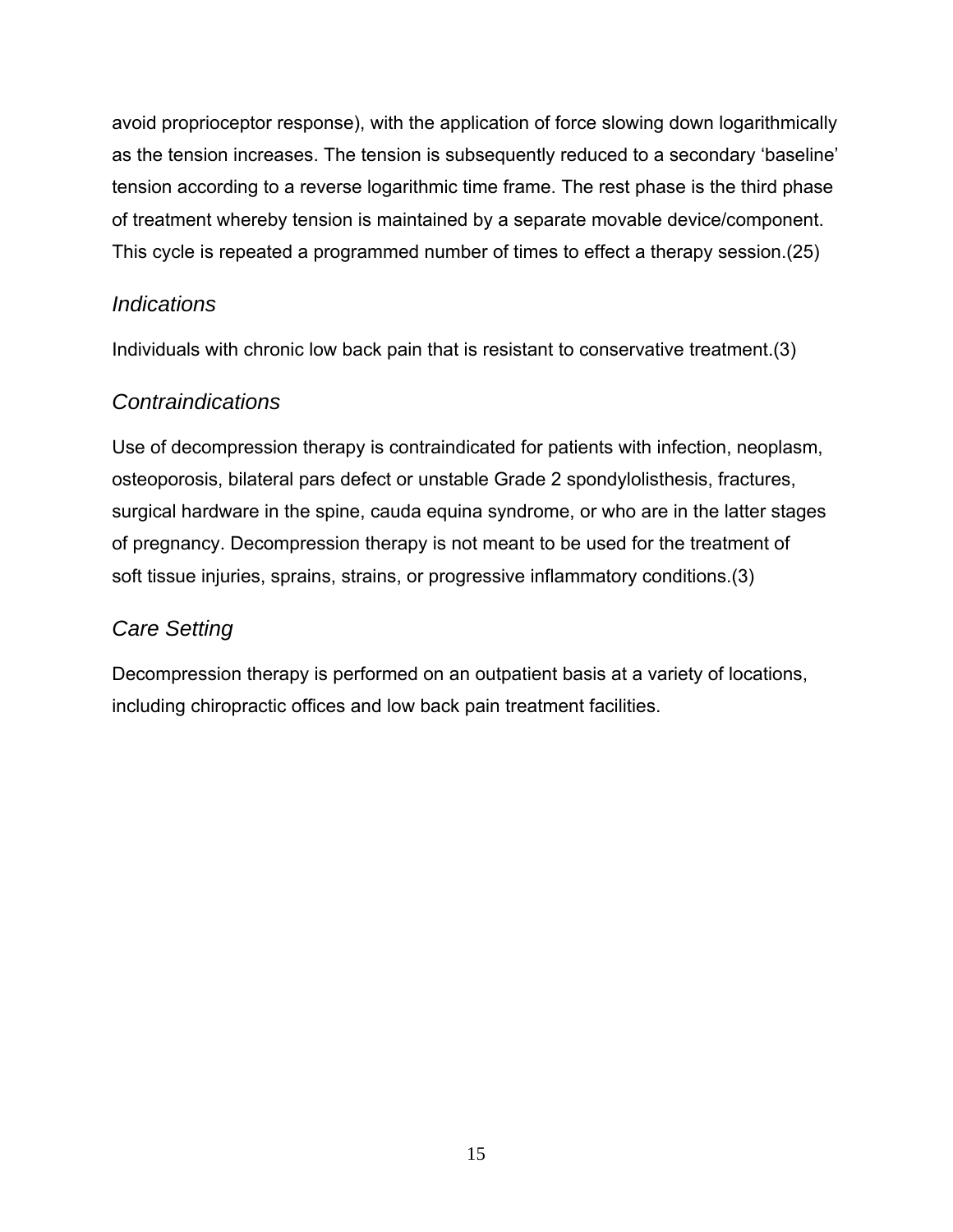avoid proprioceptor response), with the application of force slowing down logarithmically as the tension increases. The tension is subsequently reduced to a secondary 'baseline' tension according to a reverse logarithmic time frame. The rest phase is the third phase of treatment whereby tension is maintained by a separate movable device/component. This cycle is repeated a programmed number of times to effect a therapy session.(25)

### *Indications*

Individuals with chronic low back pain that is resistant to conservative treatment.(3)

### *Contraindications*

Use of decompression therapy is contraindicated for patients with infection, neoplasm, osteoporosis, bilateral pars defect or unstable Grade 2 spondylolisthesis, fractures, surgical hardware in the spine, cauda equina syndrome, or who are in the latter stages of pregnancy. Decompression therapy is not meant to be used for the treatment of soft tissue injuries, sprains, strains, or progressive inflammatory conditions.(3)

### *Care Setting*

Decompression therapy is performed on an outpatient basis at a variety of locations, including chiropractic offices and low back pain treatment facilities.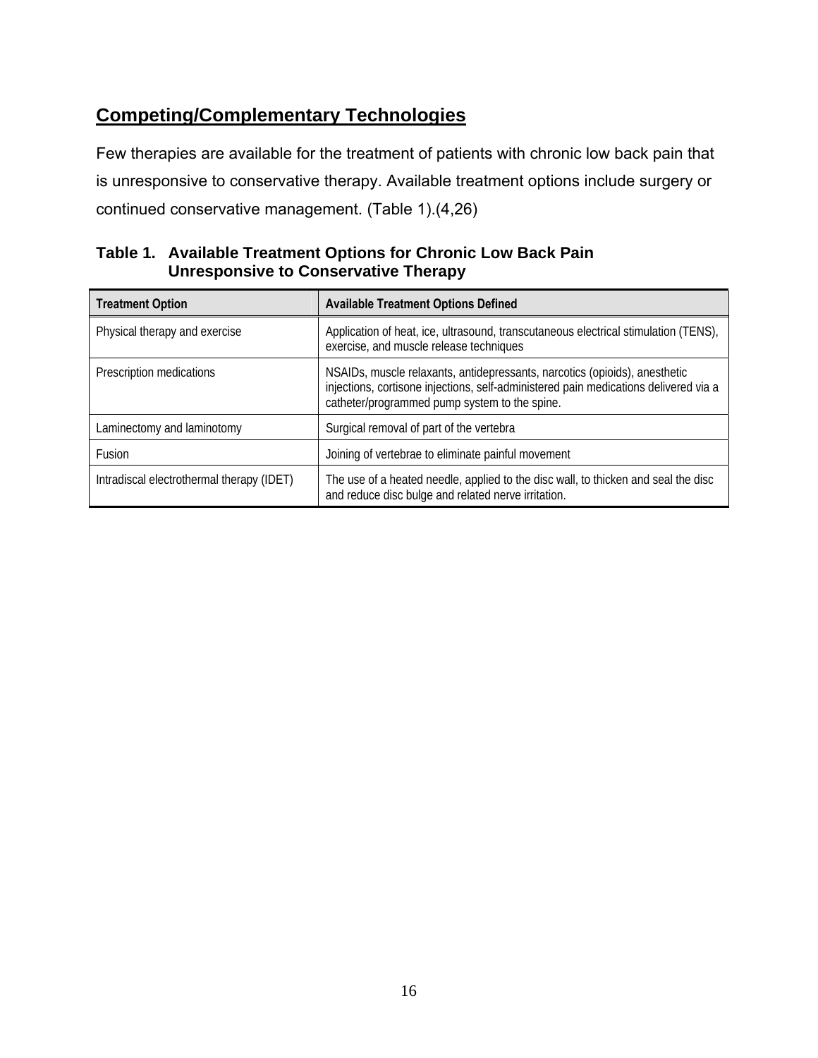## Competing/Complementary Technologies

Few therapies are available for the treatment of patients with chronic low back pain that is unresponsive to conservative therapy. Available treatment options include surgery or continued conservative management. (Table 1).(4,26)

**Table 1. Available Treatment Options for Chronic Low Back Pain Unresponsive to Conservative Therapy**

| Treatment Option | Available Treatment Options Defined |
|---|---|
| Physical therapy and exercise | Application of heat, ice, ultrasound, transcutaneous electrical stimulation (TENS), exercise, and muscle release techniques |
| Prescription medications | NSAIDs, muscle relaxants, antidepressants, narcotics (opioids), anesthetic injections, cortisone injections, self-administered pain medications delivered via a catheter/programmed pump system to the spine. |
| Laminectomy and laminotomy | Surgical removal of part of the vertebra |
| Fusion | Joining of vertebrae to eliminate painful movement |
| Intradiscal electrothermal therapy (IDET) | The use of a heated needle, applied to the disc wall, to thicken and seal the disc and reduce disc bulge and related nerve irritation. |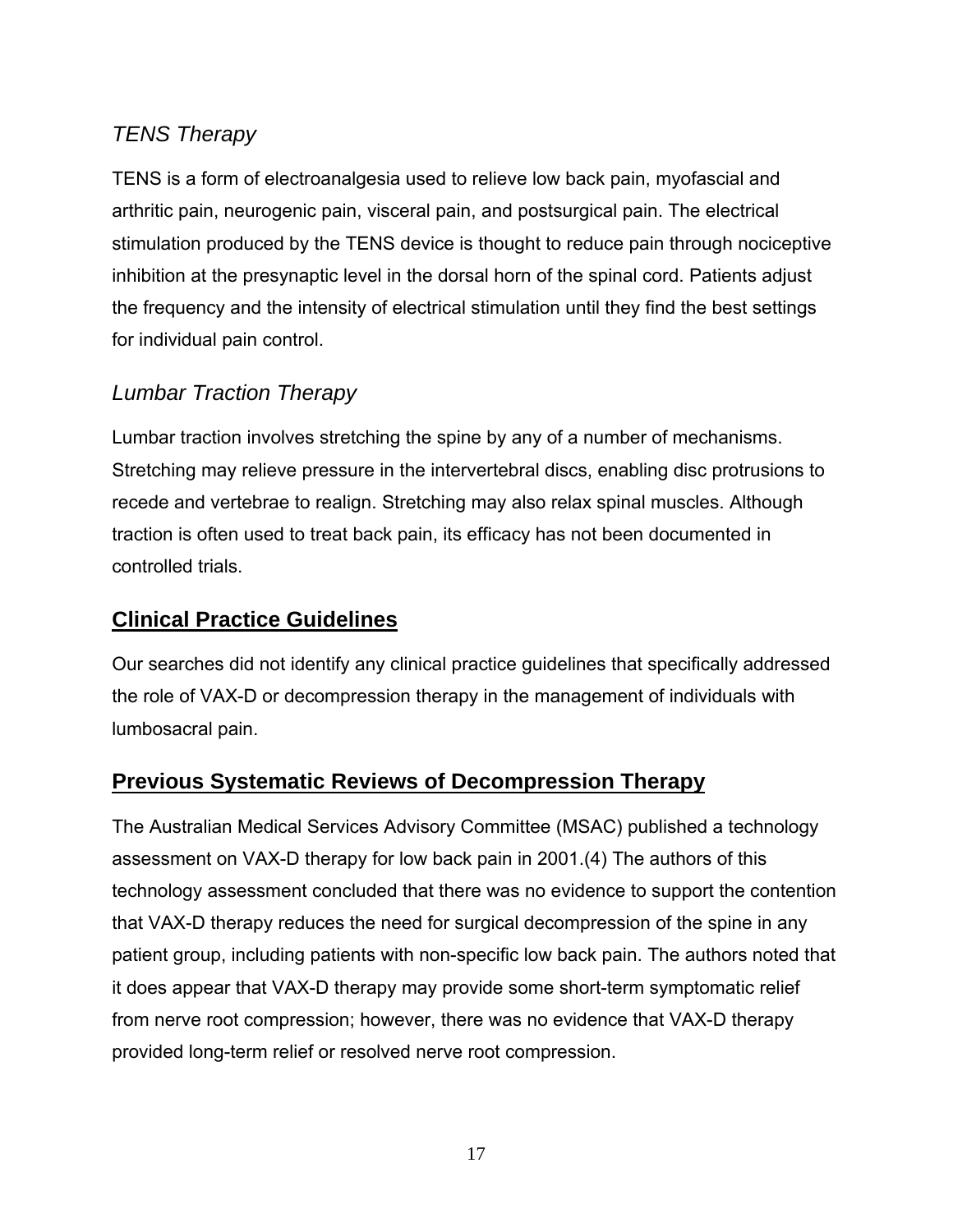### *TENS Therapy*

TENS is a form of electroanalgesia used to relieve low back pain, myofascial and arthritic pain, neurogenic pain, visceral pain, and postsurgical pain. The electrical stimulation produced by the TENS device is thought to reduce pain through nociceptive inhibition at the presynaptic level in the dorsal horn of the spinal cord. Patients adjust the frequency and the intensity of electrical stimulation until they find the best settings for individual pain control.

### *Lumbar Traction Therapy*

Lumbar traction involves stretching the spine by any of a number of mechanisms. Stretching may relieve pressure in the intervertebral discs, enabling disc protrusions to recede and vertebrae to realign. Stretching may also relax spinal muscles. Although traction is often used to treat back pain, its efficacy has not been documented in controlled trials.

## Clinical Practice Guidelines

Our searches did not identify any clinical practice guidelines that specifically addressed the role of VAX-D or decompression therapy in the management of individuals with lumbosacral pain.

## Previous Systematic Reviews of Decompression Therapy

The Australian Medical Services Advisory Committee (MSAC) published a technology assessment on VAX-D therapy for low back pain in 2001.(4) The authors of this technology assessment concluded that there was no evidence to support the contention that VAX-D therapy reduces the need for surgical decompression of the spine in any patient group, including patients with non-specific low back pain. The authors noted that it does appear that VAX-D therapy may provide some short-term symptomatic relief from nerve root compression; however, there was no evidence that VAX-D therapy provided long-term relief or resolved nerve root compression.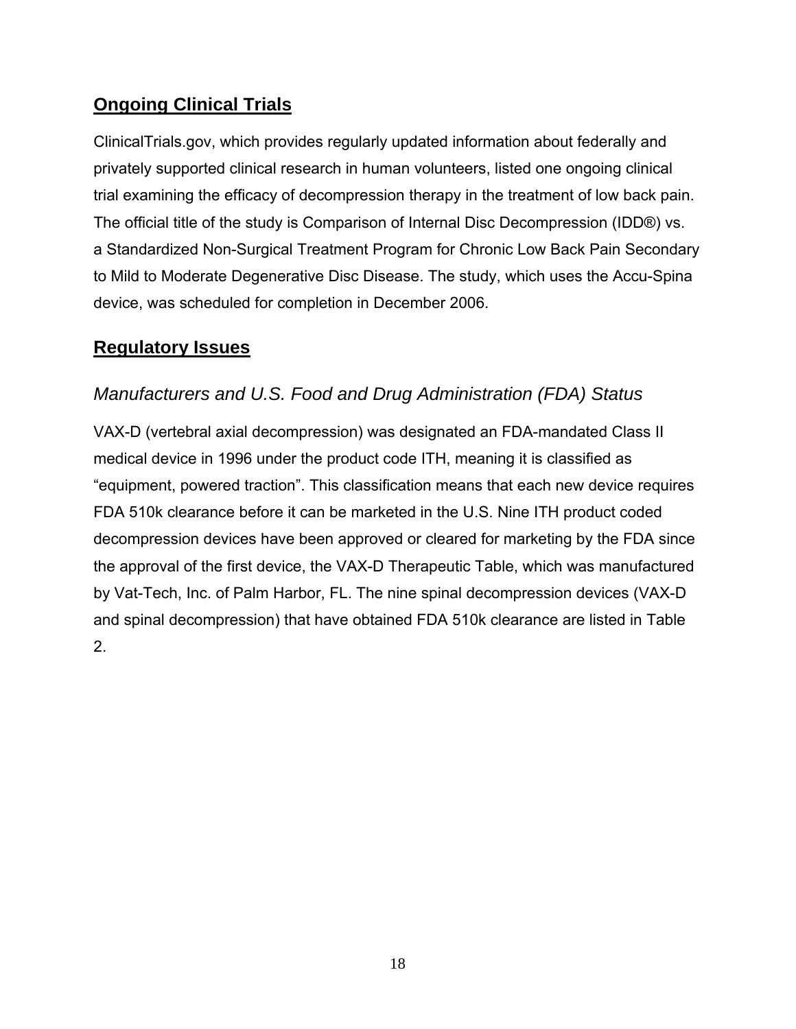## **Ongoing Clinical Trials**

ClinicalTrials.gov, which provides regularly updated information about federally and privately supported clinical research in human volunteers, listed one ongoing clinical trial examining the efficacy of decompression therapy in the treatment of low back pain. The official title of the study is Comparison of Internal Disc Decompression (IDD®) vs. a Standardized Non-Surgical Treatment Program for Chronic Low Back Pain Secondary to Mild to Moderate Degenerative Disc Disease. The study, which uses the Accu-Spina device, was scheduled for completion in December 2006.

## **Regulatory Issues**

### *Manufacturers and U.S. Food and Drug Administration (FDA) Status*

VAX-D (vertebral axial decompression) was designated an FDA-mandated Class II medical device in 1996 under the product code ITH, meaning it is classified as "equipment, powered traction". This classification means that each new device requires FDA 510k clearance before it can be marketed in the U.S. Nine ITH product coded decompression devices have been approved or cleared for marketing by the FDA since the approval of the first device, the VAX-D Therapeutic Table, which was manufactured by Vat-Tech, Inc. of Palm Harbor, FL. The nine spinal decompression devices (VAX-D and spinal decompression) that have obtained FDA 510k clearance are listed in Table 2.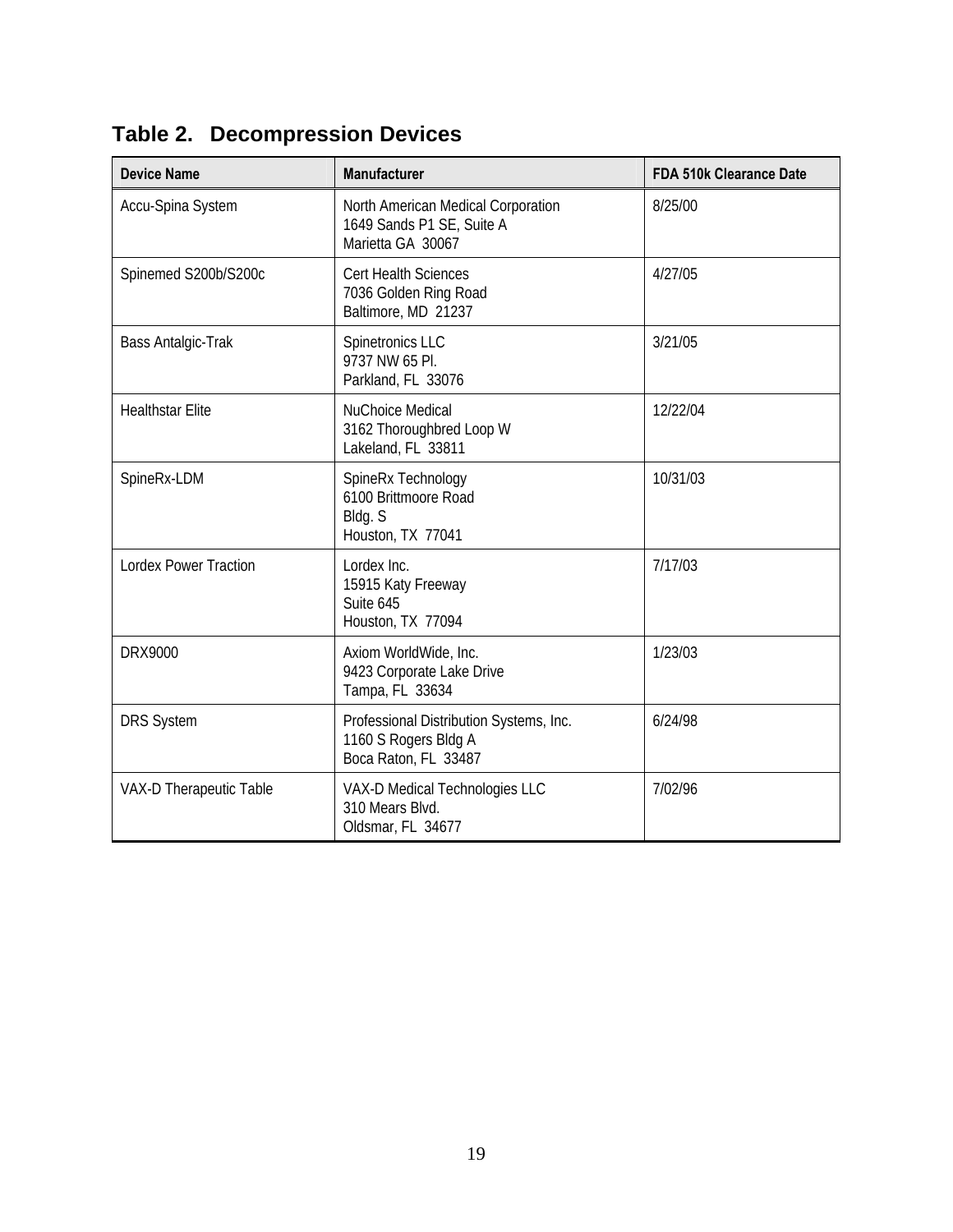## Table 2. Decompression Devices

| Device Name | Manufacturer | FDA 510k Clearance Date |
|---|---|---|
| Accu-Spina System | North American Medical Corporation<br>1649 Sands P1 SE, Suite A<br>Marietta GA 30067 | 8/25/00 |
| Spinemed S200b/S200c | Cert Health Sciences<br>7036 Golden Ring Road<br>Baltimore, MD 21237 | 4/27/05 |
| Bass Antalgic-Trak | Spinetronics LLC<br>9737 NW 65 Pl.<br>Parkland, FL 33076 | 3/21/05 |
| Healthstar Elite | NuChoice Medical<br>3162 Thoroughbred Loop W<br>Lakeland, FL 33811 | 12/22/04 |
| SpineRx-LDM | SpineRx Technology<br>6100 Brittmoore Road<br>Bldg. S<br>Houston, TX 77041 | 10/31/03 |
| Lordex Power Traction | Lordex Inc.<br>15915 Katy Freeway<br>Suite 645<br>Houston, TX 77094 | 7/17/03 |
| DRX9000 | Axiom WorldWide, Inc.<br>9423 Corporate Lake Drive<br>Tampa, FL 33634 | 1/23/03 |
| DRS System | Professional Distribution Systems, Inc.<br>1160 S Rogers Bldg A<br>Boca Raton, FL 33487 | 6/24/98 |
| VAX-D Therapeutic Table | VAX-D Medical Technologies LLC<br>310 Mears Blvd.<br>Oldsmar, FL 34677 | 7/02/96 |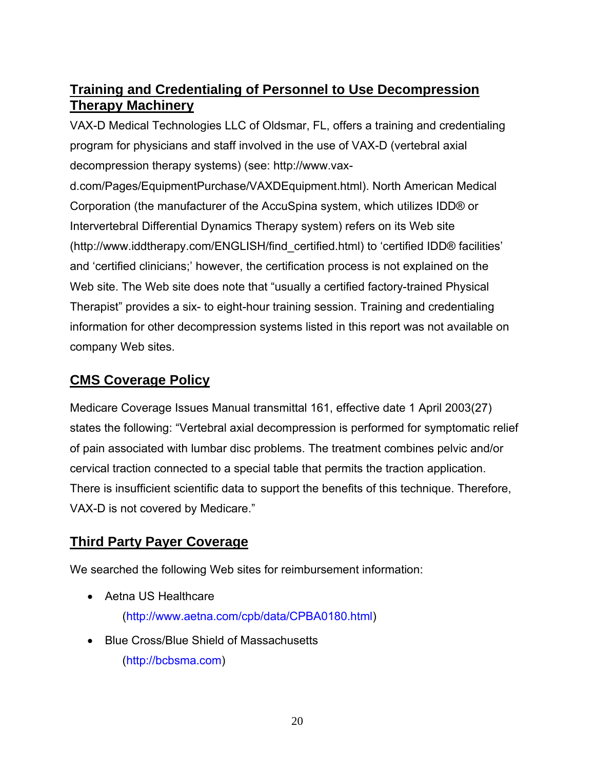## Training and Credentialing of Personnel to Use Decompression Therapy Machinery

VAX-D Medical Technologies LLC of Oldsmar, FL, offers a training and credentialing program for physicians and staff involved in the use of VAX-D (vertebral axial decompression therapy systems) (see: http://www.vax-d.com/Pages/EquipmentPurchase/VAXDEquipment.html). North American Medical Corporation (the manufacturer of the AccuSpina system, which utilizes IDD® or Intervertebral Differential Dynamics Therapy system) refers on its Web site (http://www.iddtherapy.com/ENGLISH/find_certified.html) to 'certified IDD® facilities' and 'certified clinicians;' however, the certification process is not explained on the Web site. The Web site does note that "usually a certified factory-trained Physical Therapist" provides a six- to eight-hour training session. Training and credentialing information for other decompression systems listed in this report was not available on company Web sites.

## CMS Coverage Policy

Medicare Coverage Issues Manual transmittal 161, effective date 1 April 2003(27) states the following: "Vertebral axial decompression is performed for symptomatic relief of pain associated with lumbar disc problems. The treatment combines pelvic and/or cervical traction connected to a special table that permits the traction application. There is insufficient scientific data to support the benefits of this technique. Therefore, VAX-D is not covered by Medicare."

## Third Party Payer Coverage

We searched the following Web sites for reimbursement information:

- Aetna US Healthcare
  (http://www.aetna.com/cpb/data/CPBA0180.html)
- Blue Cross/Blue Shield of Massachusetts
  (http://bcbsma.com)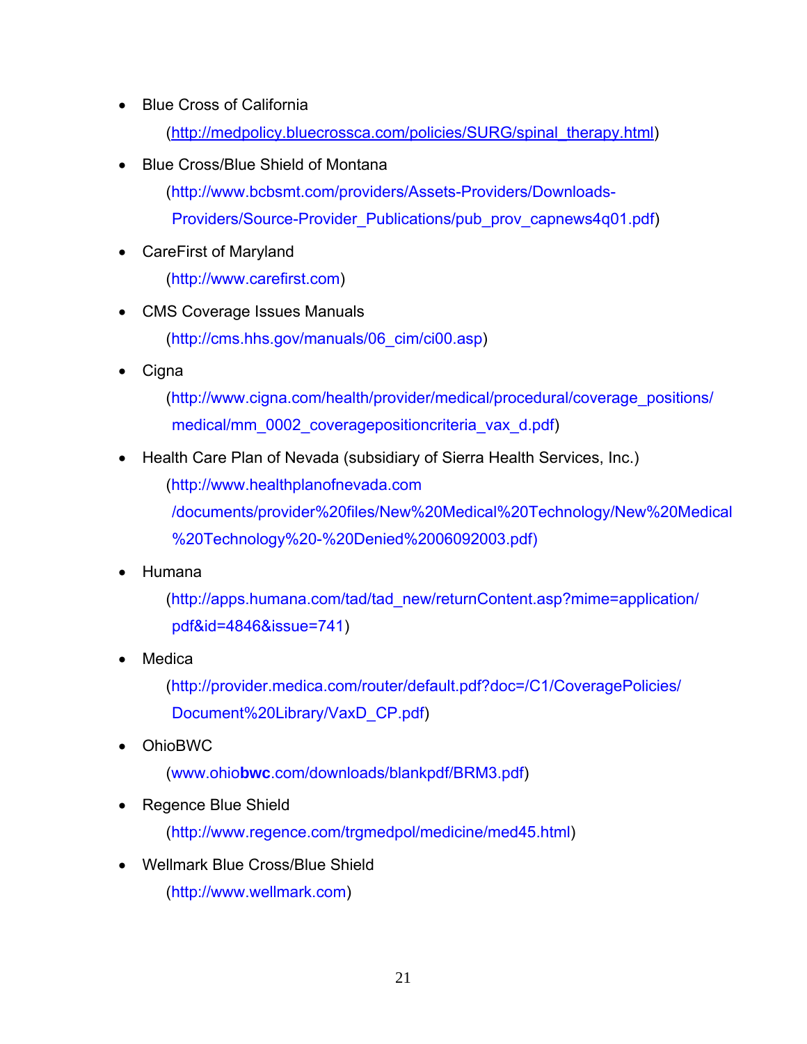- Blue Cross of California
  (http://medpolicy.bluecrossca.com/policies/SURG/spinal_therapy.html)
- Blue Cross/Blue Shield of Montana
  (http://www.bcbsmt.com/providers/Assets-Providers/Downloads-Providers/Source-Provider_Publications/pub_prov_capnews4q01.pdf)
- CareFirst of Maryland
  (http://www.carefirst.com)
- CMS Coverage Issues Manuals
  (http://cms.hhs.gov/manuals/06_cim/ci00.asp)
- Cigna
  (http://www.cigna.com/health/provider/medical/procedural/coverage_positions/medical/mm_0002_coveragepositioncriteria_vax_d.pdf)
- Health Care Plan of Nevada (subsidiary of Sierra Health Services, Inc.)
  (http://www.healthplanofnevada.com/documents/provider%20files/New%20Medical%20Technology/New%20Medical%20Technology%20-%20Denied%2006092003.pdf)
- Humana
  (http://apps.humana.com/tad/tad_new/returnContent.asp?mime=application/pdf&id=4846&issue=741)
- Medica
  (http://provider.medica.com/router/default.pdf?doc=/C1/CoveragePolicies/Document%20Library/VaxD_CP.pdf)
- OhioBWC
  (www.ohio**bwc**.com/downloads/blankpdf/BRM3.pdf)
- Regence Blue Shield
  (http://www.regence.com/trgmedpol/medicine/med45.html)
- Wellmark Blue Cross/Blue Shield
  (http://www.wellmark.com)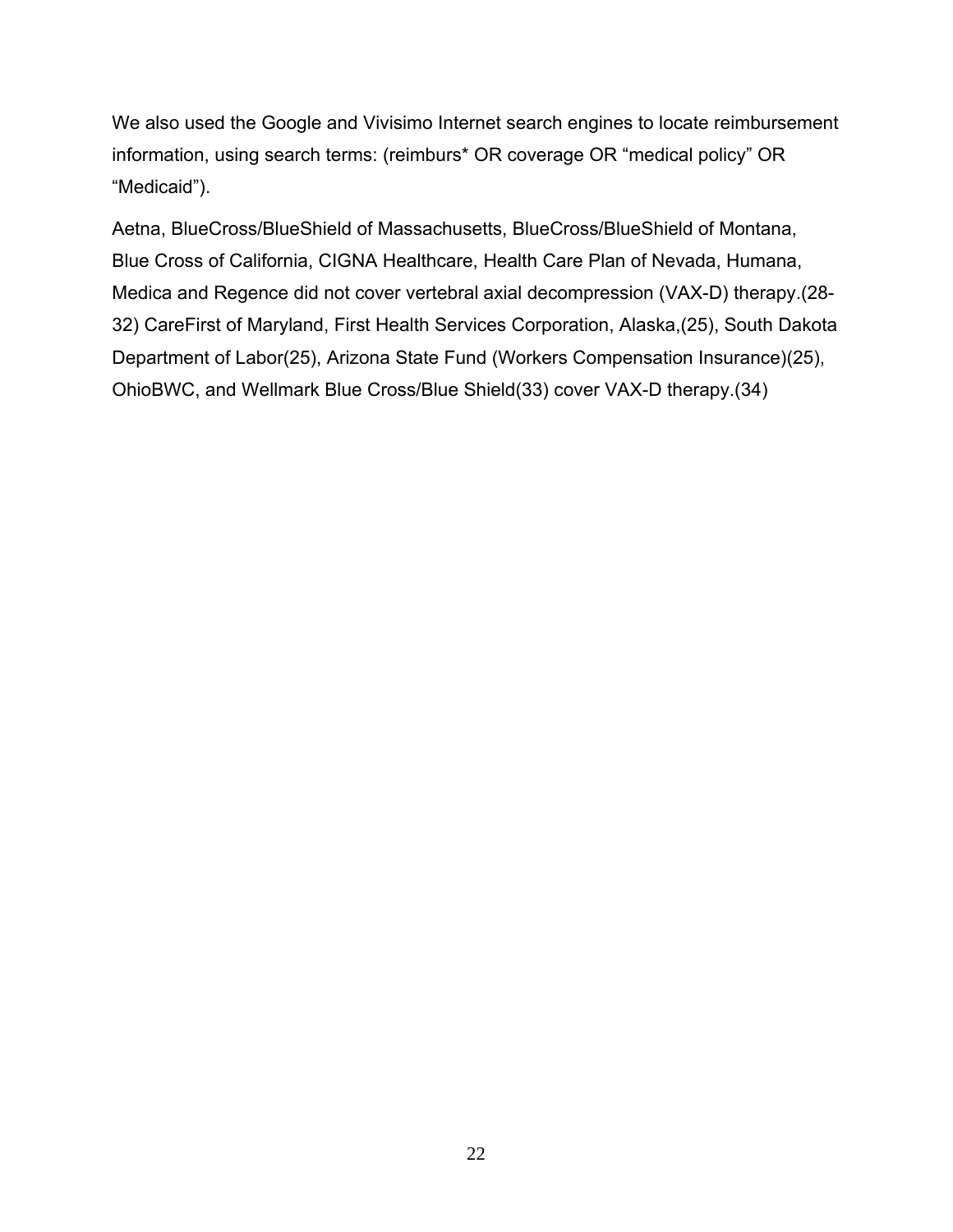We also used the Google and Vivisimo Internet search engines to locate reimbursement information, using search terms: (reimburs* OR coverage OR “medical policy” OR “Medicaid”).

Aetna, BlueCross/BlueShield of Massachusetts, BlueCross/BlueShield of Montana, Blue Cross of California, CIGNA Healthcare, Health Care Plan of Nevada, Humana, Medica and Regence did not cover vertebral axial decompression (VAX-D) therapy.(28-32) CareFirst of Maryland, First Health Services Corporation, Alaska,(25), South Dakota Department of Labor(25), Arizona State Fund (Workers Compensation Insurance)(25), OhioBWC, and Wellmark Blue Cross/Blue Shield(33) cover VAX-D therapy.(34)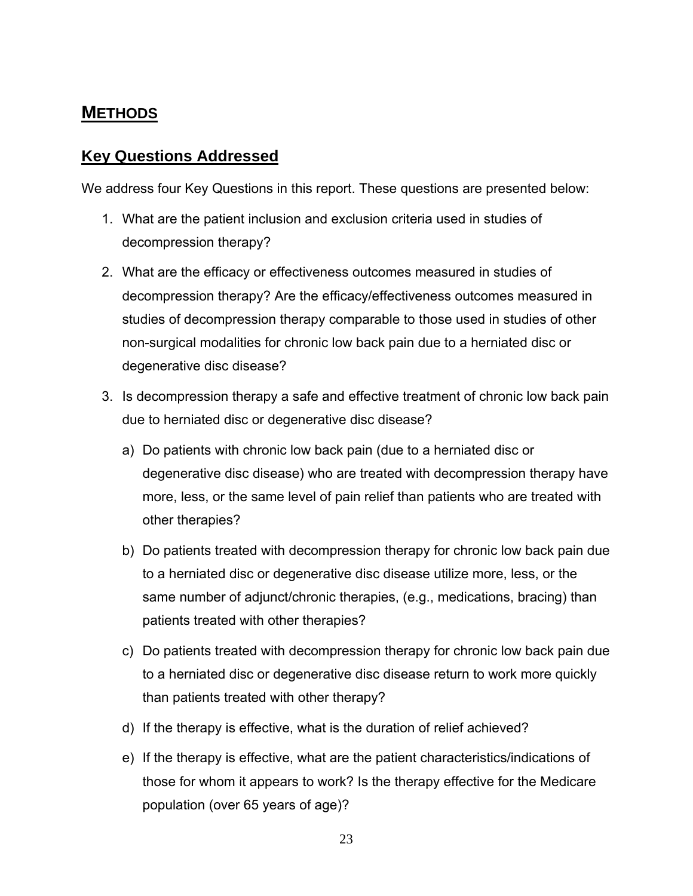# METHODS

## Key Questions Addressed

We address four Key Questions in this report. These questions are presented below:

1. What are the patient inclusion and exclusion criteria used in studies of decompression therapy?
2. What are the efficacy or effectiveness outcomes measured in studies of decompression therapy? Are the efficacy/effectiveness outcomes measured in studies of decompression therapy comparable to those used in studies of other non-surgical modalities for chronic low back pain due to a herniated disc or degenerative disc disease?
3. Is decompression therapy a safe and effective treatment of chronic low back pain due to herniated disc or degenerative disc disease?
   a) Do patients with chronic low back pain (due to a herniated disc or degenerative disc disease) who are treated with decompression therapy have more, less, or the same level of pain relief than patients who are treated with other therapies?
   b) Do patients treated with decompression therapy for chronic low back pain due to a herniated disc or degenerative disc disease utilize more, less, or the same number of adjunct/chronic therapies, (e.g., medications, bracing) than patients treated with other therapies?
   c) Do patients treated with decompression therapy for chronic low back pain due to a herniated disc or degenerative disc disease return to work more quickly than patients treated with other therapy?
   d) If the therapy is effective, what is the duration of relief achieved?
   e) If the therapy is effective, what are the patient characteristics/indications of those for whom it appears to work? Is the therapy effective for the Medicare population (over 65 years of age)?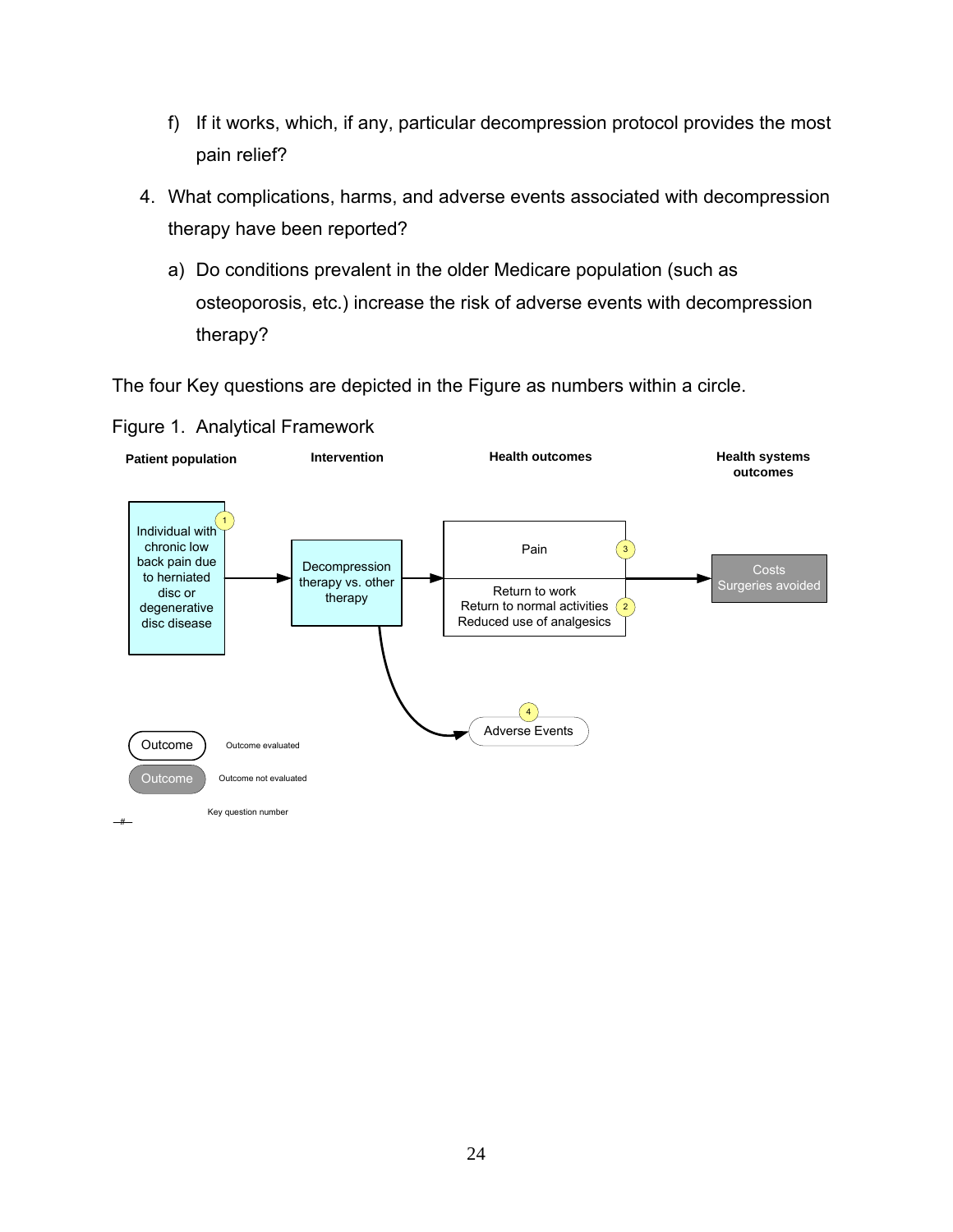f) If it works, which, if any, particular decompression protocol provides the most pain relief?

4. What complications, harms, and adverse events associated with decompression therapy have been reported?

    a) Do conditions prevalent in the older Medicare population (such as osteoporosis, etc.) increase the risk of adverse events with decompression therapy?

The four Key questions are depicted in the Figure as numbers within a circle.

Figure 1. Analytical Framework

| Patient population | Intervention | Health outcomes | Health systems outcomes |
|---|---|---|---|
| Individual with chronic low back pain due to herniated disc or degenerative disc disease (1) | Decompression therapy vs. other therapy | Pain (3) | Costs |
| | | Return to work; Return to normal activities; Reduced use of analgesics (2) | Surgeries avoided |
| | | Adverse Events (4) | |

Outcome — Outcome evaluated

Outcome — Outcome not evaluated

# — Key question number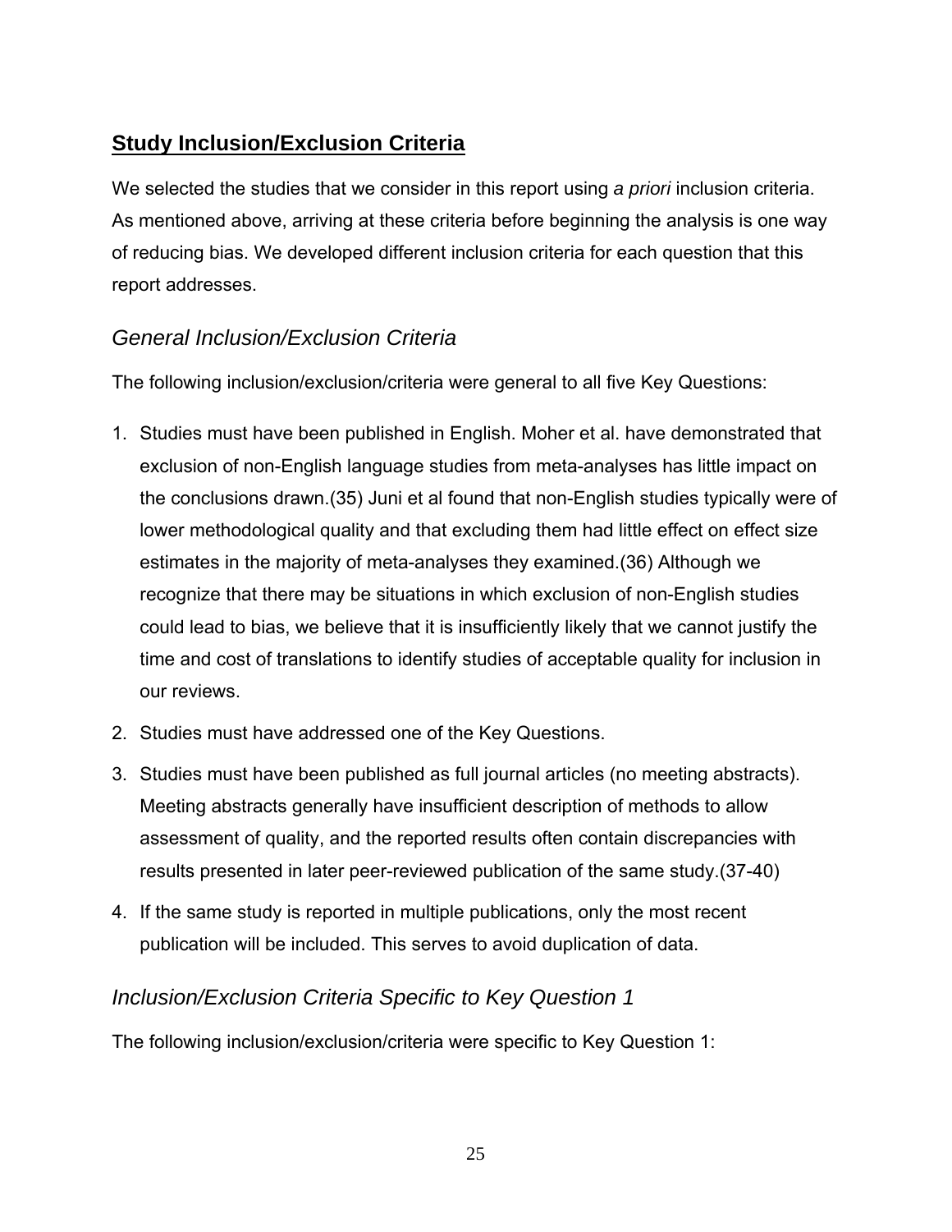## Study Inclusion/Exclusion Criteria

We selected the studies that we consider in this report using *a priori* inclusion criteria. As mentioned above, arriving at these criteria before beginning the analysis is one way of reducing bias. We developed different inclusion criteria for each question that this report addresses.

### *General Inclusion/Exclusion Criteria*

The following inclusion/exclusion/criteria were general to all five Key Questions:

1. Studies must have been published in English. Moher et al. have demonstrated that exclusion of non-English language studies from meta-analyses has little impact on the conclusions drawn.(35) Juni et al found that non-English studies typically were of lower methodological quality and that excluding them had little effect on effect size estimates in the majority of meta-analyses they examined.(36) Although we recognize that there may be situations in which exclusion of non-English studies could lead to bias, we believe that it is insufficiently likely that we cannot justify the time and cost of translations to identify studies of acceptable quality for inclusion in our reviews.
2. Studies must have addressed one of the Key Questions.
3. Studies must have been published as full journal articles (no meeting abstracts). Meeting abstracts generally have insufficient description of methods to allow assessment of quality, and the reported results often contain discrepancies with results presented in later peer-reviewed publication of the same study.(37-40)
4. If the same study is reported in multiple publications, only the most recent publication will be included. This serves to avoid duplication of data.

### *Inclusion/Exclusion Criteria Specific to Key Question 1*

The following inclusion/exclusion/criteria were specific to Key Question 1: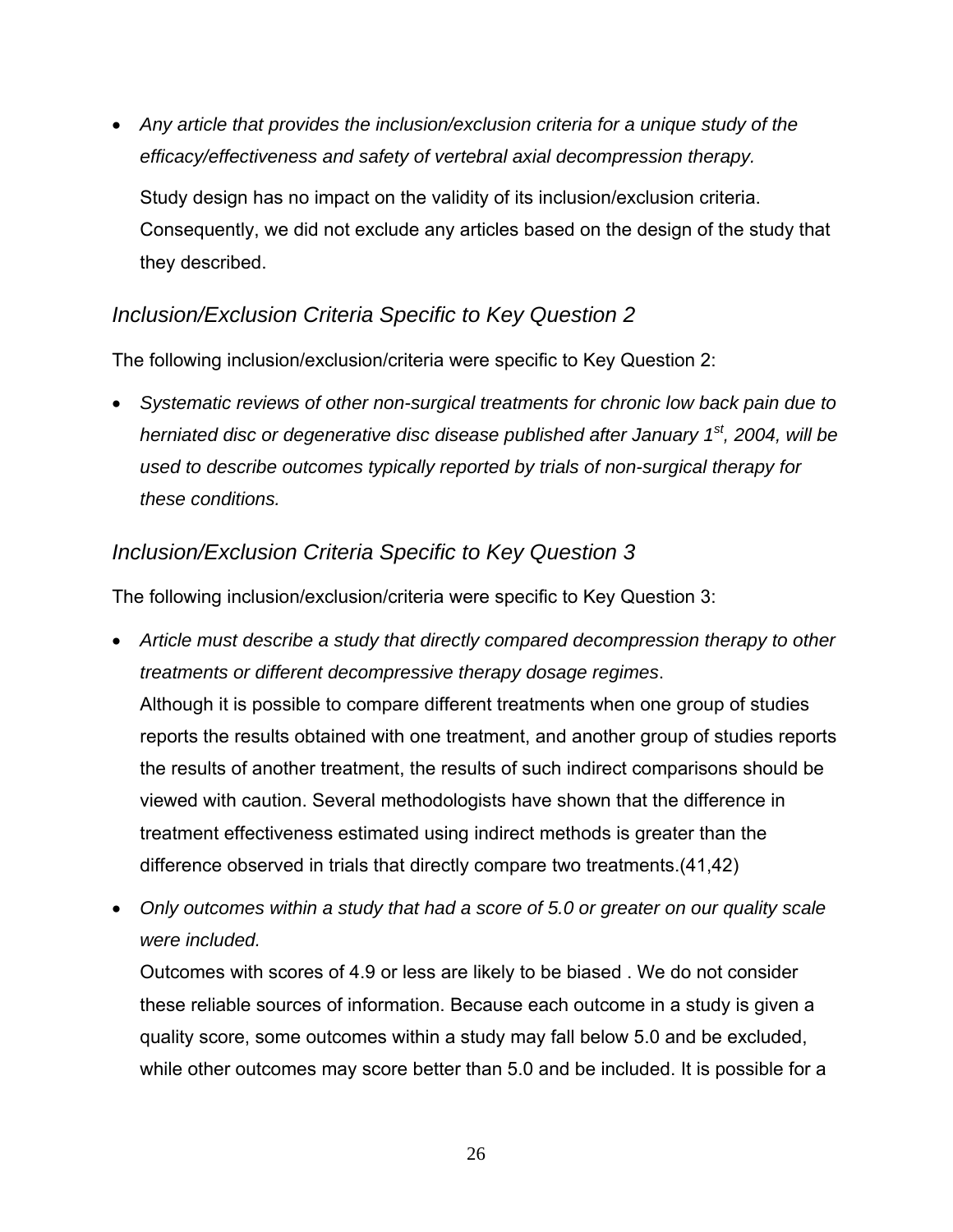- *Any article that provides the inclusion/exclusion criteria for a unique study of the efficacy/effectiveness and safety of vertebral axial decompression therapy.*

  Study design has no impact on the validity of its inclusion/exclusion criteria. Consequently, we did not exclude any articles based on the design of the study that they described.

### *Inclusion/Exclusion Criteria Specific to Key Question 2*

The following inclusion/exclusion/criteria were specific to Key Question 2:

- *Systematic reviews of other non-surgical treatments for chronic low back pain due to herniated disc or degenerative disc disease published after January 1st, 2004, will be used to describe outcomes typically reported by trials of non-surgical therapy for these conditions.*

### *Inclusion/Exclusion Criteria Specific to Key Question 3*

The following inclusion/exclusion/criteria were specific to Key Question 3:

- *Article must describe a study that directly compared decompression therapy to other treatments or different decompressive therapy dosage regimes*.
  Although it is possible to compare different treatments when one group of studies reports the results obtained with one treatment, and another group of studies reports the results of another treatment, the results of such indirect comparisons should be viewed with caution. Several methodologists have shown that the difference in treatment effectiveness estimated using indirect methods is greater than the difference observed in trials that directly compare two treatments.(41,42)

- *Only outcomes within a study that had a score of 5.0 or greater on our quality scale were included.*
  Outcomes with scores of 4.9 or less are likely to be biased . We do not consider these reliable sources of information. Because each outcome in a study is given a quality score, some outcomes within a study may fall below 5.0 and be excluded, while other outcomes may score better than 5.0 and be included. It is possible for a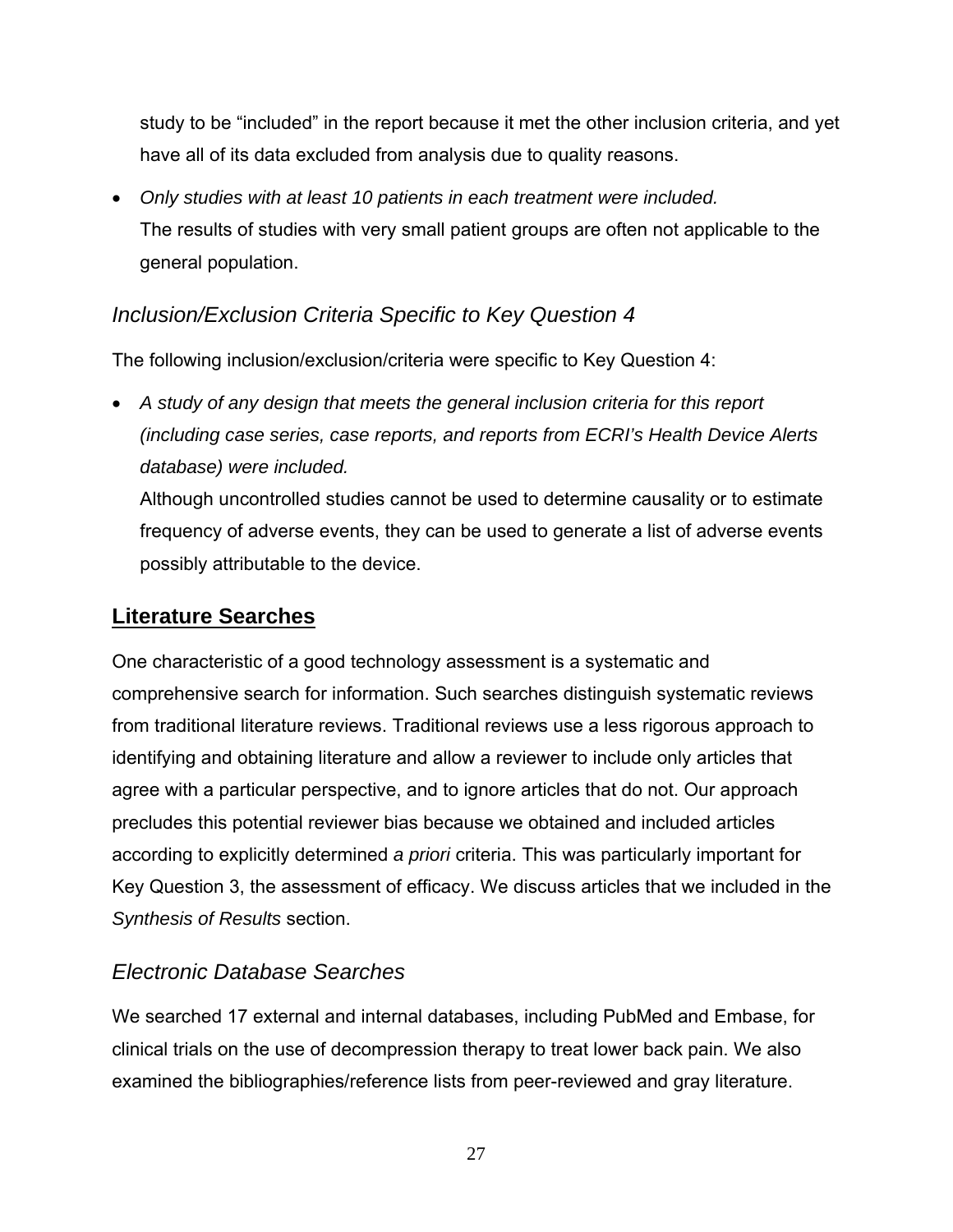study to be "included" in the report because it met the other inclusion criteria, and yet have all of its data excluded from analysis due to quality reasons.

- *Only studies with at least 10 patients in each treatment were included.*
  The results of studies with very small patient groups are often not applicable to the general population.

### *Inclusion/Exclusion Criteria Specific to Key Question 4*

The following inclusion/exclusion/criteria were specific to Key Question 4:

- *A study of any design that meets the general inclusion criteria for this report (including case series, case reports, and reports from ECRI's Health Device Alerts database) were included.*
  Although uncontrolled studies cannot be used to determine causality or to estimate frequency of adverse events, they can be used to generate a list of adverse events possibly attributable to the device.

## Literature Searches

One characteristic of a good technology assessment is a systematic and comprehensive search for information. Such searches distinguish systematic reviews from traditional literature reviews. Traditional reviews use a less rigorous approach to identifying and obtaining literature and allow a reviewer to include only articles that agree with a particular perspective, and to ignore articles that do not. Our approach precludes this potential reviewer bias because we obtained and included articles according to explicitly determined *a priori* criteria. This was particularly important for Key Question 3, the assessment of efficacy. We discuss articles that we included in the *Synthesis of Results* section.

### *Electronic Database Searches*

We searched 17 external and internal databases, including PubMed and Embase, for clinical trials on the use of decompression therapy to treat lower back pain. We also examined the bibliographies/reference lists from peer-reviewed and gray literature.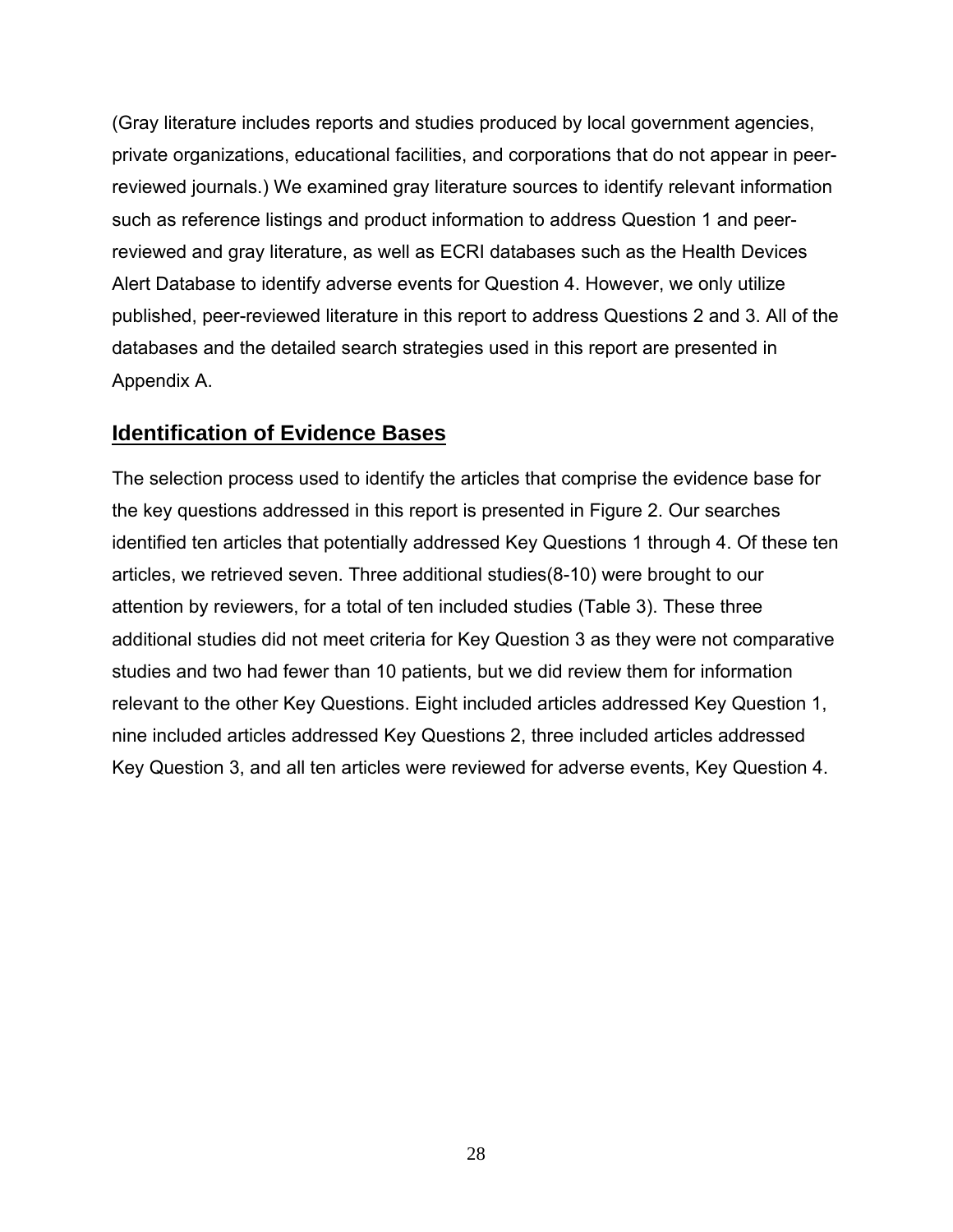(Gray literature includes reports and studies produced by local government agencies, private organizations, educational facilities, and corporations that do not appear in peer-reviewed journals.) We examined gray literature sources to identify relevant information such as reference listings and product information to address Question 1 and peer-reviewed and gray literature, as well as ECRI databases such as the Health Devices Alert Database to identify adverse events for Question 4. However, we only utilize published, peer-reviewed literature in this report to address Questions 2 and 3. All of the databases and the detailed search strategies used in this report are presented in Appendix A.

## Identification of Evidence Bases

The selection process used to identify the articles that comprise the evidence base for the key questions addressed in this report is presented in Figure 2. Our searches identified ten articles that potentially addressed Key Questions 1 through 4. Of these ten articles, we retrieved seven. Three additional studies(8-10) were brought to our attention by reviewers, for a total of ten included studies (Table 3). These three additional studies did not meet criteria for Key Question 3 as they were not comparative studies and two had fewer than 10 patients, but we did review them for information relevant to the other Key Questions. Eight included articles addressed Key Question 1, nine included articles addressed Key Questions 2, three included articles addressed Key Question 3, and all ten articles were reviewed for adverse events, Key Question 4.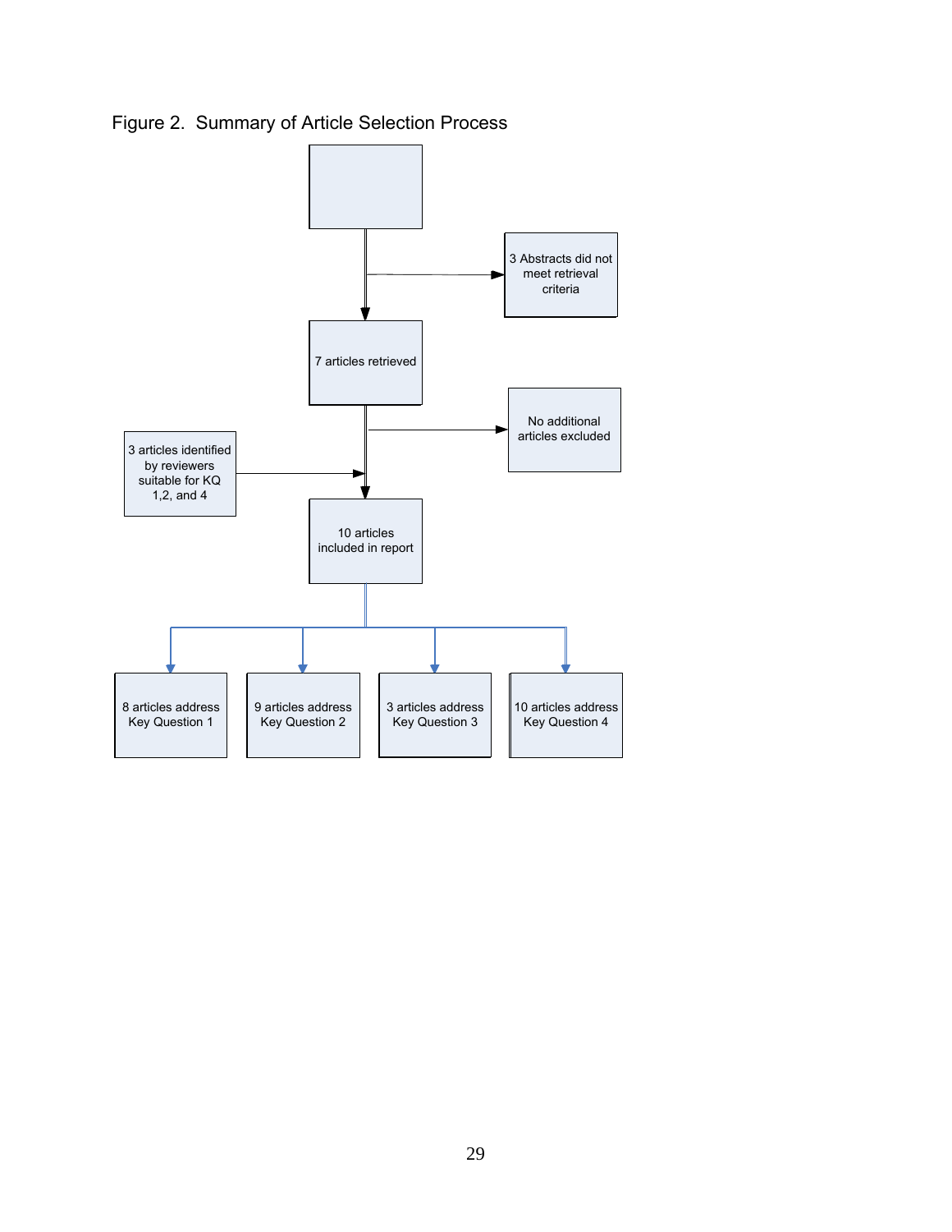Figure 2. Summary of Article Selection Process

3 Abstracts did not meet retrieval criteria

7 articles retrieved

No additional articles excluded

3 articles identified by reviewers suitable for KQ 1,2, and 4

10 articles included in report

8 articles address Key Question 1

9 articles address Key Question 2

3 articles address Key Question 3

10 articles address Key Question 4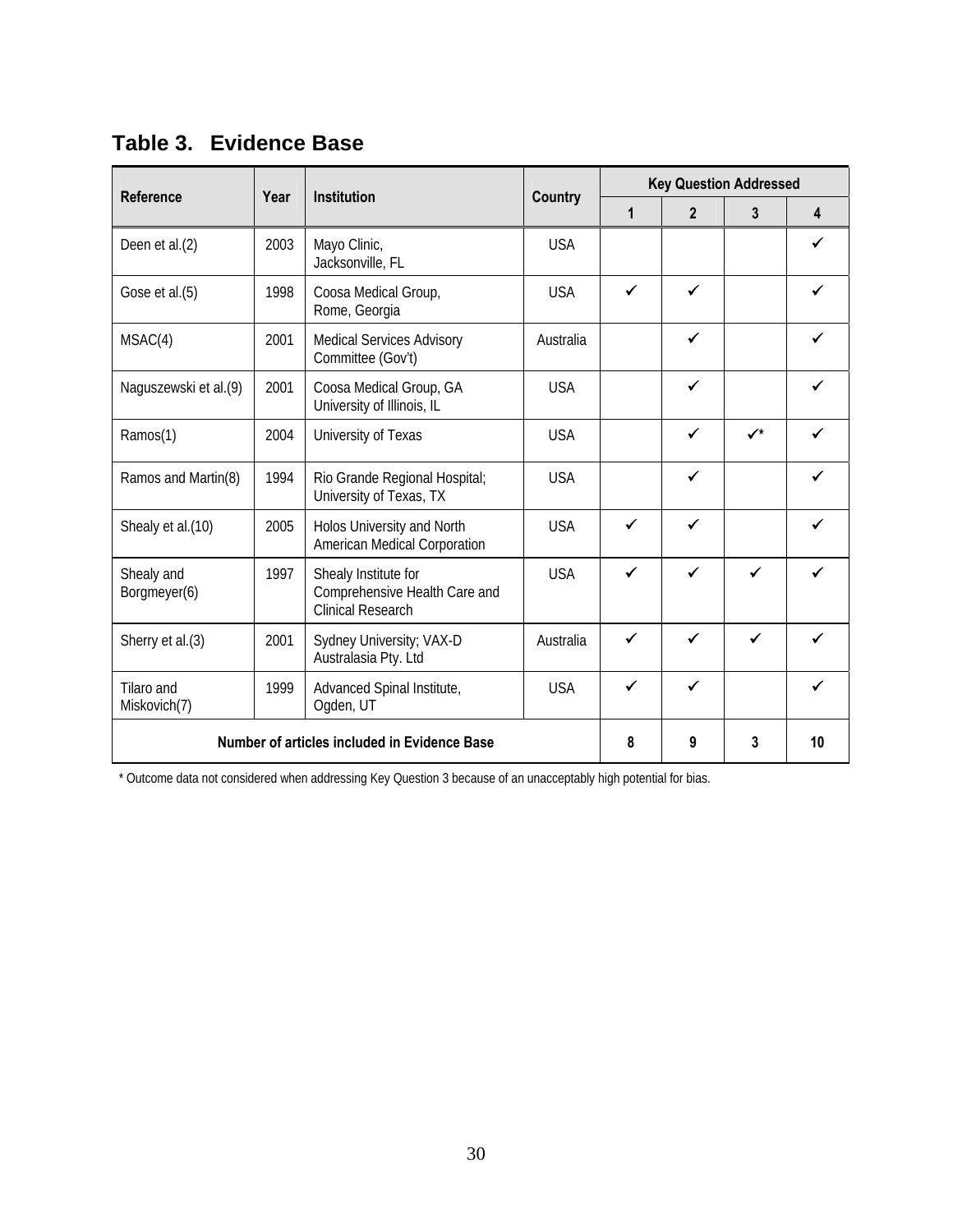## Table 3. Evidence Base

| Reference | Year | Institution | Country | Key Question Addressed | | | |
|---|---|---|---|---|---|---|---|
| | | | | 1 | 2 | 3 | 4 |
| Deen et al.(2) | 2003 | Mayo Clinic, Jacksonville, FL | USA | | | | ✓ |
| Gose et al.(5) | 1998 | Coosa Medical Group, Rome, Georgia | USA | ✓ | ✓ | | ✓ |
| MSAC(4) | 2001 | Medical Services Advisory Committee (Gov't) | Australia | | ✓ | | ✓ |
| Naguszewski et al.(9) | 2001 | Coosa Medical Group, GA University of Illinois, IL | USA | | ✓ | | ✓ |
| Ramos(1) | 2004 | University of Texas | USA | | ✓ | ✓* | ✓ |
| Ramos and Martin(8) | 1994 | Rio Grande Regional Hospital; University of Texas, TX | USA | | ✓ | | ✓ |
| Shealy et al.(10) | 2005 | Holos University and North American Medical Corporation | USA | ✓ | ✓ | | ✓ |
| Shealy and Borgmeyer(6) | 1997 | Shealy Institute for Comprehensive Health Care and Clinical Research | USA | ✓ | ✓ | ✓ | ✓ |
| Sherry et al.(3) | 2001 | Sydney University; VAX-D Australasia Pty. Ltd | Australia | ✓ | ✓ | ✓ | ✓ |
| Tilaro and Miskovich(7) | 1999 | Advanced Spinal Institute, Ogden, UT | USA | ✓ | ✓ | | ✓ |
| Number of articles included in Evidence Base | | | | 8 | 9 | 3 | 10 |

* Outcome data not considered when addressing Key Question 3 because of an unacceptably high potential for bias.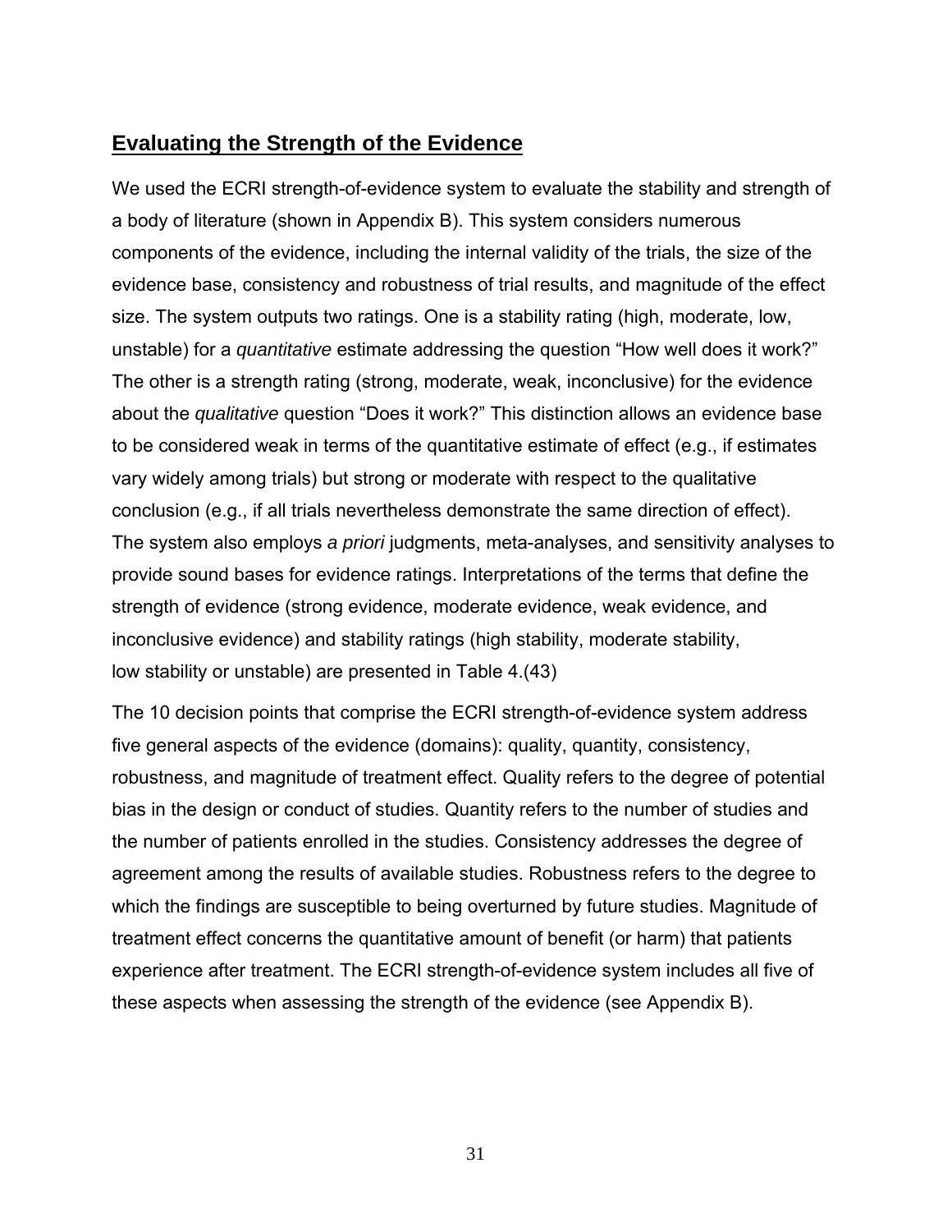## Evaluating the Strength of the Evidence

We used the ECRI strength-of-evidence system to evaluate the stability and strength of a body of literature (shown in Appendix B). This system considers numerous components of the evidence, including the internal validity of the trials, the size of the evidence base, consistency and robustness of trial results, and magnitude of the effect size. The system outputs two ratings. One is a stability rating (high, moderate, low, unstable) for a *quantitative* estimate addressing the question "How well does it work?" The other is a strength rating (strong, moderate, weak, inconclusive) for the evidence about the *qualitative* question "Does it work?" This distinction allows an evidence base to be considered weak in terms of the quantitative estimate of effect (e.g., if estimates vary widely among trials) but strong or moderate with respect to the qualitative conclusion (e.g., if all trials nevertheless demonstrate the same direction of effect). The system also employs *a priori* judgments, meta-analyses, and sensitivity analyses to provide sound bases for evidence ratings. Interpretations of the terms that define the strength of evidence (strong evidence, moderate evidence, weak evidence, and inconclusive evidence) and stability ratings (high stability, moderate stability, low stability or unstable) are presented in Table 4.(43)

The 10 decision points that comprise the ECRI strength-of-evidence system address five general aspects of the evidence (domains): quality, quantity, consistency, robustness, and magnitude of treatment effect. Quality refers to the degree of potential bias in the design or conduct of studies. Quantity refers to the number of studies and the number of patients enrolled in the studies. Consistency addresses the degree of agreement among the results of available studies. Robustness refers to the degree to which the findings are susceptible to being overturned by future studies. Magnitude of treatment effect concerns the quantitative amount of benefit (or harm) that patients experience after treatment. The ECRI strength-of-evidence system includes all five of these aspects when assessing the strength of the evidence (see Appendix B).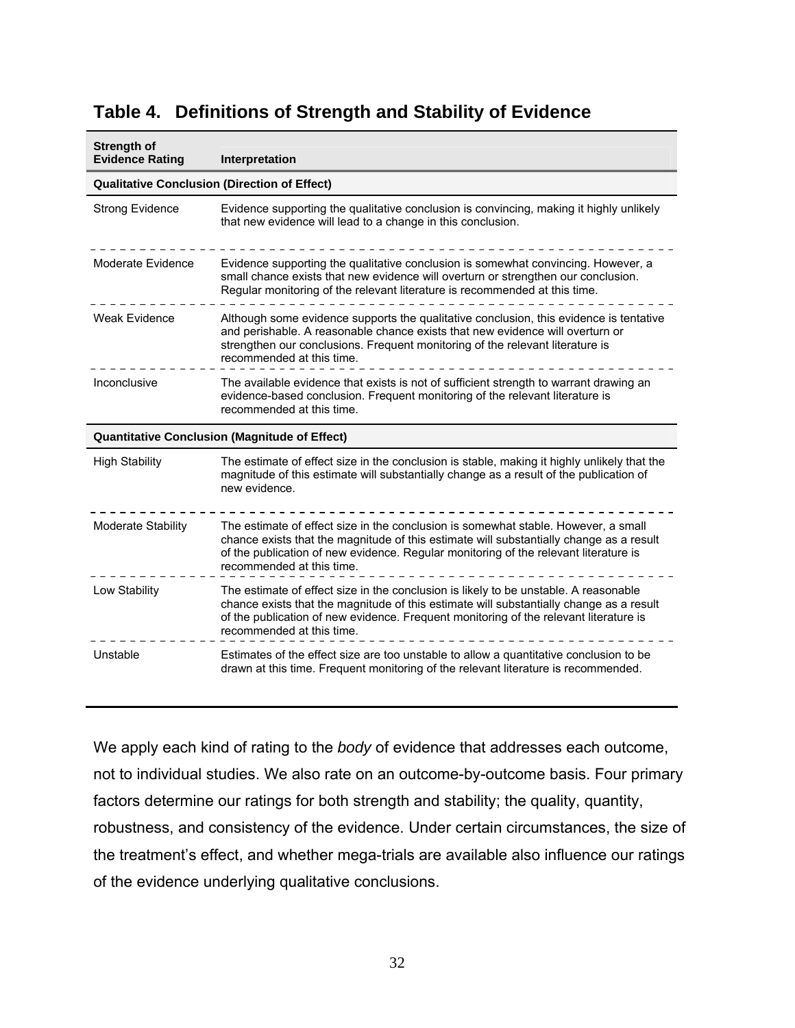## Table 4. Definitions of Strength and Stability of Evidence

| Strength of Evidence Rating | Interpretation |
|---|---|
| **Qualitative Conclusion (Direction of Effect)** | |
| Strong Evidence | Evidence supporting the qualitative conclusion is convincing, making it highly unlikely that new evidence will lead to a change in this conclusion. |
| Moderate Evidence | Evidence supporting the qualitative conclusion is somewhat convincing. However, a small chance exists that new evidence will overturn or strengthen our conclusion. Regular monitoring of the relevant literature is recommended at this time. |
| Weak Evidence | Although some evidence supports the qualitative conclusion, this evidence is tentative and perishable. A reasonable chance exists that new evidence will overturn or strengthen our conclusions. Frequent monitoring of the relevant literature is recommended at this time. |
| Inconclusive | The available evidence that exists is not of sufficient strength to warrant drawing an evidence-based conclusion. Frequent monitoring of the relevant literature is recommended at this time. |
| **Quantitative Conclusion (Magnitude of Effect)** | |
| High Stability | The estimate of effect size in the conclusion is stable, making it highly unlikely that the magnitude of this estimate will substantially change as a result of the publication of new evidence. |
| Moderate Stability | The estimate of effect size in the conclusion is somewhat stable. However, a small chance exists that the magnitude of this estimate will substantially change as a result of the publication of new evidence. Regular monitoring of the relevant literature is recommended at this time. |
| Low Stability | The estimate of effect size in the conclusion is likely to be unstable. A reasonable chance exists that the magnitude of this estimate will substantially change as a result of the publication of new evidence. Frequent monitoring of the relevant literature is recommended at this time. |
| Unstable | Estimates of the effect size are too unstable to allow a quantitative conclusion to be drawn at this time. Frequent monitoring of the relevant literature is recommended. |

We apply each kind of rating to the *body* of evidence that addresses each outcome, not to individual studies. We also rate on an outcome-by-outcome basis. Four primary factors determine our ratings for both strength and stability; the quality, quantity, robustness, and consistency of the evidence. Under certain circumstances, the size of the treatment's effect, and whether mega-trials are available also influence our ratings of the evidence underlying qualitative conclusions.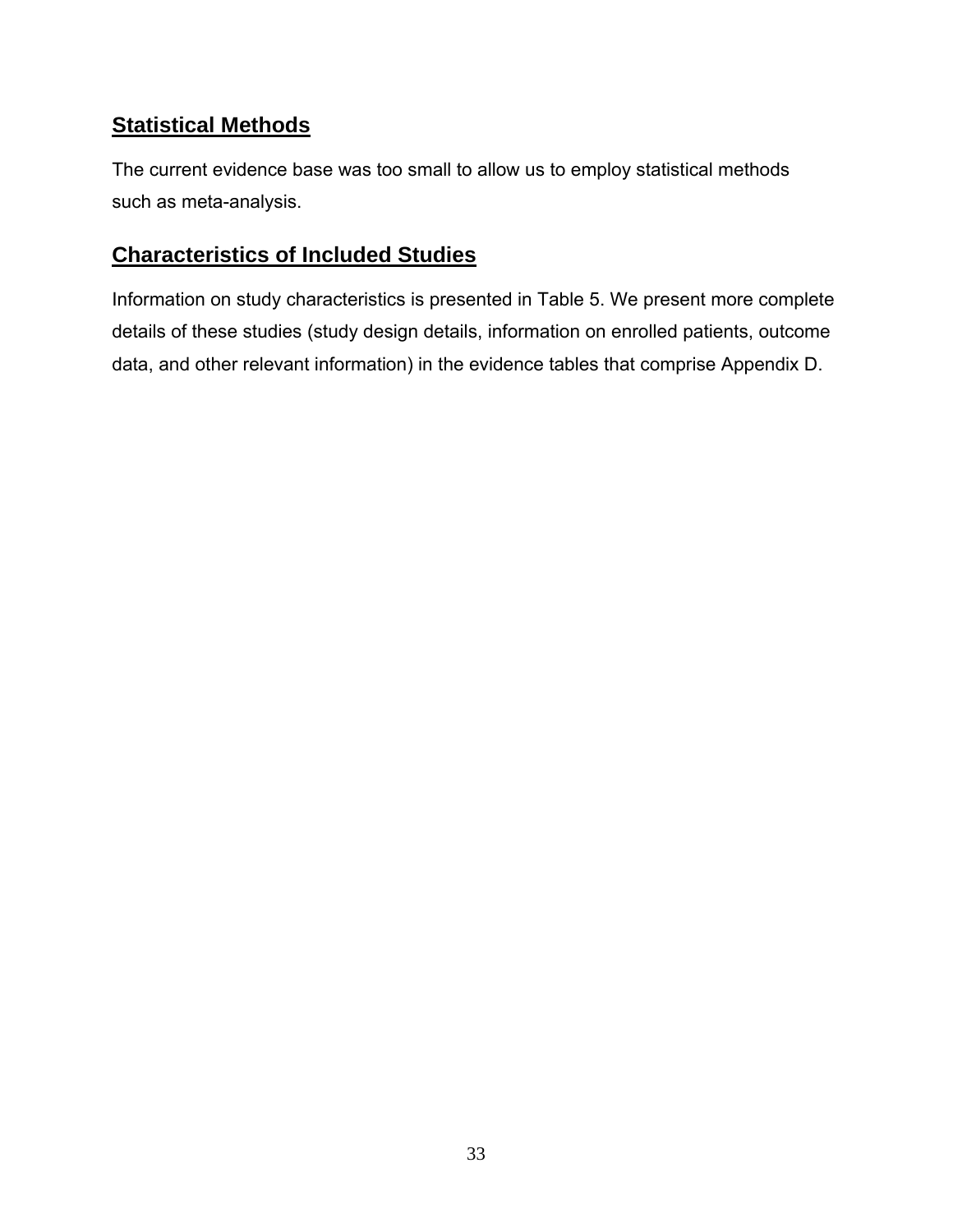## Statistical Methods

The current evidence base was too small to allow us to employ statistical methods such as meta-analysis.

## Characteristics of Included Studies

Information on study characteristics is presented in Table 5. We present more complete details of these studies (study design details, information on enrolled patients, outcome data, and other relevant information) in the evidence tables that comprise Appendix D.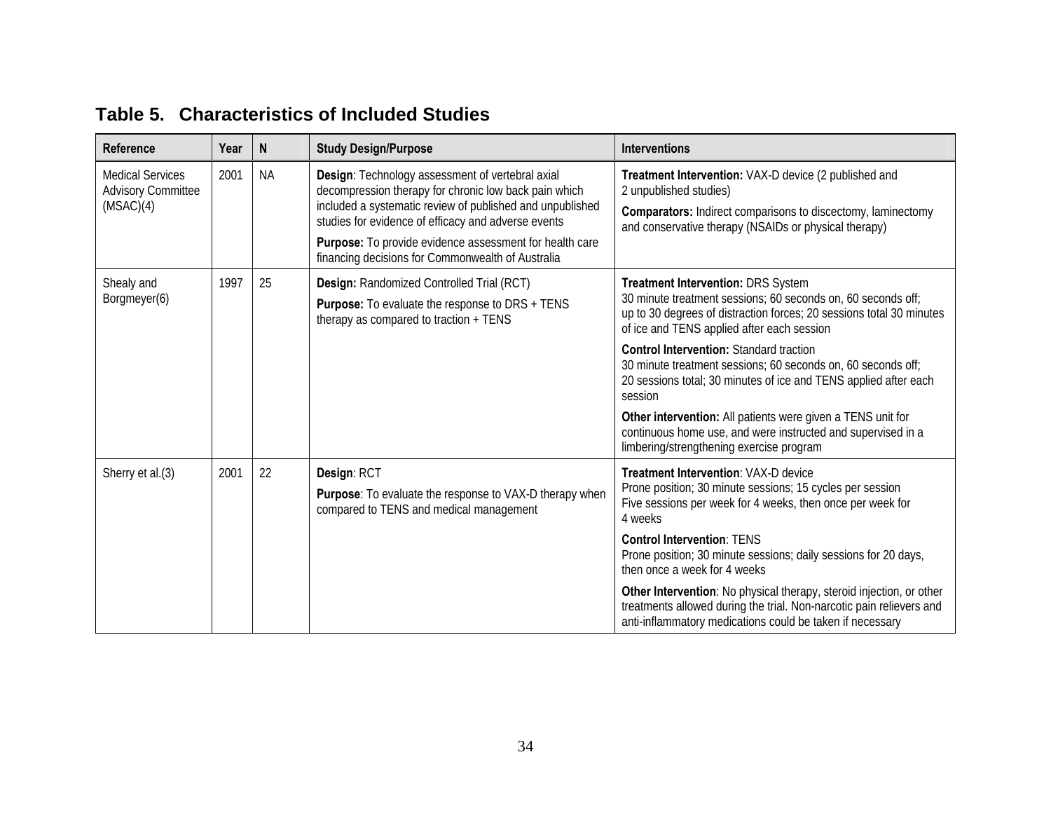## Table 5. Characteristics of Included Studies

| Reference | Year | N | Study Design/Purpose | Interventions |
|---|---|---|---|---|
| Medical Services Advisory Committee (MSAC)(4) | 2001 | NA | **Design**: Technology assessment of vertebral axial decompression therapy for chronic low back pain which included a systematic review of published and unpublished studies for evidence of efficacy and adverse events<br>**Purpose:** To provide evidence assessment for health care financing decisions for Commonwealth of Australia | **Treatment Intervention:** VAX-D device (2 published and 2 unpublished studies)<br>**Comparators:** Indirect comparisons to discectomy, laminectomy and conservative therapy (NSAIDs or physical therapy) |
| Shealy and Borgmeyer(6) | 1997 | 25 | **Design:** Randomized Controlled Trial (RCT)<br>**Purpose:** To evaluate the response to DRS + TENS therapy as compared to traction + TENS | **Treatment Intervention:** DRS System<br>30 minute treatment sessions; 60 seconds on, 60 seconds off; up to 30 degrees of distraction forces; 20 sessions total 30 minutes of ice and TENS applied after each session<br>**Control Intervention:** Standard traction<br>30 minute treatment sessions; 60 seconds on, 60 seconds off; 20 sessions total; 30 minutes of ice and TENS applied after each session<br>**Other intervention:** All patients were given a TENS unit for continuous home use, and were instructed and supervised in a limbering/strengthening exercise program |
| Sherry et al.(3) | 2001 | 22 | **Design**: RCT<br>**Purpose**: To evaluate the response to VAX-D therapy when compared to TENS and medical management | **Treatment Intervention**: VAX-D device<br>Prone position; 30 minute sessions; 15 cycles per session<br>Five sessions per week for 4 weeks, then once per week for 4 weeks<br>**Control Intervention**: TENS<br>Prone position; 30 minute sessions; daily sessions for 20 days, then once a week for 4 weeks<br>**Other Intervention**: No physical therapy, steroid injection, or other treatments allowed during the trial. Non-narcotic pain relievers and anti-inflammatory medications could be taken if necessary |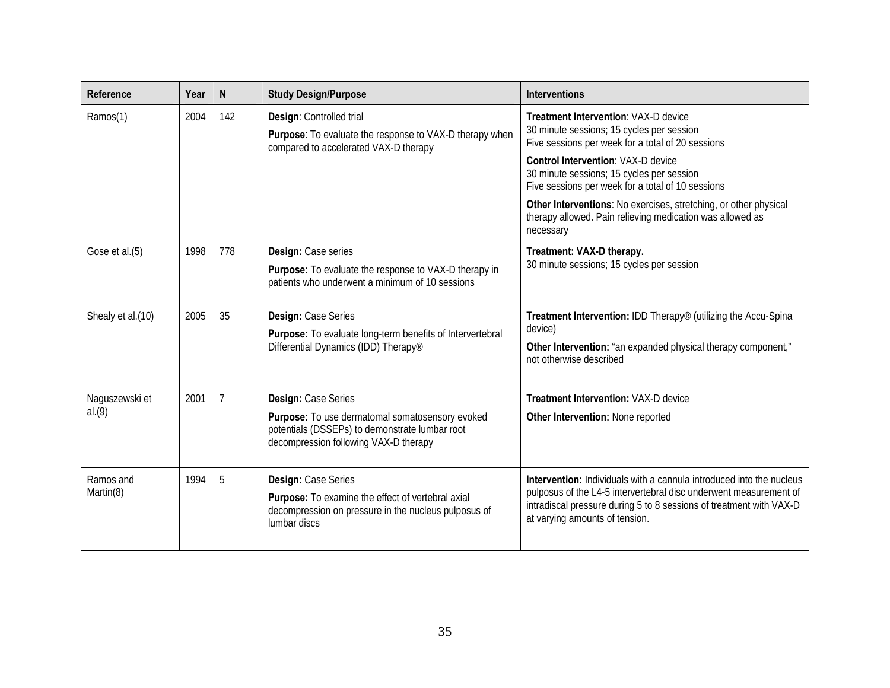| Reference | Year | N | Study Design/Purpose | Interventions |
|---|---|---|---|---|
| Ramos(1) | 2004 | 142 | **Design**: Controlled trial<br>**Purpose**: To evaluate the response to VAX-D therapy when compared to accelerated VAX-D therapy | **Treatment Intervention**: VAX-D device<br>30 minute sessions; 15 cycles per session<br>Five sessions per week for a total of 20 sessions<br>**Control Intervention**: VAX-D device<br>30 minute sessions; 15 cycles per session<br>Five sessions per week for a total of 10 sessions<br>**Other Interventions**: No exercises, stretching, or other physical therapy allowed. Pain relieving medication was allowed as necessary |
| Gose et al.(5) | 1998 | 778 | **Design:** Case series<br>**Purpose:** To evaluate the response to VAX-D therapy in patients who underwent a minimum of 10 sessions | **Treatment: VAX-D therapy.**<br>30 minute sessions; 15 cycles per session |
| Shealy et al.(10) | 2005 | 35 | **Design:** Case Series<br>**Purpose:** To evaluate long-term benefits of Intervertebral Differential Dynamics (IDD) Therapy® | **Treatment Intervention:** IDD Therapy® (utilizing the Accu-Spina device)<br>**Other Intervention:** "an expanded physical therapy component," not otherwise described |
| Naguszewski et al.(9) | 2001 | 7 | **Design:** Case Series<br>**Purpose:** To use dermatomal somatosensory evoked potentials (DSSEPs) to demonstrate lumbar root decompression following VAX-D therapy | **Treatment Intervention:** VAX-D device<br>**Other Intervention:** None reported |
| Ramos and Martin(8) | 1994 | 5 | **Design:** Case Series<br>**Purpose:** To examine the effect of vertebral axial decompression on pressure in the nucleus pulposus of lumbar discs | **Intervention:** Individuals with a cannula introduced into the nucleus pulposus of the L4-5 intervertebral disc underwent measurement of intradiscal pressure during 5 to 8 sessions of treatment with VAX-D at varying amounts of tension. |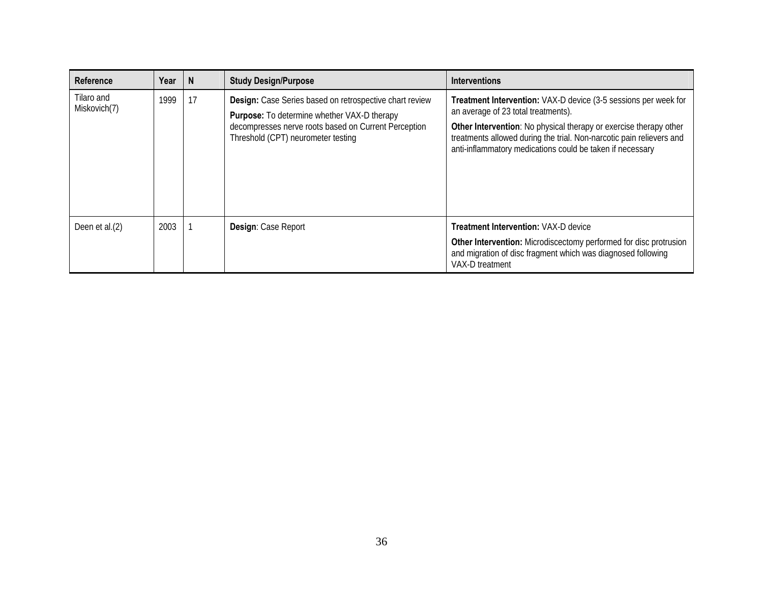| Reference | Year | N | Study Design/Purpose | Interventions |
|---|---|---|---|---|
| Tilaro and Miskovich(7) | 1999 | 17 | **Design:** Case Series based on retrospective chart review<br>**Purpose:** To determine whether VAX-D therapy decompresses nerve roots based on Current Perception Threshold (CPT) neurometer testing | **Treatment Intervention:** VAX-D device (3-5 sessions per week for an average of 23 total treatments).<br>**Other Intervention**: No physical therapy or exercise therapy other treatments allowed during the trial. Non-narcotic pain relievers and anti-inflammatory medications could be taken if necessary |
| Deen et al.(2) | 2003 | 1 | **Design**: Case Report | **Treatment Intervention:** VAX-D device<br>**Other Intervention:** Microdiscectomy performed for disc protrusion and migration of disc fragment which was diagnosed following VAX-D treatment |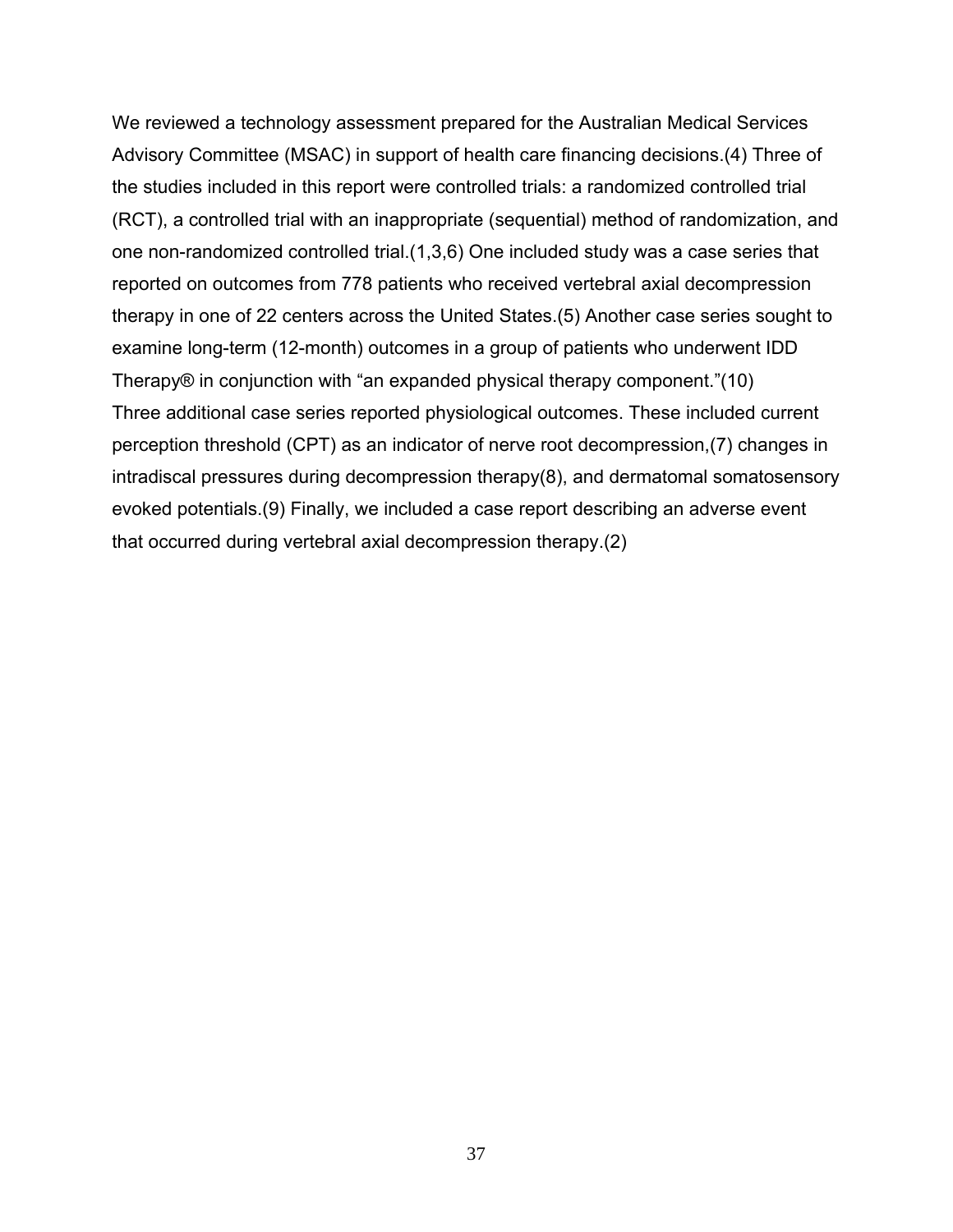We reviewed a technology assessment prepared for the Australian Medical Services Advisory Committee (MSAC) in support of health care financing decisions.(4) Three of the studies included in this report were controlled trials: a randomized controlled trial (RCT), a controlled trial with an inappropriate (sequential) method of randomization, and one non-randomized controlled trial.(1,3,6) One included study was a case series that reported on outcomes from 778 patients who received vertebral axial decompression therapy in one of 22 centers across the United States.(5) Another case series sought to examine long-term (12-month) outcomes in a group of patients who underwent IDD Therapy® in conjunction with "an expanded physical therapy component."(10)
Three additional case series reported physiological outcomes. These included current perception threshold (CPT) as an indicator of nerve root decompression,(7) changes in intradiscal pressures during decompression therapy(8), and dermatomal somatosensory evoked potentials.(9) Finally, we included a case report describing an adverse event that occurred during vertebral axial decompression therapy.(2)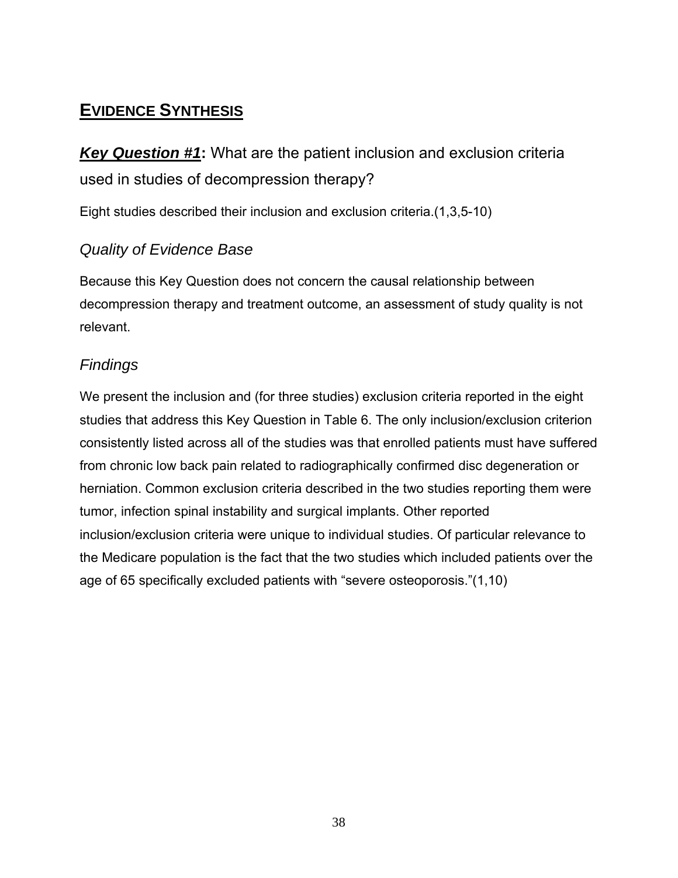## EVIDENCE SYNTHESIS

### ***Key Question #1***: What are the patient inclusion and exclusion criteria used in studies of decompression therapy?

Eight studies described their inclusion and exclusion criteria.(1,3,5-10)

#### *Quality of Evidence Base*

Because this Key Question does not concern the causal relationship between decompression therapy and treatment outcome, an assessment of study quality is not relevant.

#### *Findings*

We present the inclusion and (for three studies) exclusion criteria reported in the eight studies that address this Key Question in Table 6. The only inclusion/exclusion criterion consistently listed across all of the studies was that enrolled patients must have suffered from chronic low back pain related to radiographically confirmed disc degeneration or herniation. Common exclusion criteria described in the two studies reporting them were tumor, infection spinal instability and surgical implants. Other reported inclusion/exclusion criteria were unique to individual studies. Of particular relevance to the Medicare population is the fact that the two studies which included patients over the age of 65 specifically excluded patients with "severe osteoporosis."(1,10)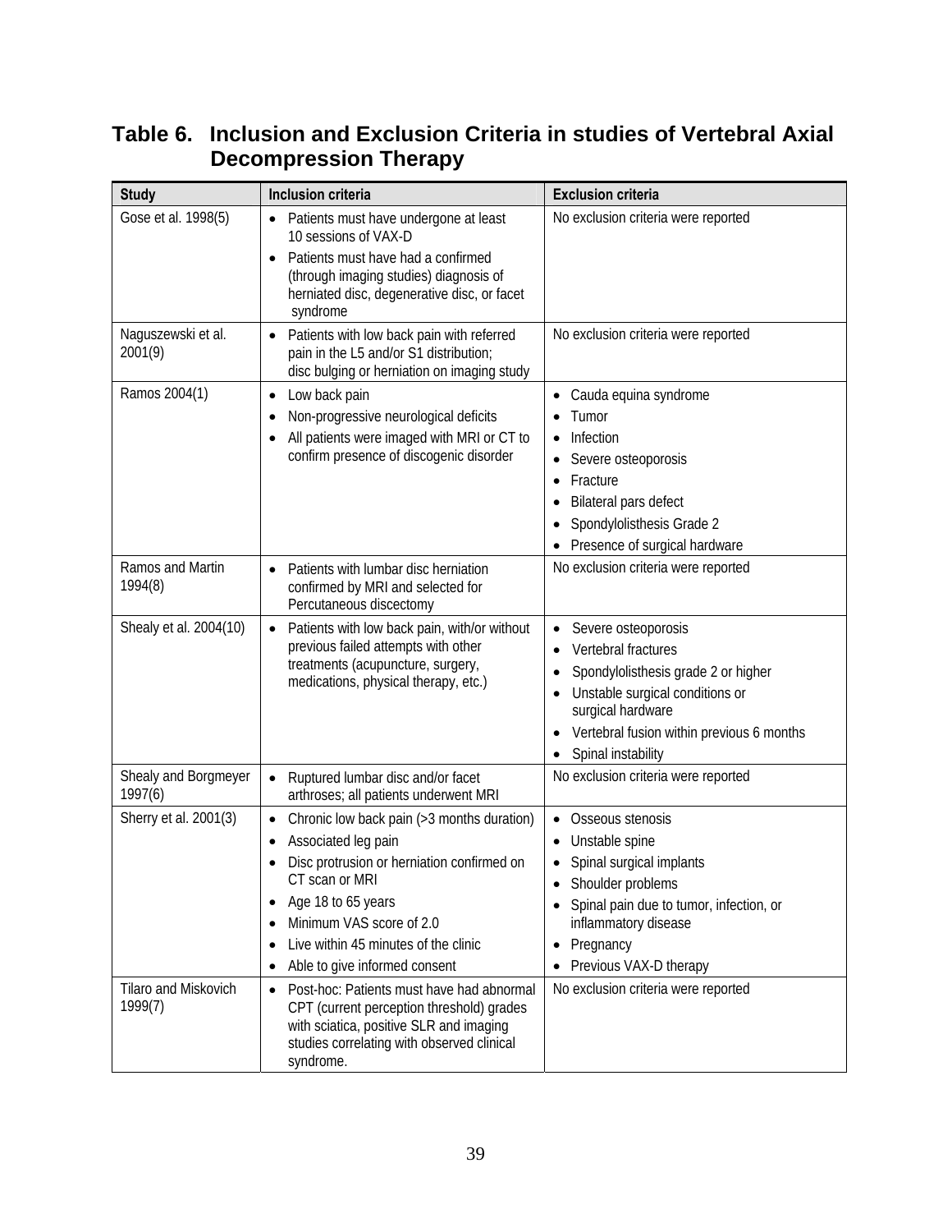## Table 6. Inclusion and Exclusion Criteria in studies of Vertebral Axial Decompression Therapy

| Study | Inclusion criteria | Exclusion criteria |
|---|---|---|
| Gose et al. 1998(5) | • Patients must have undergone at least 10 sessions of VAX-D<br>• Patients must have had a confirmed (through imaging studies) diagnosis of herniated disc, degenerative disc, or facet syndrome | No exclusion criteria were reported |
| Naguszewski et al. 2001(9) | • Patients with low back pain with referred pain in the L5 and/or S1 distribution; disc bulging or herniation on imaging study | No exclusion criteria were reported |
| Ramos 2004(1) | • Low back pain<br>• Non-progressive neurological deficits<br>• All patients were imaged with MRI or CT to confirm presence of discogenic disorder | • Cauda equina syndrome<br>• Tumor<br>• Infection<br>• Severe osteoporosis<br>• Fracture<br>• Bilateral pars defect<br>• Spondylolisthesis Grade 2<br>• Presence of surgical hardware |
| Ramos and Martin 1994(8) | • Patients with lumbar disc herniation confirmed by MRI and selected for Percutaneous discectomy | No exclusion criteria were reported |
| Shealy et al. 2004(10) | • Patients with low back pain, with/or without previous failed attempts with other treatments (acupuncture, surgery, medications, physical therapy, etc.) | • Severe osteoporosis<br>• Vertebral fractures<br>• Spondylolisthesis grade 2 or higher<br>• Unstable surgical conditions or surgical hardware<br>• Vertebral fusion within previous 6 months<br>• Spinal instability |
| Shealy and Borgmeyer 1997(6) | • Ruptured lumbar disc and/or facet arthroses; all patients underwent MRI | No exclusion criteria were reported |
| Sherry et al. 2001(3) | • Chronic low back pain (>3 months duration)<br>• Associated leg pain<br>• Disc protrusion or herniation confirmed on CT scan or MRI<br>• Age 18 to 65 years<br>• Minimum VAS score of 2.0<br>• Live within 45 minutes of the clinic<br>• Able to give informed consent | • Osseous stenosis<br>• Unstable spine<br>• Spinal surgical implants<br>• Shoulder problems<br>• Spinal pain due to tumor, infection, or inflammatory disease<br>• Pregnancy<br>• Previous VAX-D therapy |
| Tilaro and Miskovich 1999(7) | • Post-hoc: Patients must have had abnormal CPT (current perception threshold) grades with sciatica, positive SLR and imaging studies correlating with observed clinical syndrome. | No exclusion criteria were reported |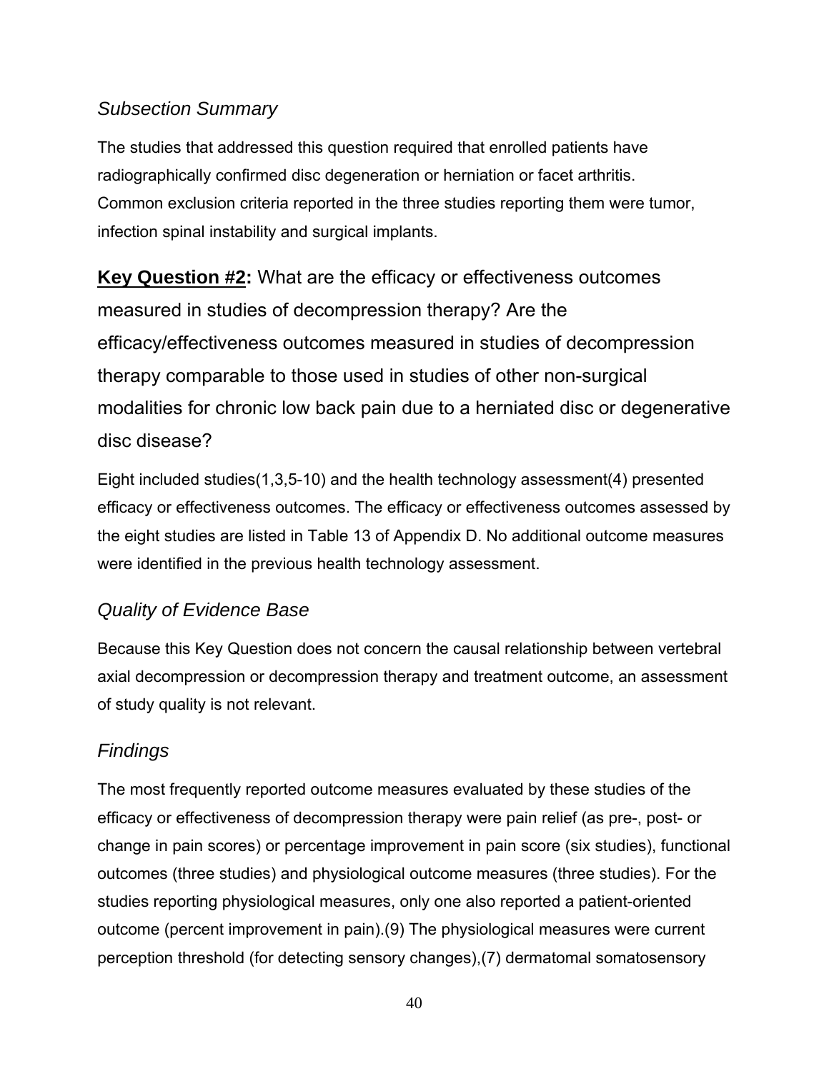### *Subsection Summary*

The studies that addressed this question required that enrolled patients have radiographically confirmed disc degeneration or herniation or facet arthritis. Common exclusion criteria reported in the three studies reporting them were tumor, infection spinal instability and surgical implants.

## **Key Question #2:** What are the efficacy or effectiveness outcomes measured in studies of decompression therapy? Are the efficacy/effectiveness outcomes measured in studies of decompression therapy comparable to those used in studies of other non-surgical modalities for chronic low back pain due to a herniated disc or degenerative disc disease?

Eight included studies(1,3,5-10) and the health technology assessment(4) presented efficacy or effectiveness outcomes. The efficacy or effectiveness outcomes assessed by the eight studies are listed in Table 13 of Appendix D. No additional outcome measures were identified in the previous health technology assessment.

### *Quality of Evidence Base*

Because this Key Question does not concern the causal relationship between vertebral axial decompression or decompression therapy and treatment outcome, an assessment of study quality is not relevant.

### *Findings*

The most frequently reported outcome measures evaluated by these studies of the efficacy or effectiveness of decompression therapy were pain relief (as pre-, post- or change in pain scores) or percentage improvement in pain score (six studies), functional outcomes (three studies) and physiological outcome measures (three studies). For the studies reporting physiological measures, only one also reported a patient-oriented outcome (percent improvement in pain).(9) The physiological measures were current perception threshold (for detecting sensory changes),(7) dermatomal somatosensory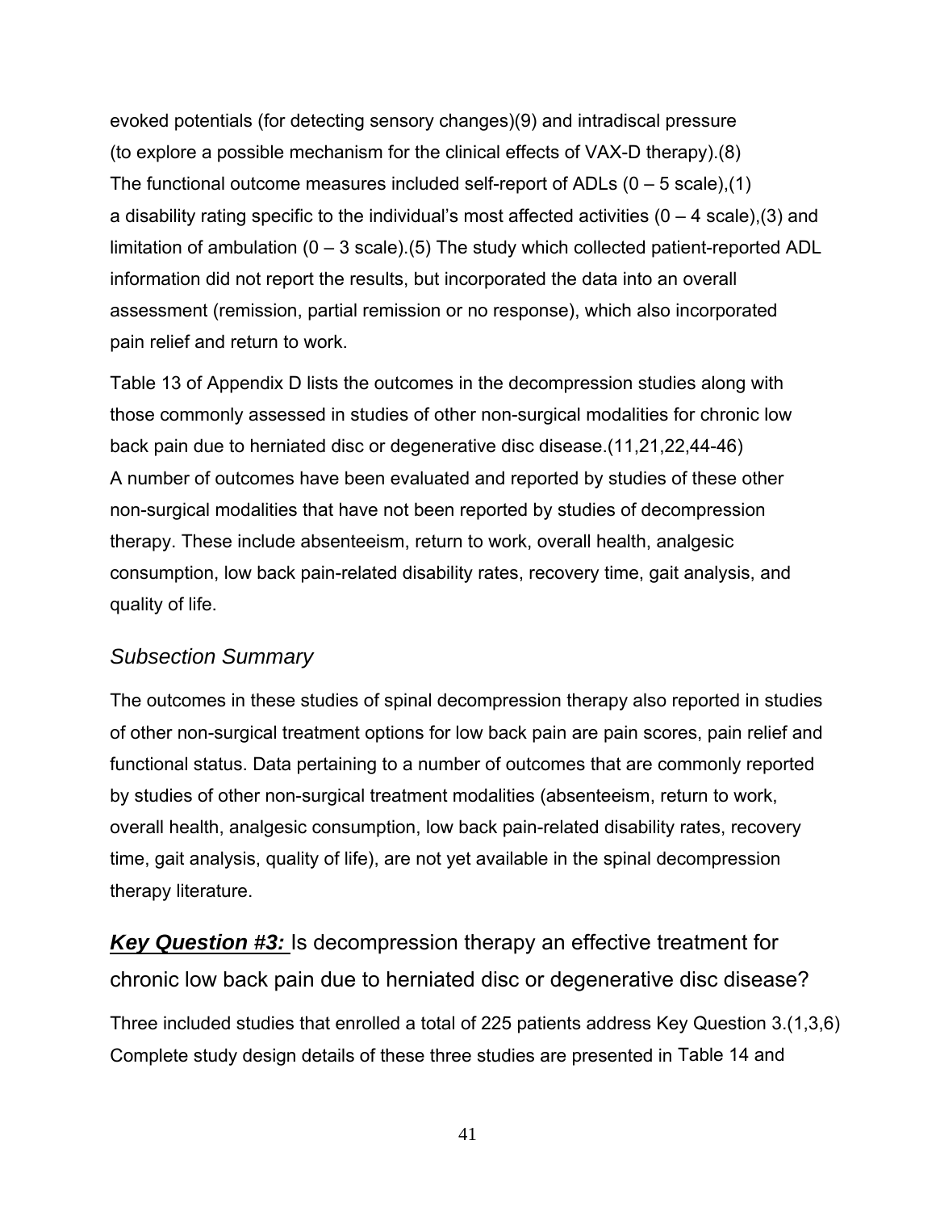evoked potentials (for detecting sensory changes)(9) and intradiscal pressure (to explore a possible mechanism for the clinical effects of VAX-D therapy).(8) The functional outcome measures included self-report of ADLs (0 – 5 scale),(1) a disability rating specific to the individual's most affected activities (0 – 4 scale),(3) and limitation of ambulation (0 – 3 scale).(5) The study which collected patient-reported ADL information did not report the results, but incorporated the data into an overall assessment (remission, partial remission or no response), which also incorporated pain relief and return to work.

Table 13 of Appendix D lists the outcomes in the decompression studies along with those commonly assessed in studies of other non-surgical modalities for chronic low back pain due to herniated disc or degenerative disc disease.(11,21,22,44-46) A number of outcomes have been evaluated and reported by studies of these other non-surgical modalities that have not been reported by studies of decompression therapy. These include absenteeism, return to work, overall health, analgesic consumption, low back pain-related disability rates, recovery time, gait analysis, and quality of life.

### *Subsection Summary*

The outcomes in these studies of spinal decompression therapy also reported in studies of other non-surgical treatment options for low back pain are pain scores, pain relief and functional status. Data pertaining to a number of outcomes that are commonly reported by studies of other non-surgical treatment modalities (absenteeism, return to work, overall health, analgesic consumption, low back pain-related disability rates, recovery time, gait analysis, quality of life), are not yet available in the spinal decompression therapy literature.

## ***Key Question #3:*** Is decompression therapy an effective treatment for chronic low back pain due to herniated disc or degenerative disc disease?

Three included studies that enrolled a total of 225 patients address Key Question 3.(1,3,6) Complete study design details of these three studies are presented in Table 14 and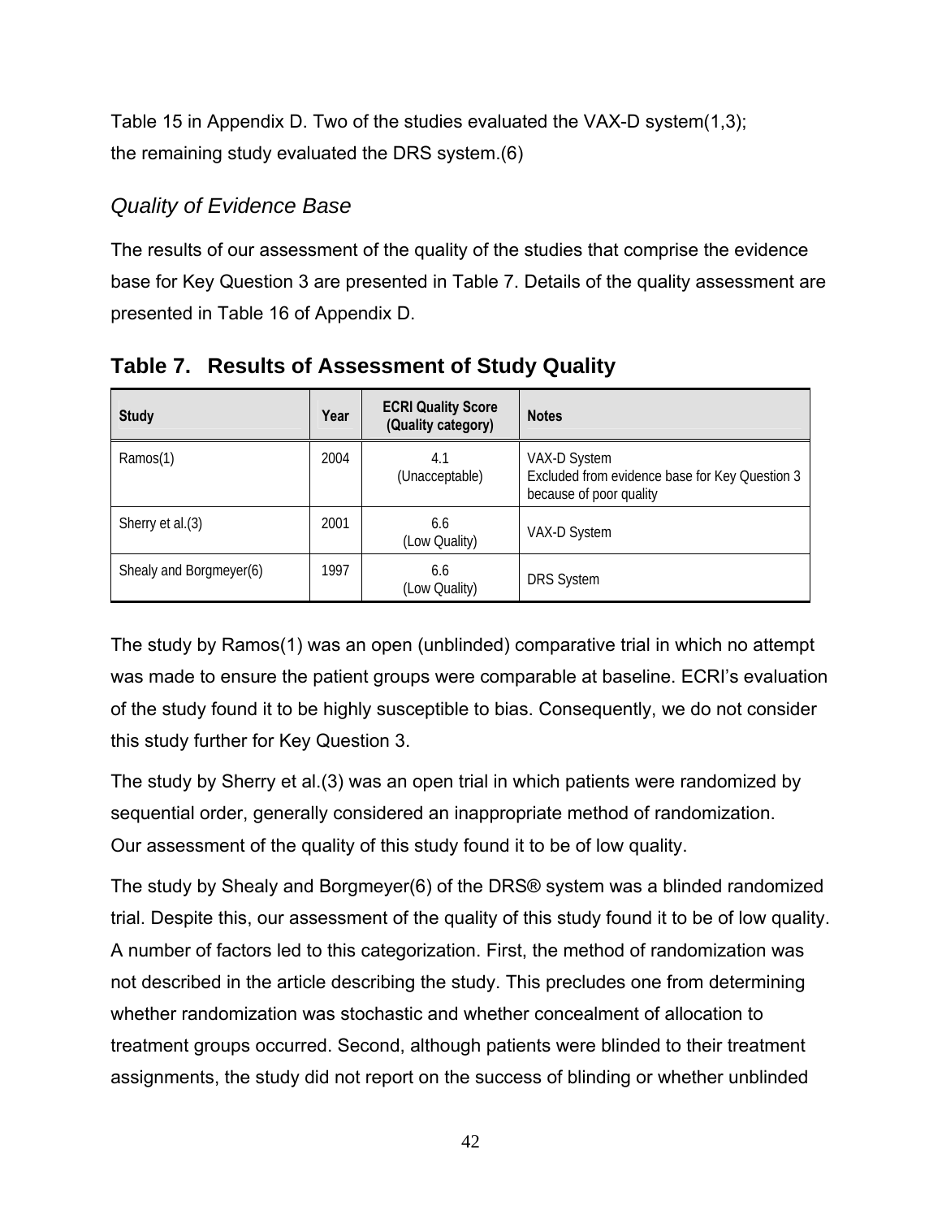Table 15 in Appendix D. Two of the studies evaluated the VAX-D system(1,3); the remaining study evaluated the DRS system.(6)

### *Quality of Evidence Base*

The results of our assessment of the quality of the studies that comprise the evidence base for Key Question 3 are presented in Table 7. Details of the quality assessment are presented in Table 16 of Appendix D.

## Table 7. Results of Assessment of Study Quality

| Study | Year | ECRI Quality Score (Quality category) | Notes |
|---|---|---|---|
| Ramos(1) | 2004 | 4.1 (Unacceptable) | VAX-D System Excluded from evidence base for Key Question 3 because of poor quality |
| Sherry et al.(3) | 2001 | 6.6 (Low Quality) | VAX-D System |
| Shealy and Borgmeyer(6) | 1997 | 6.6 (Low Quality) | DRS System |

The study by Ramos(1) was an open (unblinded) comparative trial in which no attempt was made to ensure the patient groups were comparable at baseline. ECRI's evaluation of the study found it to be highly susceptible to bias. Consequently, we do not consider this study further for Key Question 3.

The study by Sherry et al.(3) was an open trial in which patients were randomized by sequential order, generally considered an inappropriate method of randomization. Our assessment of the quality of this study found it to be of low quality.

The study by Shealy and Borgmeyer(6) of the DRS® system was a blinded randomized trial. Despite this, our assessment of the quality of this study found it to be of low quality. A number of factors led to this categorization. First, the method of randomization was not described in the article describing the study. This precludes one from determining whether randomization was stochastic and whether concealment of allocation to treatment groups occurred. Second, although patients were blinded to their treatment assignments, the study did not report on the success of blinding or whether unblinded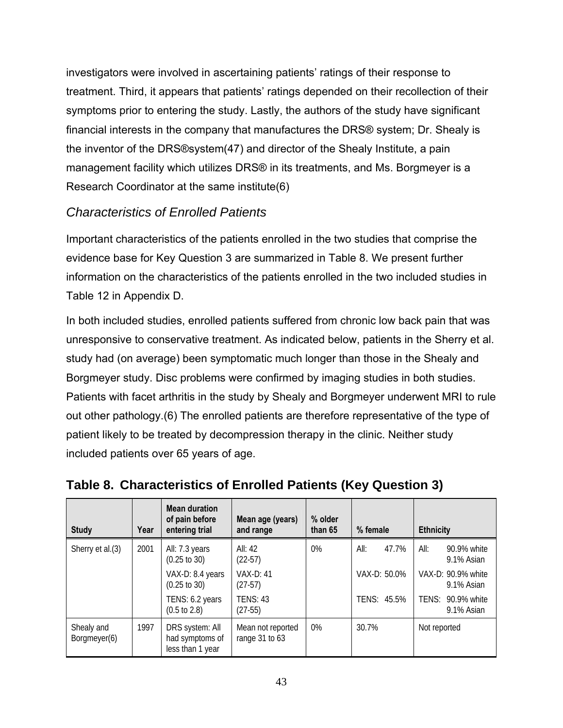investigators were involved in ascertaining patients' ratings of their response to treatment. Third, it appears that patients' ratings depended on their recollection of their symptoms prior to entering the study. Lastly, the authors of the study have significant financial interests in the company that manufactures the DRS® system; Dr. Shealy is the inventor of the DRS®system(47) and director of the Shealy Institute, a pain management facility which utilizes DRS® in its treatments, and Ms. Borgmeyer is a Research Coordinator at the same institute(6)

### *Characteristics of Enrolled Patients*

Important characteristics of the patients enrolled in the two studies that comprise the evidence base for Key Question 3 are summarized in Table 8. We present further information on the characteristics of the patients enrolled in the two included studies in Table 12 in Appendix D.

In both included studies, enrolled patients suffered from chronic low back pain that was unresponsive to conservative treatment. As indicated below, patients in the Sherry et al. study had (on average) been symptomatic much longer than those in the Shealy and Borgmeyer study. Disc problems were confirmed by imaging studies in both studies. Patients with facet arthritis in the study by Shealy and Borgmeyer underwent MRI to rule out other pathology.(6) The enrolled patients are therefore representative of the type of patient likely to be treated by decompression therapy in the clinic. Neither study included patients over 65 years of age.

## Table 8. Characteristics of Enrolled Patients (Key Question 3)

| Study | Year | Mean duration of pain before entering trial | Mean age (years) and range | % older than 65 | % female | Ethnicity |
|---|---|---|---|---|---|---|
| Sherry et al.(3) | 2001 | All: 7.3 years (0.25 to 30)<br>VAX-D: 8.4 years (0.25 to 30)<br>TENS: 6.2 years (0.5 to 2.8) | All: 42 (22-57)<br>VAX-D: 41 (27-57)<br>TENS: 43 (27-55) | 0% | All: 47.7%<br>VAX-D: 50.0%<br>TENS: 45.5% | All: 90.9% white 9.1% Asian<br>VAX-D: 90.9% white 9.1% Asian<br>TENS: 90.9% white 9.1% Asian |
| Shealy and Borgmeyer(6) | 1997 | DRS system: All had symptoms of less than 1 year | Mean not reported range 31 to 63 | 0% | 30.7% | Not reported |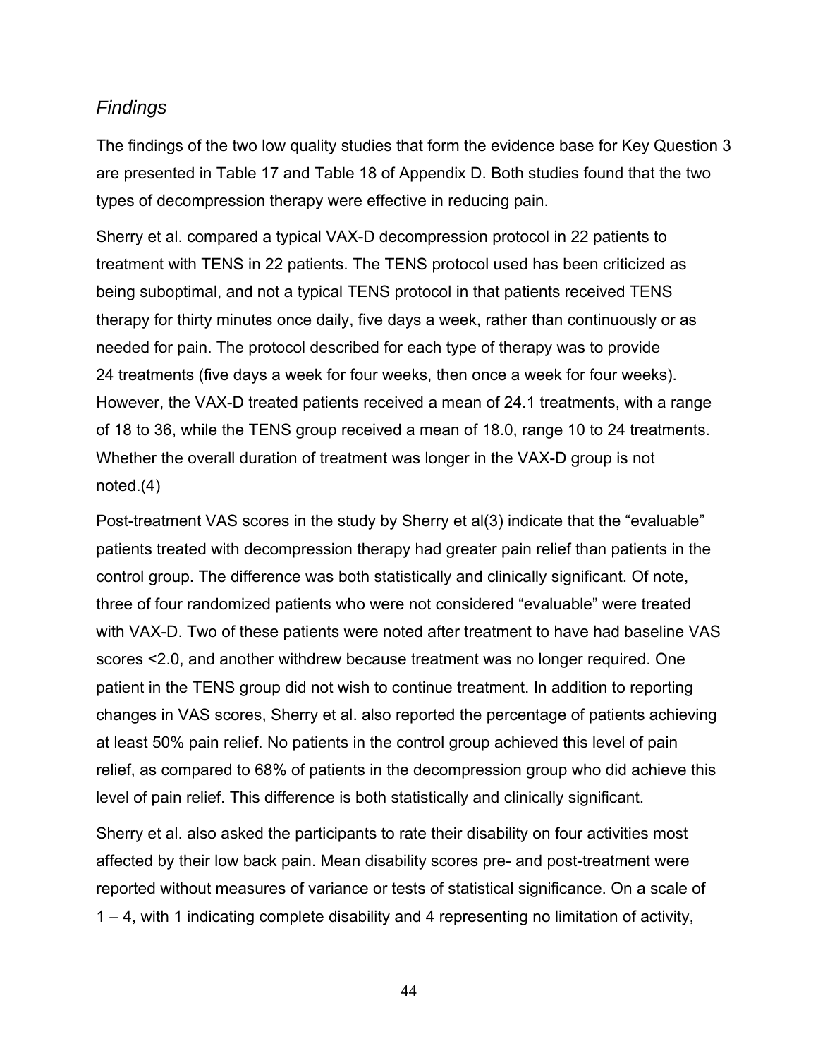### *Findings*

The findings of the two low quality studies that form the evidence base for Key Question 3 are presented in Table 17 and Table 18 of Appendix D. Both studies found that the two types of decompression therapy were effective in reducing pain.

Sherry et al. compared a typical VAX-D decompression protocol in 22 patients to treatment with TENS in 22 patients. The TENS protocol used has been criticized as being suboptimal, and not a typical TENS protocol in that patients received TENS therapy for thirty minutes once daily, five days a week, rather than continuously or as needed for pain. The protocol described for each type of therapy was to provide 24 treatments (five days a week for four weeks, then once a week for four weeks). However, the VAX-D treated patients received a mean of 24.1 treatments, with a range of 18 to 36, while the TENS group received a mean of 18.0, range 10 to 24 treatments. Whether the overall duration of treatment was longer in the VAX-D group is not noted.(4)

Post-treatment VAS scores in the study by Sherry et al(3) indicate that the "evaluable" patients treated with decompression therapy had greater pain relief than patients in the control group. The difference was both statistically and clinically significant. Of note, three of four randomized patients who were not considered "evaluable" were treated with VAX-D. Two of these patients were noted after treatment to have had baseline VAS scores <2.0, and another withdrew because treatment was no longer required. One patient in the TENS group did not wish to continue treatment. In addition to reporting changes in VAS scores, Sherry et al. also reported the percentage of patients achieving at least 50% pain relief. No patients in the control group achieved this level of pain relief, as compared to 68% of patients in the decompression group who did achieve this level of pain relief. This difference is both statistically and clinically significant.

Sherry et al. also asked the participants to rate their disability on four activities most affected by their low back pain. Mean disability scores pre- and post-treatment were reported without measures of variance or tests of statistical significance. On a scale of 1 – 4, with 1 indicating complete disability and 4 representing no limitation of activity,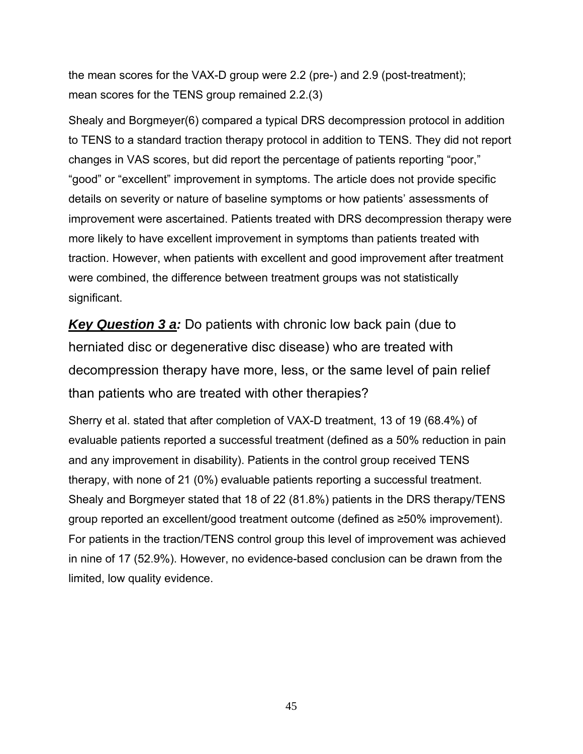the mean scores for the VAX-D group were 2.2 (pre-) and 2.9 (post-treatment); mean scores for the TENS group remained 2.2.(3)

Shealy and Borgmeyer(6) compared a typical DRS decompression protocol in addition to TENS to a standard traction therapy protocol in addition to TENS. They did not report changes in VAS scores, but did report the percentage of patients reporting "poor," "good" or "excellent" improvement in symptoms. The article does not provide specific details on severity or nature of baseline symptoms or how patients' assessments of improvement were ascertained. Patients treated with DRS decompression therapy were more likely to have excellent improvement in symptoms than patients treated with traction. However, when patients with excellent and good improvement after treatment were combined, the difference between treatment groups was not statistically significant.

***Key Question 3 a:*** Do patients with chronic low back pain (due to herniated disc or degenerative disc disease) who are treated with decompression therapy have more, less, or the same level of pain relief than patients who are treated with other therapies?

Sherry et al. stated that after completion of VAX-D treatment, 13 of 19 (68.4%) of evaluable patients reported a successful treatment (defined as a 50% reduction in pain and any improvement in disability). Patients in the control group received TENS therapy, with none of 21 (0%) evaluable patients reporting a successful treatment. Shealy and Borgmeyer stated that 18 of 22 (81.8%) patients in the DRS therapy/TENS group reported an excellent/good treatment outcome (defined as ≥50% improvement). For patients in the traction/TENS control group this level of improvement was achieved in nine of 17 (52.9%). However, no evidence-based conclusion can be drawn from the limited, low quality evidence.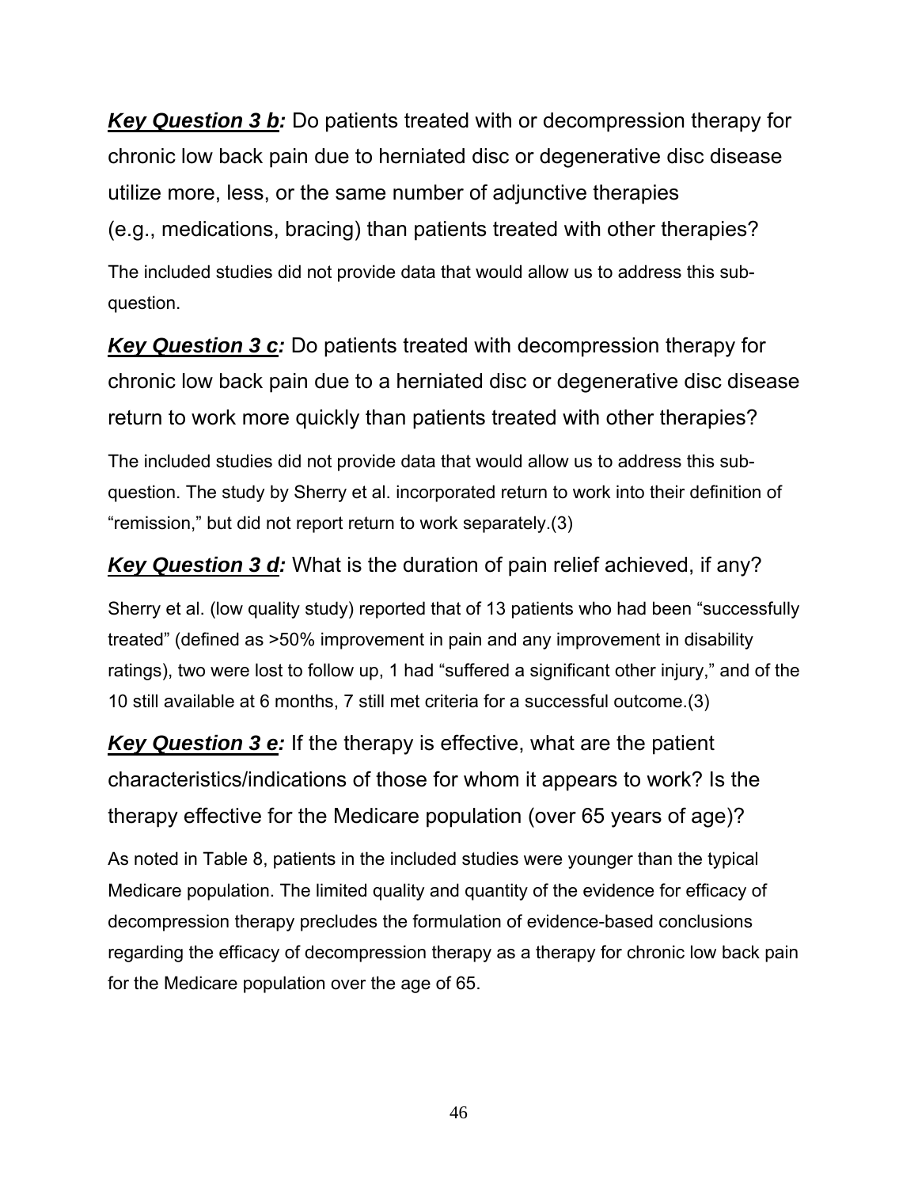***Key Question 3 b:*** Do patients treated with or decompression therapy for chronic low back pain due to herniated disc or degenerative disc disease utilize more, less, or the same number of adjunctive therapies (e.g., medications, bracing) than patients treated with other therapies?

The included studies did not provide data that would allow us to address this sub-question.

***Key Question 3 c:*** Do patients treated with decompression therapy for chronic low back pain due to a herniated disc or degenerative disc disease return to work more quickly than patients treated with other therapies?

The included studies did not provide data that would allow us to address this sub-question. The study by Sherry et al. incorporated return to work into their definition of "remission," but did not report return to work separately.(3)

***Key Question 3 d:*** What is the duration of pain relief achieved, if any?

Sherry et al. (low quality study) reported that of 13 patients who had been "successfully treated" (defined as >50% improvement in pain and any improvement in disability ratings), two were lost to follow up, 1 had "suffered a significant other injury," and of the 10 still available at 6 months, 7 still met criteria for a successful outcome.(3)

***Key Question 3 e:*** If the therapy is effective, what are the patient characteristics/indications of those for whom it appears to work? Is the therapy effective for the Medicare population (over 65 years of age)?

As noted in Table 8, patients in the included studies were younger than the typical Medicare population. The limited quality and quantity of the evidence for efficacy of decompression therapy precludes the formulation of evidence-based conclusions regarding the efficacy of decompression therapy as a therapy for chronic low back pain for the Medicare population over the age of 65.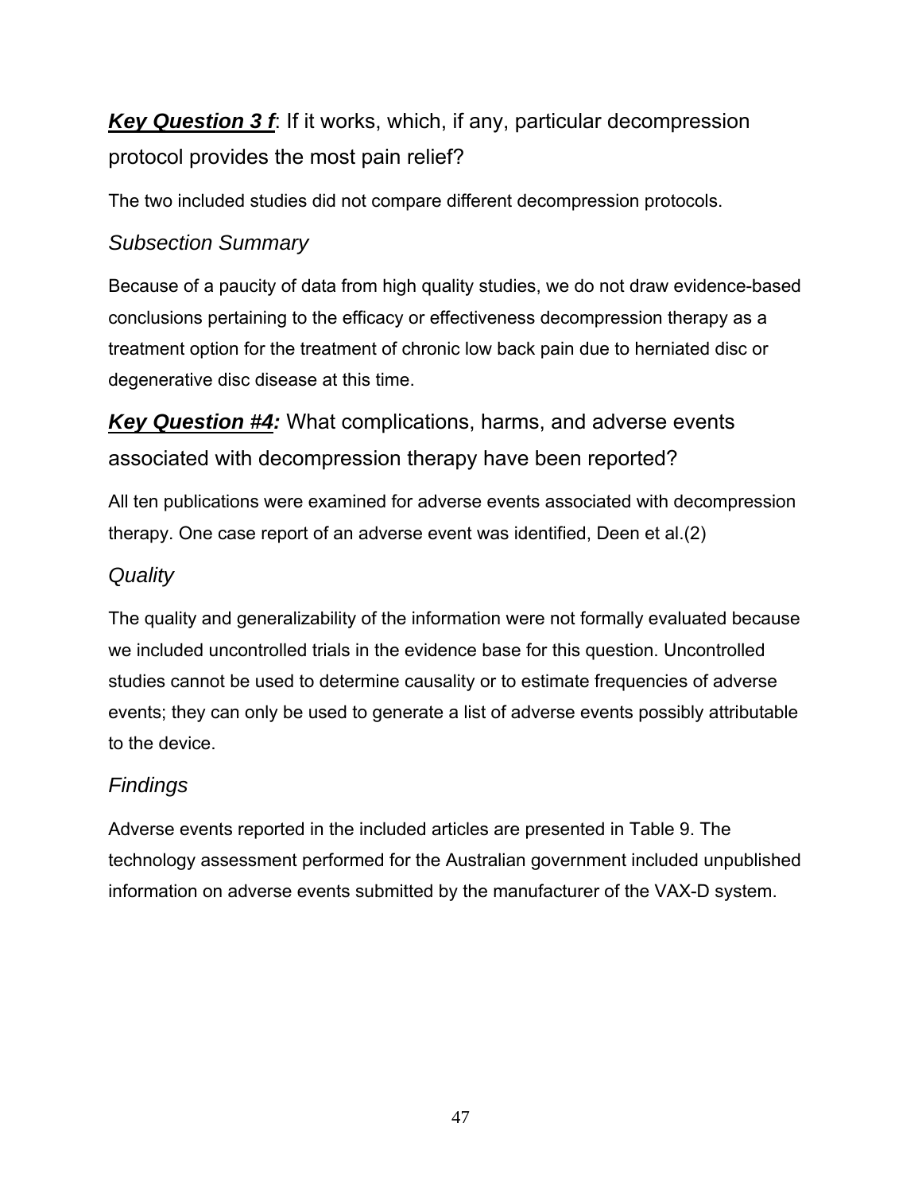## ***Key Question 3 f***: If it works, which, if any, particular decompression protocol provides the most pain relief?

The two included studies did not compare different decompression protocols.

### *Subsection Summary*

Because of a paucity of data from high quality studies, we do not draw evidence-based conclusions pertaining to the efficacy or effectiveness decompression therapy as a treatment option for the treatment of chronic low back pain due to herniated disc or degenerative disc disease at this time.

## ***Key Question #4:*** What complications, harms, and adverse events associated with decompression therapy have been reported?

All ten publications were examined for adverse events associated with decompression therapy. One case report of an adverse event was identified, Deen et al.(2)

### *Quality*

The quality and generalizability of the information were not formally evaluated because we included uncontrolled trials in the evidence base for this question. Uncontrolled studies cannot be used to determine causality or to estimate frequencies of adverse events; they can only be used to generate a list of adverse events possibly attributable to the device.

### *Findings*

Adverse events reported in the included articles are presented in Table 9. The technology assessment performed for the Australian government included unpublished information on adverse events submitted by the manufacturer of the VAX-D system.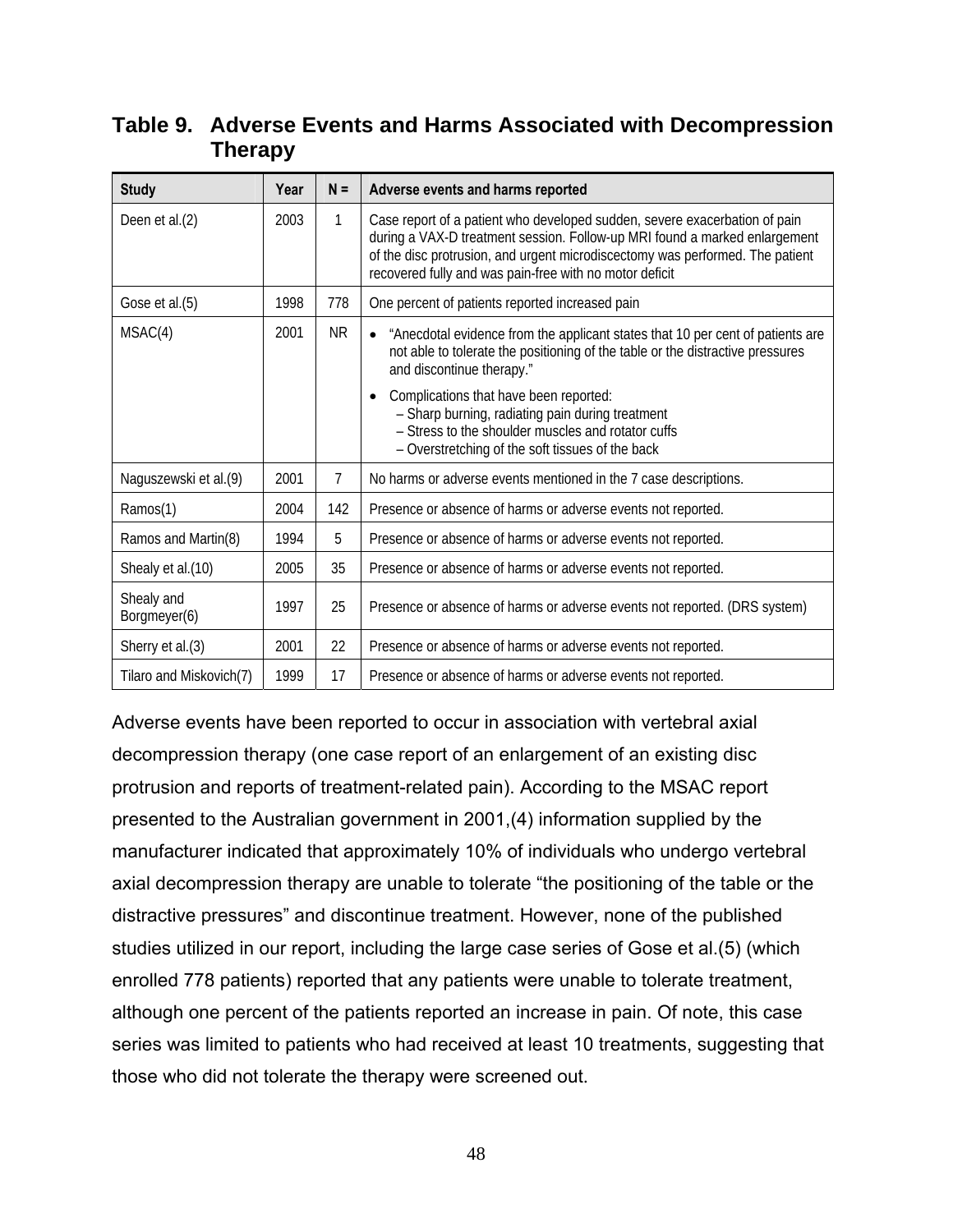## Table 9. Adverse Events and Harms Associated with Decompression Therapy

| Study | Year | N = | Adverse events and harms reported |
|---|---|---|---|
| Deen et al.(2) | 2003 | 1 | Case report of a patient who developed sudden, severe exacerbation of pain during a VAX-D treatment session. Follow-up MRI found a marked enlargement of the disc protrusion, and urgent microdiscectomy was performed. The patient recovered fully and was pain-free with no motor deficit |
| Gose et al.(5) | 1998 | 778 | One percent of patients reported increased pain |
| MSAC(4) | 2001 | NR | • "Anecdotal evidence from the applicant states that 10 per cent of patients are not able to tolerate the positioning of the table or the distractive pressures and discontinue therapy." • Complications that have been reported: – Sharp burning, radiating pain during treatment – Stress to the shoulder muscles and rotator cuffs – Overstretching of the soft tissues of the back |
| Naguszewski et al.(9) | 2001 | 7 | No harms or adverse events mentioned in the 7 case descriptions. |
| Ramos(1) | 2004 | 142 | Presence or absence of harms or adverse events not reported. |
| Ramos and Martin(8) | 1994 | 5 | Presence or absence of harms or adverse events not reported. |
| Shealy et al.(10) | 2005 | 35 | Presence or absence of harms or adverse events not reported. |
| Shealy and Borgmeyer(6) | 1997 | 25 | Presence or absence of harms or adverse events not reported. (DRS system) |
| Sherry et al.(3) | 2001 | 22 | Presence or absence of harms or adverse events not reported. |
| Tilaro and Miskovich(7) | 1999 | 17 | Presence or absence of harms or adverse events not reported. |

Adverse events have been reported to occur in association with vertebral axial decompression therapy (one case report of an enlargement of an existing disc protrusion and reports of treatment-related pain). According to the MSAC report presented to the Australian government in 2001,(4) information supplied by the manufacturer indicated that approximately 10% of individuals who undergo vertebral axial decompression therapy are unable to tolerate "the positioning of the table or the distractive pressures" and discontinue treatment. However, none of the published studies utilized in our report, including the large case series of Gose et al.(5) (which enrolled 778 patients) reported that any patients were unable to tolerate treatment, although one percent of the patients reported an increase in pain. Of note, this case series was limited to patients who had received at least 10 treatments, suggesting that those who did not tolerate the therapy were screened out.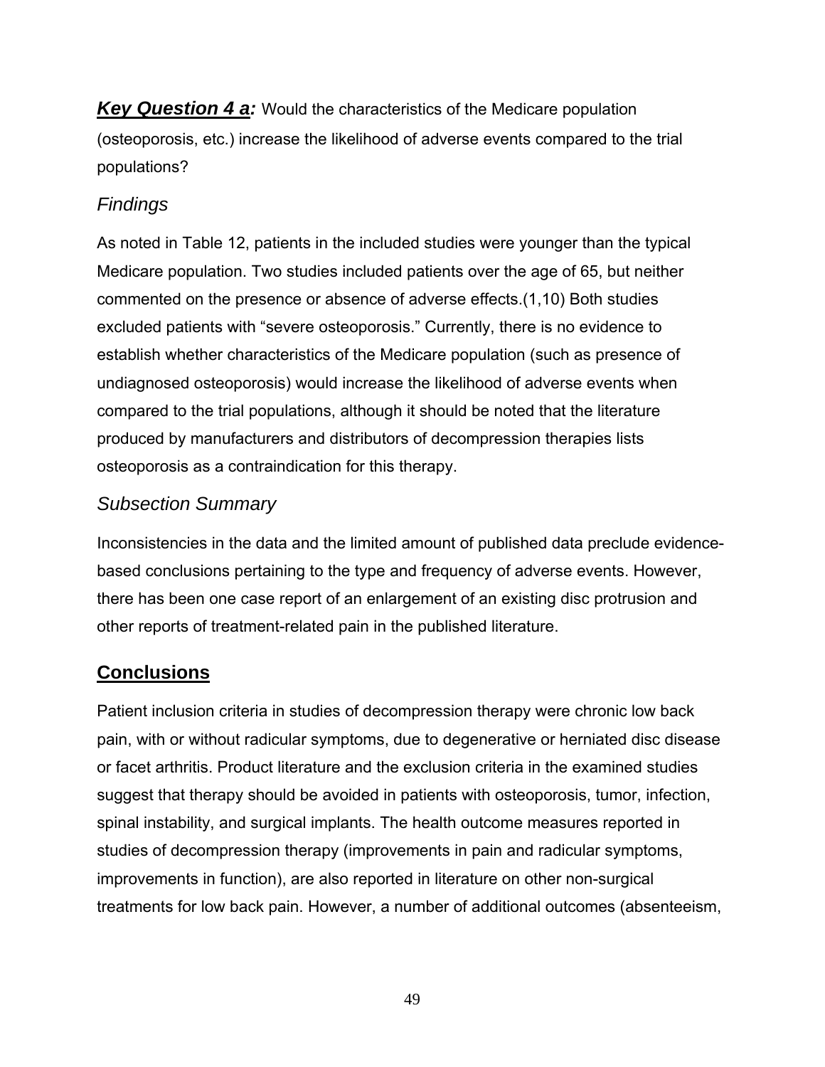***Key Question 4 a:*** Would the characteristics of the Medicare population (osteoporosis, etc.) increase the likelihood of adverse events compared to the trial populations?

### *Findings*

As noted in Table 12, patients in the included studies were younger than the typical Medicare population. Two studies included patients over the age of 65, but neither commented on the presence or absence of adverse effects.(1,10) Both studies excluded patients with "severe osteoporosis." Currently, there is no evidence to establish whether characteristics of the Medicare population (such as presence of undiagnosed osteoporosis) would increase the likelihood of adverse events when compared to the trial populations, although it should be noted that the literature produced by manufacturers and distributors of decompression therapies lists osteoporosis as a contraindication for this therapy.

### *Subsection Summary*

Inconsistencies in the data and the limited amount of published data preclude evidence-based conclusions pertaining to the type and frequency of adverse events. However, there has been one case report of an enlargement of an existing disc protrusion and other reports of treatment-related pain in the published literature.

## Conclusions

Patient inclusion criteria in studies of decompression therapy were chronic low back pain, with or without radicular symptoms, due to degenerative or herniated disc disease or facet arthritis. Product literature and the exclusion criteria in the examined studies suggest that therapy should be avoided in patients with osteoporosis, tumor, infection, spinal instability, and surgical implants. The health outcome measures reported in studies of decompression therapy (improvements in pain and radicular symptoms, improvements in function), are also reported in literature on other non-surgical treatments for low back pain. However, a number of additional outcomes (absenteeism,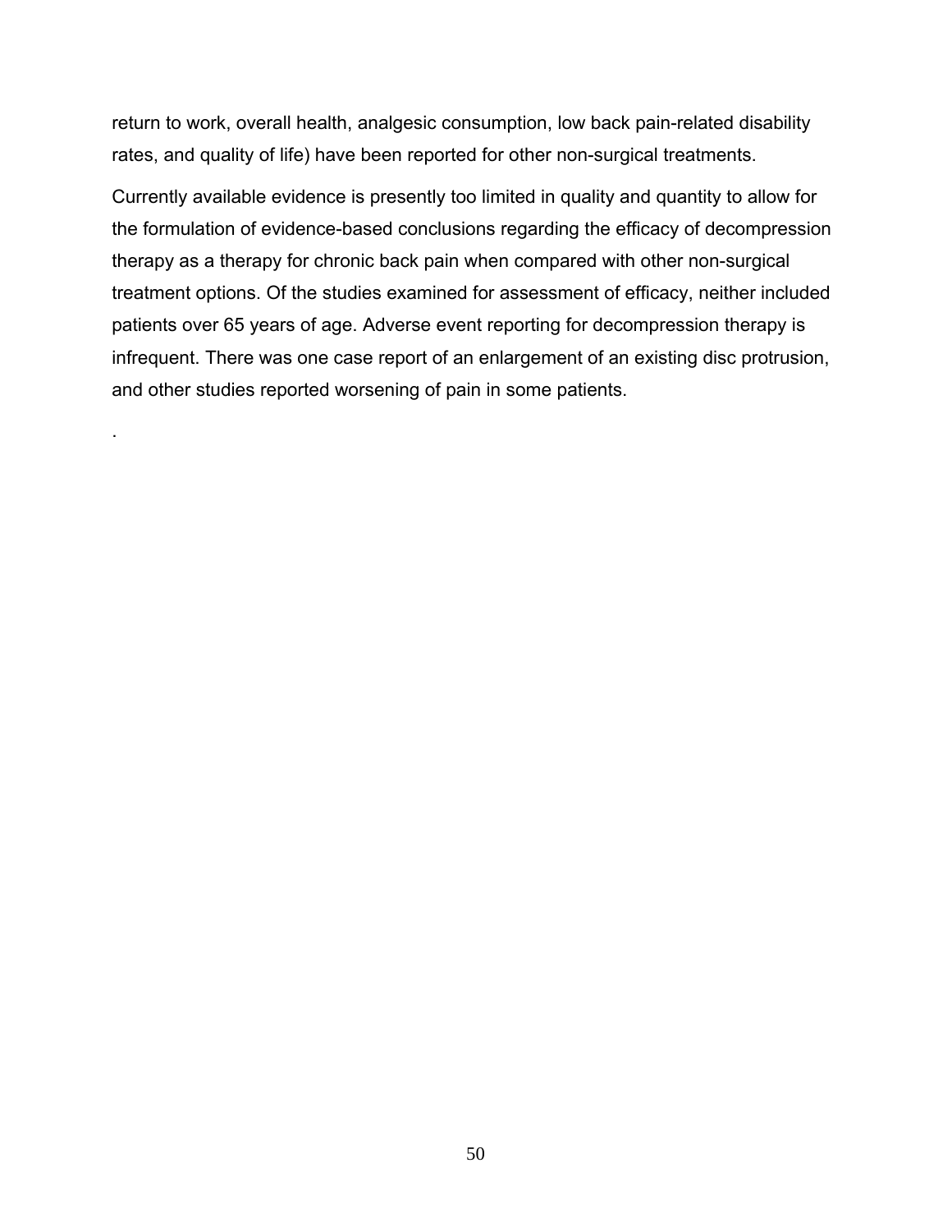return to work, overall health, analgesic consumption, low back pain-related disability rates, and quality of life) have been reported for other non-surgical treatments.

Currently available evidence is presently too limited in quality and quantity to allow for the formulation of evidence-based conclusions regarding the efficacy of decompression therapy as a therapy for chronic back pain when compared with other non-surgical treatment options. Of the studies examined for assessment of efficacy, neither included patients over 65 years of age. Adverse event reporting for decompression therapy is infrequent. There was one case report of an enlargement of an existing disc protrusion, and other studies reported worsening of pain in some patients.

.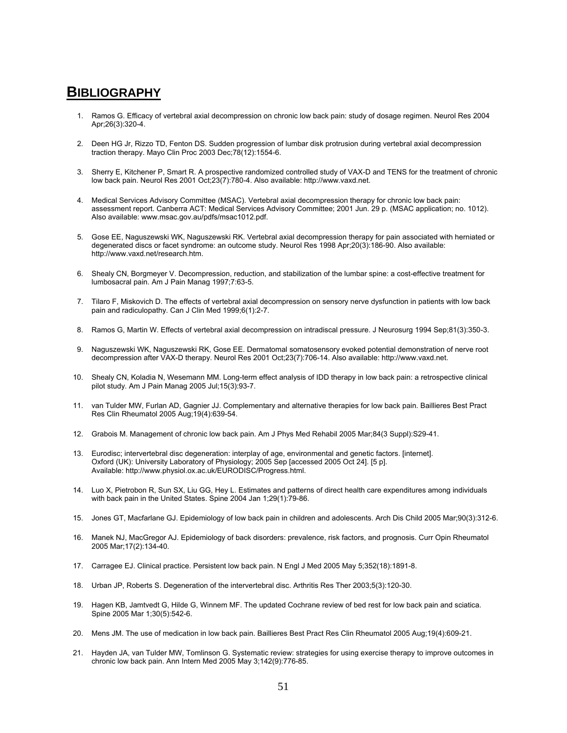# BIBLIOGRAPHY

1. Ramos G. Efficacy of vertebral axial decompression on chronic low back pain: study of dosage regimen. Neurol Res 2004 Apr;26(3):320-4.

2. Deen HG Jr, Rizzo TD, Fenton DS. Sudden progression of lumbar disk protrusion during vertebral axial decompression traction therapy. Mayo Clin Proc 2003 Dec;78(12):1554-6.

3. Sherry E, Kitchener P, Smart R. A prospective randomized controlled study of VAX-D and TENS for the treatment of chronic low back pain. Neurol Res 2001 Oct;23(7):780-4. Also available: http://www.vaxd.net.

4. Medical Services Advisory Committee (MSAC). Vertebral axial decompression therapy for chronic low back pain: assessment report. Canberra ACT: Medical Services Advisory Committee; 2001 Jun. 29 p. (MSAC application; no. 1012). Also available: www.msac.gov.au/pdfs/msac1012.pdf.

5. Gose EE, Naguszewski WK, Naguszewski RK. Vertebral axial decompression therapy for pain associated with herniated or degenerated discs or facet syndrome: an outcome study. Neurol Res 1998 Apr;20(3):186-90. Also available: http://www.vaxd.net/research.htm.

6. Shealy CN, Borgmeyer V. Decompression, reduction, and stabilization of the lumbar spine: a cost-effective treatment for lumbosacral pain. Am J Pain Manag 1997;7:63-5.

7. Tilaro F, Miskovich D. The effects of vertebral axial decompression on sensory nerve dysfunction in patients with low back pain and radiculopathy. Can J Clin Med 1999;6(1):2-7.

8. Ramos G, Martin W. Effects of vertebral axial decompression on intradiscal pressure. J Neurosurg 1994 Sep;81(3):350-3.

9. Naguszewski WK, Naguszewski RK, Gose EE. Dermatomal somatosensory evoked potential demonstration of nerve root decompression after VAX-D therapy. Neurol Res 2001 Oct;23(7):706-14. Also available: http://www.vaxd.net.

10. Shealy CN, Koladia N, Wesemann MM. Long-term effect analysis of IDD therapy in low back pain: a retrospective clinical pilot study. Am J Pain Manag 2005 Jul;15(3):93-7.

11. van Tulder MW, Furlan AD, Gagnier JJ. Complementary and alternative therapies for low back pain. Baillieres Best Pract Res Clin Rheumatol 2005 Aug;19(4):639-54.

12. Grabois M. Management of chronic low back pain. Am J Phys Med Rehabil 2005 Mar;84(3 Suppl):S29-41.

13. Eurodisc; intervertebral disc degeneration: interplay of age, environmental and genetic factors. [internet]. Oxford (UK): University Laboratory of Physiology; 2005 Sep [accessed 2005 Oct 24]. [5 p]. Available: http://www.physiol.ox.ac.uk/EURODISC/Progress.html.

14. Luo X, Pietrobon R, Sun SX, Liu GG, Hey L. Estimates and patterns of direct health care expenditures among individuals with back pain in the United States. Spine 2004 Jan 1;29(1):79-86.

15. Jones GT, Macfarlane GJ. Epidemiology of low back pain in children and adolescents. Arch Dis Child 2005 Mar;90(3):312-6.

16. Manek NJ, MacGregor AJ. Epidemiology of back disorders: prevalence, risk factors, and prognosis. Curr Opin Rheumatol 2005 Mar;17(2):134-40.

17. Carragee EJ. Clinical practice. Persistent low back pain. N Engl J Med 2005 May 5;352(18):1891-8.

18. Urban JP, Roberts S. Degeneration of the intervertebral disc. Arthritis Res Ther 2003;5(3):120-30.

19. Hagen KB, Jamtvedt G, Hilde G, Winnem MF. The updated Cochrane review of bed rest for low back pain and sciatica. Spine 2005 Mar 1;30(5):542-6.

20. Mens JM. The use of medication in low back pain. Baillieres Best Pract Res Clin Rheumatol 2005 Aug;19(4):609-21.

21. Hayden JA, van Tulder MW, Tomlinson G. Systematic review: strategies for using exercise therapy to improve outcomes in chronic low back pain. Ann Intern Med 2005 May 3;142(9):776-85.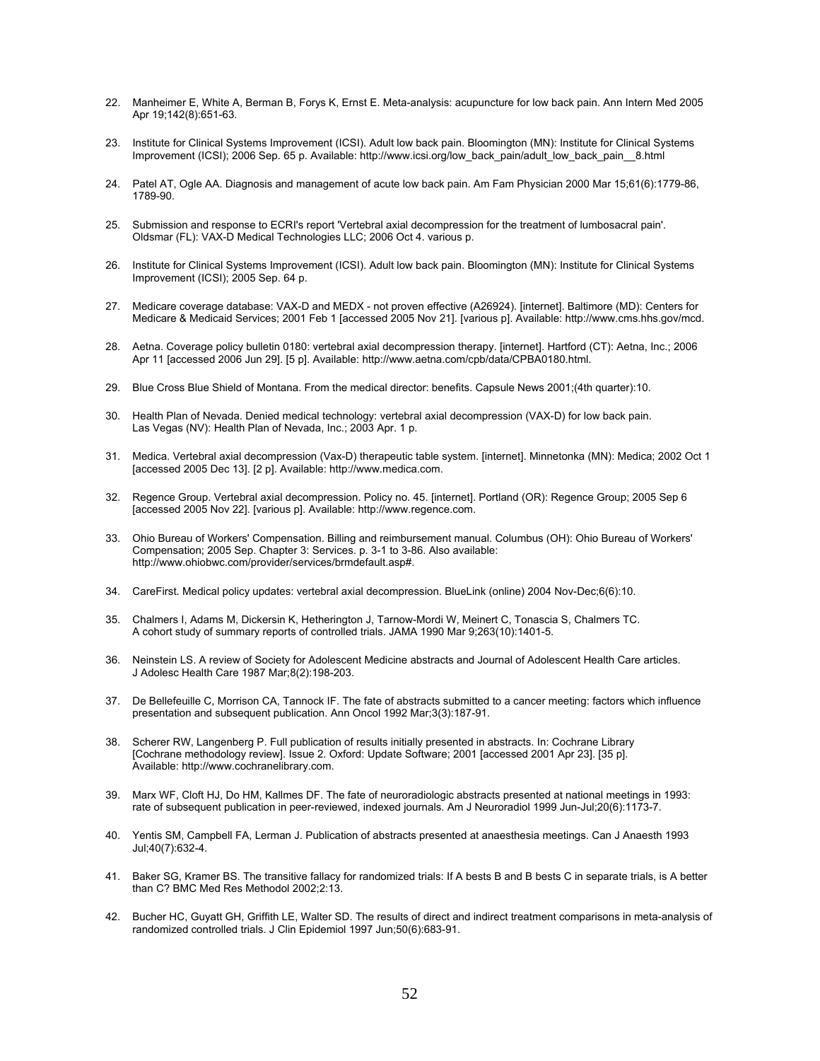22. Manheimer E, White A, Berman B, Forys K, Ernst E. Meta-analysis: acupuncture for low back pain. Ann Intern Med 2005 Apr 19;142(8):651-63.

23. Institute for Clinical Systems Improvement (ICSI). Adult low back pain. Bloomington (MN): Institute for Clinical Systems Improvement (ICSI); 2006 Sep. 65 p. Available: http://www.icsi.org/low_back_pain/adult_low_back_pain__8.html

24. Patel AT, Ogle AA. Diagnosis and management of acute low back pain. Am Fam Physician 2000 Mar 15;61(6):1779-86, 1789-90.

25. Submission and response to ECRI's report 'Vertebral axial decompression for the treatment of lumbosacral pain'. Oldsmar (FL): VAX-D Medical Technologies LLC; 2006 Oct 4. various p.

26. Institute for Clinical Systems Improvement (ICSI). Adult low back pain. Bloomington (MN): Institute for Clinical Systems Improvement (ICSI); 2005 Sep. 64 p.

27. Medicare coverage database: VAX-D and MEDX - not proven effective (A26924). [internet]. Baltimore (MD): Centers for Medicare & Medicaid Services; 2001 Feb 1 [accessed 2005 Nov 21]. [various p]. Available: http://www.cms.hhs.gov/mcd.

28. Aetna. Coverage policy bulletin 0180: vertebral axial decompression therapy. [internet]. Hartford (CT): Aetna, Inc.; 2006 Apr 11 [accessed 2006 Jun 29]. [5 p]. Available: http://www.aetna.com/cpb/data/CPBA0180.html.

29. Blue Cross Blue Shield of Montana. From the medical director: benefits. Capsule News 2001;(4th quarter):10.

30. Health Plan of Nevada. Denied medical technology: vertebral axial decompression (VAX-D) for low back pain. Las Vegas (NV): Health Plan of Nevada, Inc.; 2003 Apr. 1 p.

31. Medica. Vertebral axial decompression (Vax-D) therapeutic table system. [internet]. Minnetonka (MN): Medica; 2002 Oct 1 [accessed 2005 Dec 13]. [2 p]. Available: http://www.medica.com.

32. Regence Group. Vertebral axial decompression. Policy no. 45. [internet]. Portland (OR): Regence Group; 2005 Sep 6 [accessed 2005 Nov 22]. [various p]. Available: http://www.regence.com.

33. Ohio Bureau of Workers' Compensation. Billing and reimbursement manual. Columbus (OH): Ohio Bureau of Workers' Compensation; 2005 Sep. Chapter 3: Services. p. 3-1 to 3-86. Also available: http://www.ohiobwc.com/provider/services/brmdefault.asp#.

34. CareFirst. Medical policy updates: vertebral axial decompression. BlueLink (online) 2004 Nov-Dec;6(6):10.

35. Chalmers I, Adams M, Dickersin K, Hetherington J, Tarnow-Mordi W, Meinert C, Tonascia S, Chalmers TC. A cohort study of summary reports of controlled trials. JAMA 1990 Mar 9;263(10):1401-5.

36. Neinstein LS. A review of Society for Adolescent Medicine abstracts and Journal of Adolescent Health Care articles. J Adolesc Health Care 1987 Mar;8(2):198-203.

37. De Bellefeuille C, Morrison CA, Tannock IF. The fate of abstracts submitted to a cancer meeting: factors which influence presentation and subsequent publication. Ann Oncol 1992 Mar;3(3):187-91.

38. Scherer RW, Langenberg P. Full publication of results initially presented in abstracts. In: Cochrane Library [Cochrane methodology review]. Issue 2. Oxford: Update Software; 2001 [accessed 2001 Apr 23]. [35 p]. Available: http://www.cochranelibrary.com.

39. Marx WF, Cloft HJ, Do HM, Kallmes DF. The fate of neuroradiologic abstracts presented at national meetings in 1993: rate of subsequent publication in peer-reviewed, indexed journals. Am J Neuroradiol 1999 Jun-Jul;20(6):1173-7.

40. Yentis SM, Campbell FA, Lerman J. Publication of abstracts presented at anaesthesia meetings. Can J Anaesth 1993 Jul;40(7):632-4.

41. Baker SG, Kramer BS. The transitive fallacy for randomized trials: If A bests B and B bests C in separate trials, is A better than C? BMC Med Res Methodol 2002;2:13.

42. Bucher HC, Guyatt GH, Griffith LE, Walter SD. The results of direct and indirect treatment comparisons in meta-analysis of randomized controlled trials. J Clin Epidemiol 1997 Jun;50(6):683-91.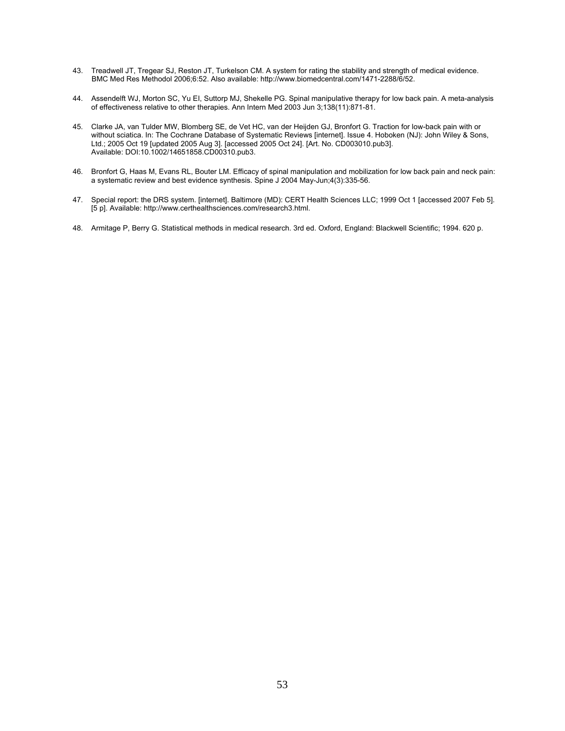43. Treadwell JT, Tregear SJ, Reston JT, Turkelson CM. A system for rating the stability and strength of medical evidence. BMC Med Res Methodol 2006;6:52. Also available: http://www.biomedcentral.com/1471-2288/6/52.

44. Assendelft WJ, Morton SC, Yu EI, Suttorp MJ, Shekelle PG. Spinal manipulative therapy for low back pain. A meta-analysis of effectiveness relative to other therapies. Ann Intern Med 2003 Jun 3;138(11):871-81.

45. Clarke JA, van Tulder MW, Blomberg SE, de Vet HC, van der Heijden GJ, Bronfort G. Traction for low-back pain with or without sciatica. In: The Cochrane Database of Systematic Reviews [internet]. Issue 4. Hoboken (NJ): John Wiley & Sons, Ltd.; 2005 Oct 19 [updated 2005 Aug 3]. [accessed 2005 Oct 24]. [Art. No. CD003010.pub3]. Available: DOI:10.1002/14651858.CD00310.pub3.

46. Bronfort G, Haas M, Evans RL, Bouter LM. Efficacy of spinal manipulation and mobilization for low back pain and neck pain: a systematic review and best evidence synthesis. Spine J 2004 May-Jun;4(3):335-56.

47. Special report: the DRS system. [internet]. Baltimore (MD): CERT Health Sciences LLC; 1999 Oct 1 [accessed 2007 Feb 5]. [5 p]. Available: http://www.certhealthsciences.com/research3.html.

48. Armitage P, Berry G. Statistical methods in medical research. 3rd ed. Oxford, England: Blackwell Scientific; 1994. 620 p.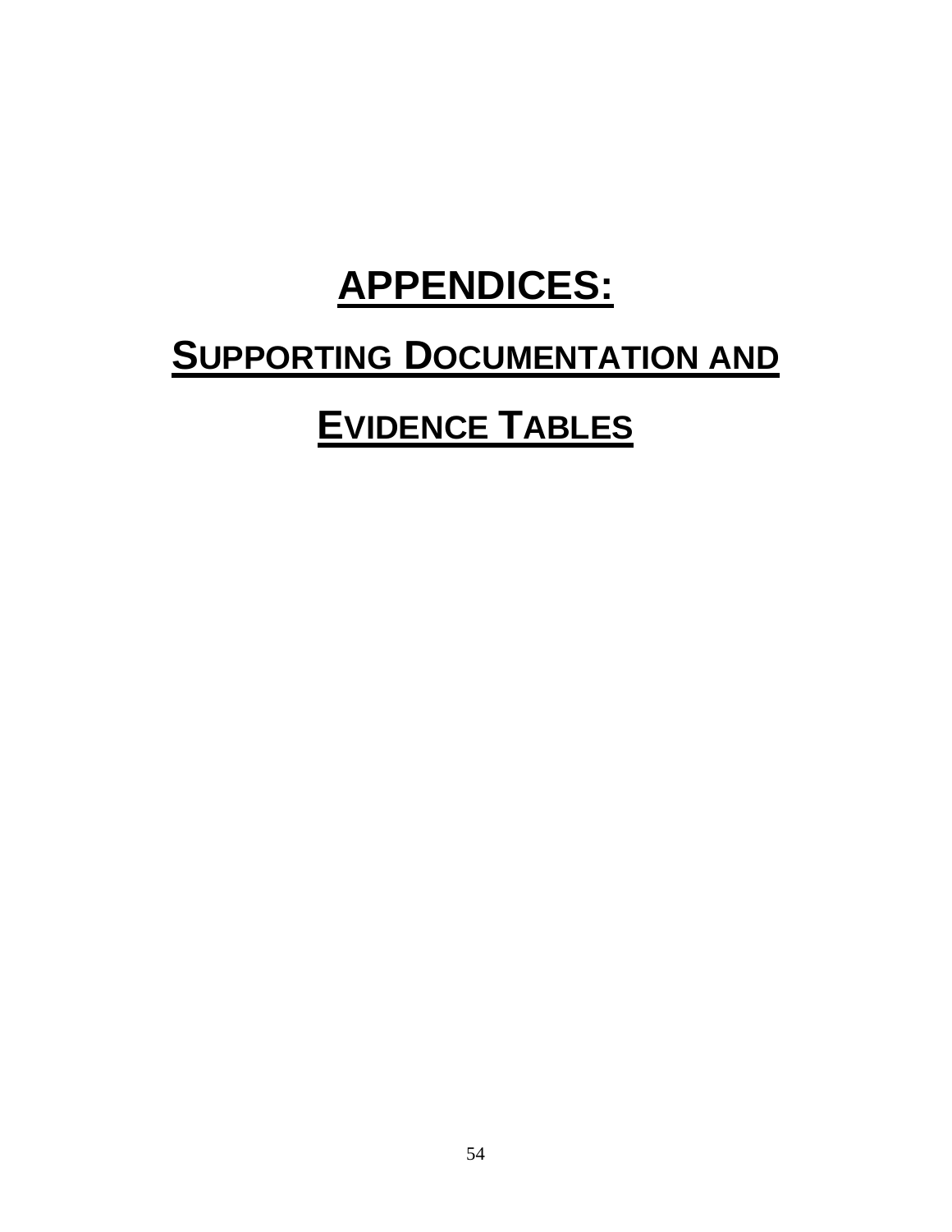# APPENDICES:

# SUPPORTING DOCUMENTATION AND EVIDENCE TABLES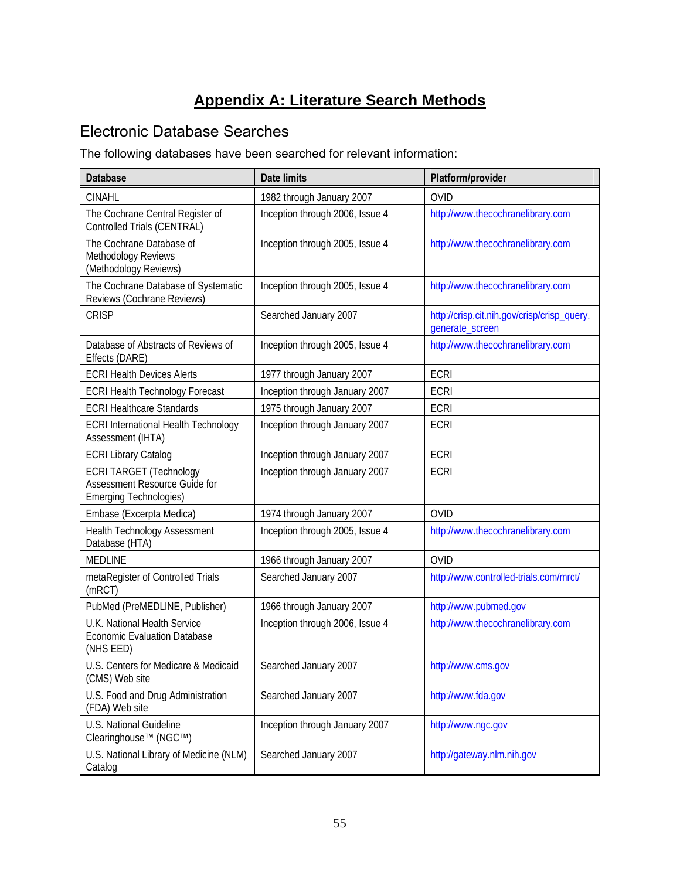# Appendix A: Literature Search Methods

## Electronic Database Searches

The following databases have been searched for relevant information:

| Database | Date limits | Platform/provider |
|---|---|---|
| CINAHL | 1982 through January 2007 | OVID |
| The Cochrane Central Register of Controlled Trials (CENTRAL) | Inception through 2006, Issue 4 | http://www.thecochranelibrary.com |
| The Cochrane Database of Methodology Reviews (Methodology Reviews) | Inception through 2005, Issue 4 | http://www.thecochranelibrary.com |
| The Cochrane Database of Systematic Reviews (Cochrane Reviews) | Inception through 2005, Issue 4 | http://www.thecochranelibrary.com |
| CRISP | Searched January 2007 | http://crisp.cit.nih.gov/crisp/crisp_query.generate_screen |
| Database of Abstracts of Reviews of Effects (DARE) | Inception through 2005, Issue 4 | http://www.thecochranelibrary.com |
| ECRI Health Devices Alerts | 1977 through January 2007 | ECRI |
| ECRI Health Technology Forecast | Inception through January 2007 | ECRI |
| ECRI Healthcare Standards | 1975 through January 2007 | ECRI |
| ECRI International Health Technology Assessment (IHTA) | Inception through January 2007 | ECRI |
| ECRI Library Catalog | Inception through January 2007 | ECRI |
| ECRI TARGET (Technology Assessment Resource Guide for Emerging Technologies) | Inception through January 2007 | ECRI |
| Embase (Excerpta Medica) | 1974 through January 2007 | OVID |
| Health Technology Assessment Database (HTA) | Inception through 2005, Issue 4 | http://www.thecochranelibrary.com |
| MEDLINE | 1966 through January 2007 | OVID |
| metaRegister of Controlled Trials (mRCT) | Searched January 2007 | http://www.controlled-trials.com/mrct/ |
| PubMed (PreMEDLINE, Publisher) | 1966 through January 2007 | http://www.pubmed.gov |
| U.K. National Health Service Economic Evaluation Database (NHS EED) | Inception through 2006, Issue 4 | http://www.thecochranelibrary.com |
| U.S. Centers for Medicare & Medicaid (CMS) Web site | Searched January 2007 | http://www.cms.gov |
| U.S. Food and Drug Administration (FDA) Web site | Searched January 2007 | http://www.fda.gov |
| U.S. National Guideline Clearinghouse™ (NGC™) | Inception through January 2007 | http://www.ngc.gov |
| U.S. National Library of Medicine (NLM) Catalog | Searched January 2007 | http://gateway.nlm.nih.gov |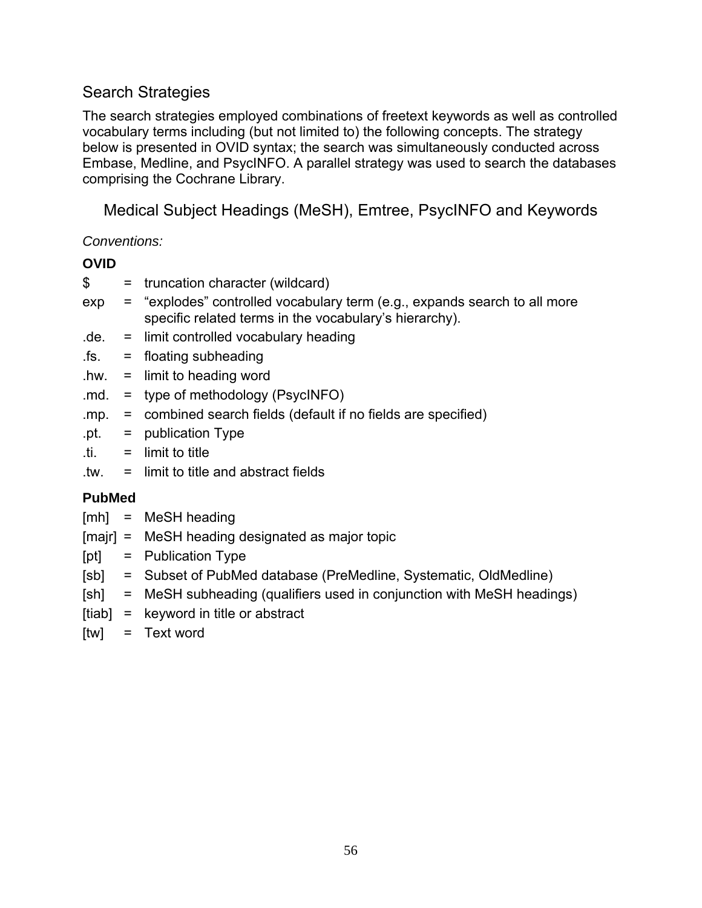## Search Strategies

The search strategies employed combinations of freetext keywords as well as controlled vocabulary terms including (but not limited to) the following concepts. The strategy below is presented in OVID syntax; the search was simultaneously conducted across Embase, Medline, and PsycINFO. A parallel strategy was used to search the databases comprising the Cochrane Library.

### Medical Subject Headings (MeSH), Emtree, PsycINFO and Keywords

*Conventions:*

**OVID**

| | | |
|---|---|---|
| $ | = | truncation character (wildcard) |
| exp | = | "explodes" controlled vocabulary term (e.g., expands search to all more specific related terms in the vocabulary's hierarchy). |
| .de. | = | limit controlled vocabulary heading |
| .fs. | = | floating subheading |
| .hw. | = | limit to heading word |
| .md. | = | type of methodology (PsycINFO) |
| .mp. | = | combined search fields (default if no fields are specified) |
| .pt. | = | publication Type |
| .ti. | = | limit to title |
| .tw. | = | limit to title and abstract fields |

**PubMed**

| | | |
|---|---|---|
| [mh] | = | MeSH heading |
| [majr] | = | MeSH heading designated as major topic |
| [pt] | = | Publication Type |
| [sb] | = | Subset of PubMed database (PreMedline, Systematic, OldMedline) |
| [sh] | = | MeSH subheading (qualifiers used in conjunction with MeSH headings) |
| [tiab] | = | keyword in title or abstract |
| [tw] | = | Text word |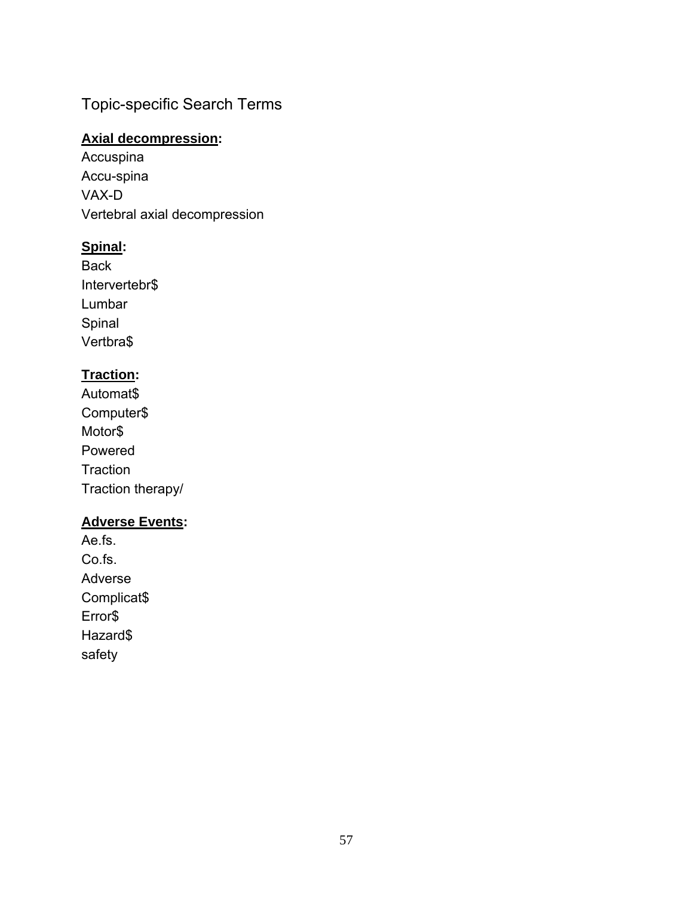## Topic-specific Search Terms

**Axial decompression:**

Accuspina
Accu-spina
VAX-D
Vertebral axial decompression

**Spinal:**

Back
Intervertebr$
Lumbar
Spinal
Vertbra$

**Traction:**

Automat$
Computer$
Motor$
Powered
Traction
Traction therapy/

**Adverse Events:**

Ae.fs.
Co.fs.
Adverse
Complicat$
Error$
Hazard$
safety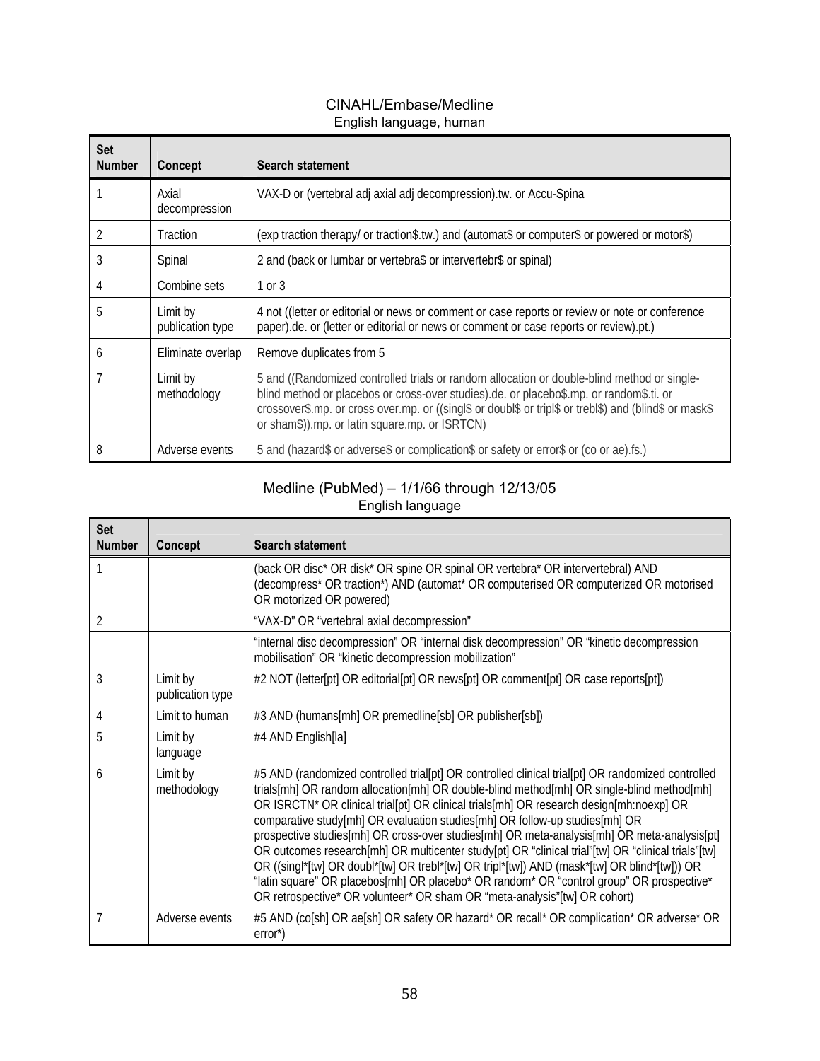CINAHL/Embase/Medline

English language, human

| Set Number | Concept | Search statement |
|---|---|---|
| 1 | Axial decompression | VAX-D or (vertebral adj axial adj decompression).tw. or Accu-Spina |
| 2 | Traction | (exp traction therapy/ or traction$.tw.) and (automat$ or computer$ or powered or motor$) |
| 3 | Spinal | 2 and (back or lumbar or vertebra$ or intervertebr$ or spinal) |
| 4 | Combine sets | 1 or 3 |
| 5 | Limit by publication type | 4 not ((letter or editorial or news or comment or case reports or review or note or conference paper).de. or (letter or editorial or news or comment or case reports or review).pt.) |
| 6 | Eliminate overlap | Remove duplicates from 5 |
| 7 | Limit by methodology | 5 and ((Randomized controlled trials or random allocation or double-blind method or single-blind method or placebos or cross-over studies).de. or placebo$.mp. or random$.ti. or crossover$.mp. or cross over.mp. or ((singl$ or doubl$ or tripl$ or trebl$) and (blind$ or mask$ or sham$)).mp. or latin square.mp. or ISRTCN) |
| 8 | Adverse events | 5 and (hazard$ or adverse$ or complication$ or safety or error$ or (co or ae).fs.) |

Medline (PubMed) – 1/1/66 through 12/13/05

English language

| Set Number | Concept | Search statement |
|---|---|---|
| 1 | | (back OR disc* OR disk* OR spine OR spinal OR vertebra* OR intervertebral) AND (decompress* OR traction*) AND (automat* OR computerised OR computerized OR motorised OR motorized OR powered) |
| 2 | | "VAX-D" OR "vertebral axial decompression" |
| | | "internal disc decompression" OR "internal disk decompression" OR "kinetic decompression mobilisation" OR "kinetic decompression mobilization" |
| 3 | Limit by publication type | #2 NOT (letter[pt] OR editorial[pt] OR news[pt] OR comment[pt] OR case reports[pt]) |
| 4 | Limit to human | #3 AND (humans[mh] OR premedline[sb] OR publisher[sb]) |
| 5 | Limit by language | #4 AND English[la] |
| 6 | Limit by methodology | #5 AND (randomized controlled trial[pt] OR controlled clinical trial[pt] OR randomized controlled trials[mh] OR random allocation[mh] OR double-blind method[mh] OR single-blind method[mh] OR ISRCTN* OR clinical trial[pt] OR clinical trials[mh] OR research design[mh:noexp] OR comparative study[mh] OR evaluation studies[mh] OR follow-up studies[mh] OR prospective studies[mh] OR cross-over studies[mh] OR meta-analysis[mh] OR meta-analysis[pt] OR outcomes research[mh] OR multicenter study[pt] OR "clinical trial"[tw] OR "clinical trials"[tw] OR ((singl*[tw] OR doubl*[tw] OR trebl*[tw] OR tripl*[tw]) AND (mask*[tw] OR blind*[tw])) OR "latin square" OR placebos[mh] OR placebo* OR random* OR "control group" OR prospective* OR retrospective* OR volunteer* OR sham OR "meta-analysis"[tw] OR cohort) |
| 7 | Adverse events | #5 AND (co[sh] OR ae[sh] OR safety OR hazard* OR recall* OR complication* OR adverse* OR error*) |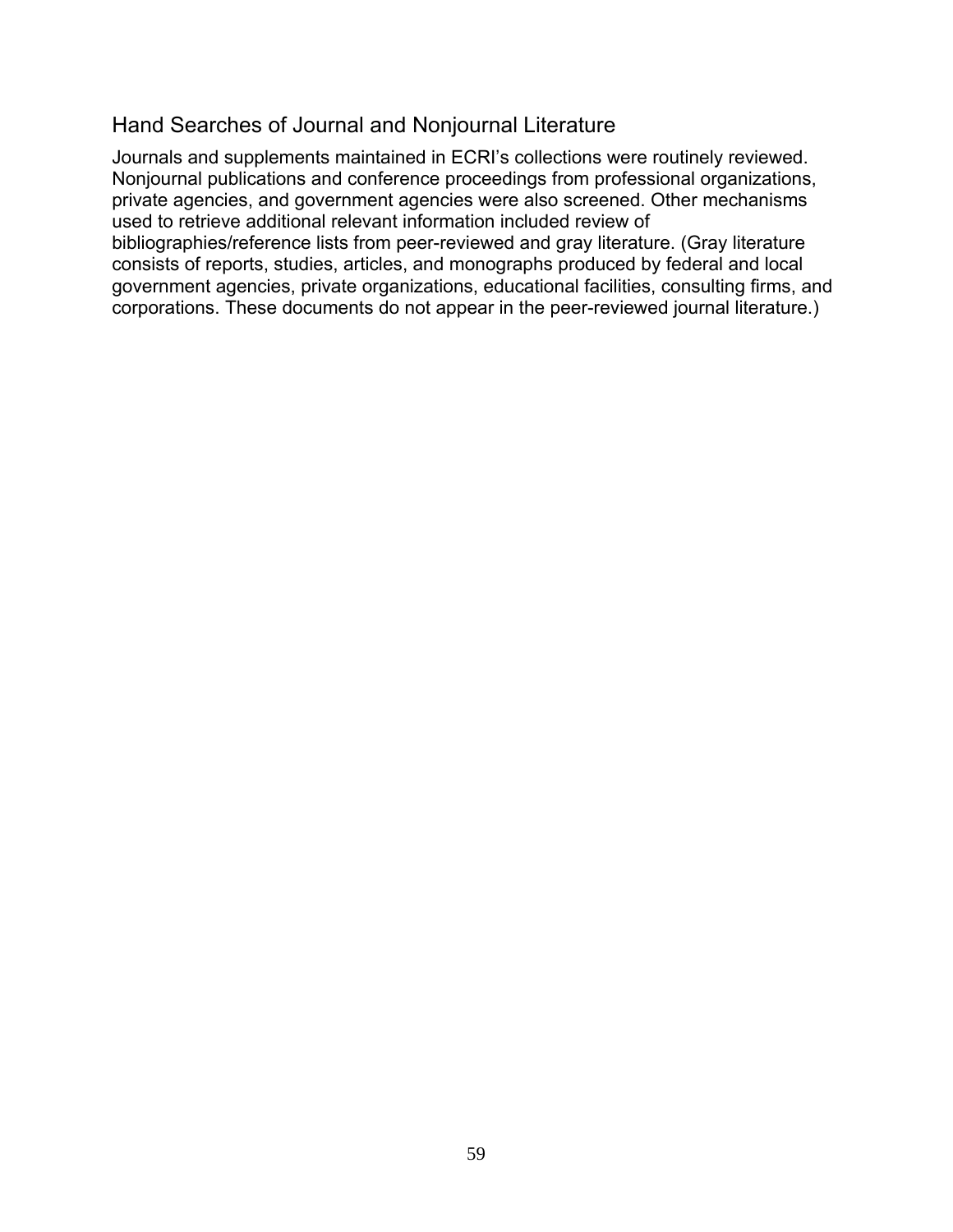## Hand Searches of Journal and Nonjournal Literature

Journals and supplements maintained in ECRI's collections were routinely reviewed. Nonjournal publications and conference proceedings from professional organizations, private agencies, and government agencies were also screened. Other mechanisms used to retrieve additional relevant information included review of bibliographies/reference lists from peer-reviewed and gray literature. (Gray literature consists of reports, studies, articles, and monographs produced by federal and local government agencies, private organizations, educational facilities, consulting firms, and corporations. These documents do not appear in the peer-reviewed journal literature.)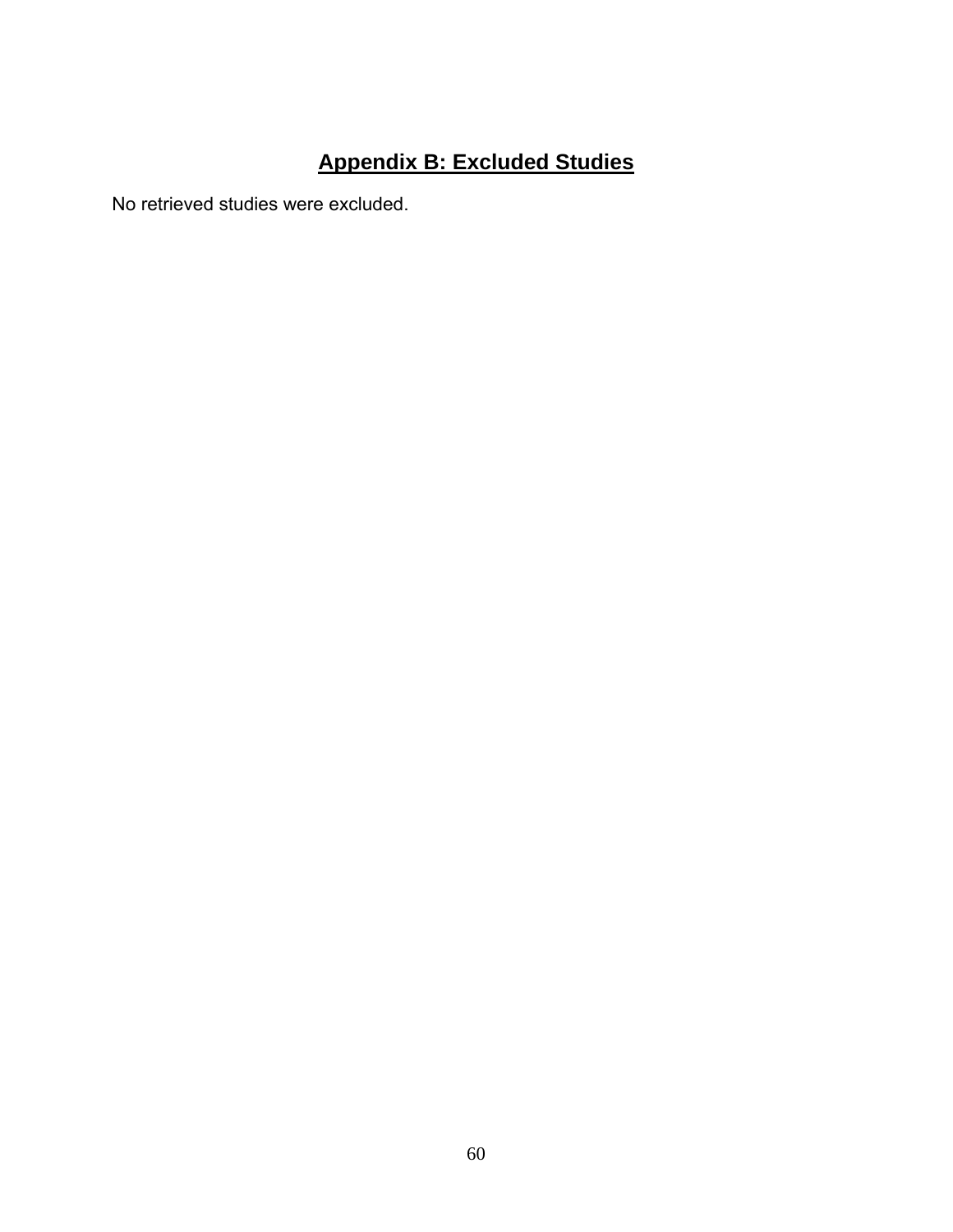# Appendix B: Excluded Studies

No retrieved studies were excluded.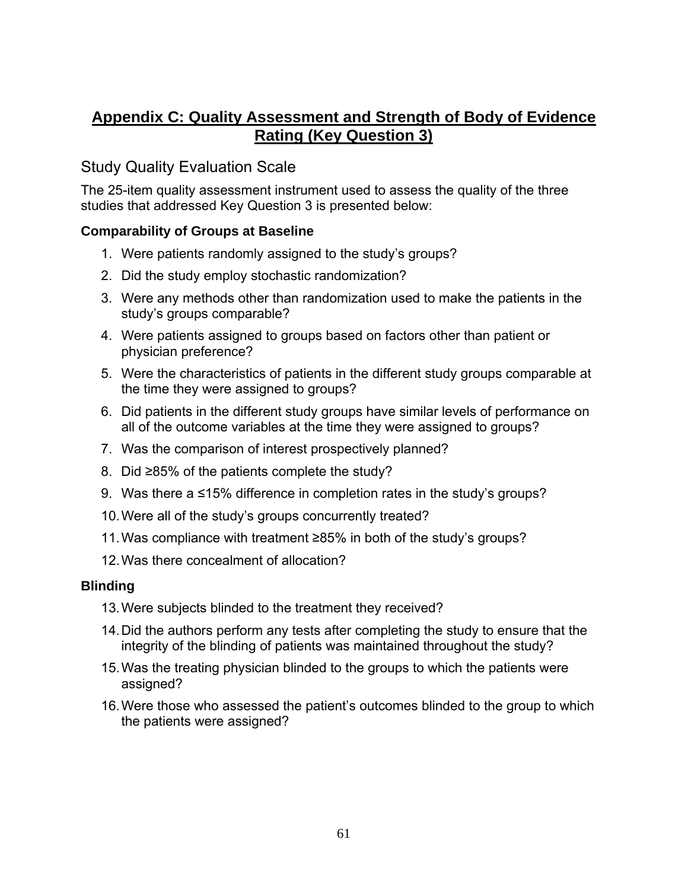# Appendix C: Quality Assessment and Strength of Body of Evidence Rating (Key Question 3)

## Study Quality Evaluation Scale

The 25-item quality assessment instrument used to assess the quality of the three studies that addressed Key Question 3 is presented below:

### Comparability of Groups at Baseline

1. Were patients randomly assigned to the study's groups?
2. Did the study employ stochastic randomization?
3. Were any methods other than randomization used to make the patients in the study's groups comparable?
4. Were patients assigned to groups based on factors other than patient or physician preference?
5. Were the characteristics of patients in the different study groups comparable at the time they were assigned to groups?
6. Did patients in the different study groups have similar levels of performance on all of the outcome variables at the time they were assigned to groups?
7. Was the comparison of interest prospectively planned?
8. Did ≥85% of the patients complete the study?
9. Was there a ≤15% difference in completion rates in the study's groups?
10. Were all of the study's groups concurrently treated?
11. Was compliance with treatment ≥85% in both of the study's groups?
12. Was there concealment of allocation?

### Blinding

13. Were subjects blinded to the treatment they received?
14. Did the authors perform any tests after completing the study to ensure that the integrity of the blinding of patients was maintained throughout the study?
15. Was the treating physician blinded to the groups to which the patients were assigned?
16. Were those who assessed the patient's outcomes blinded to the group to which the patients were assigned?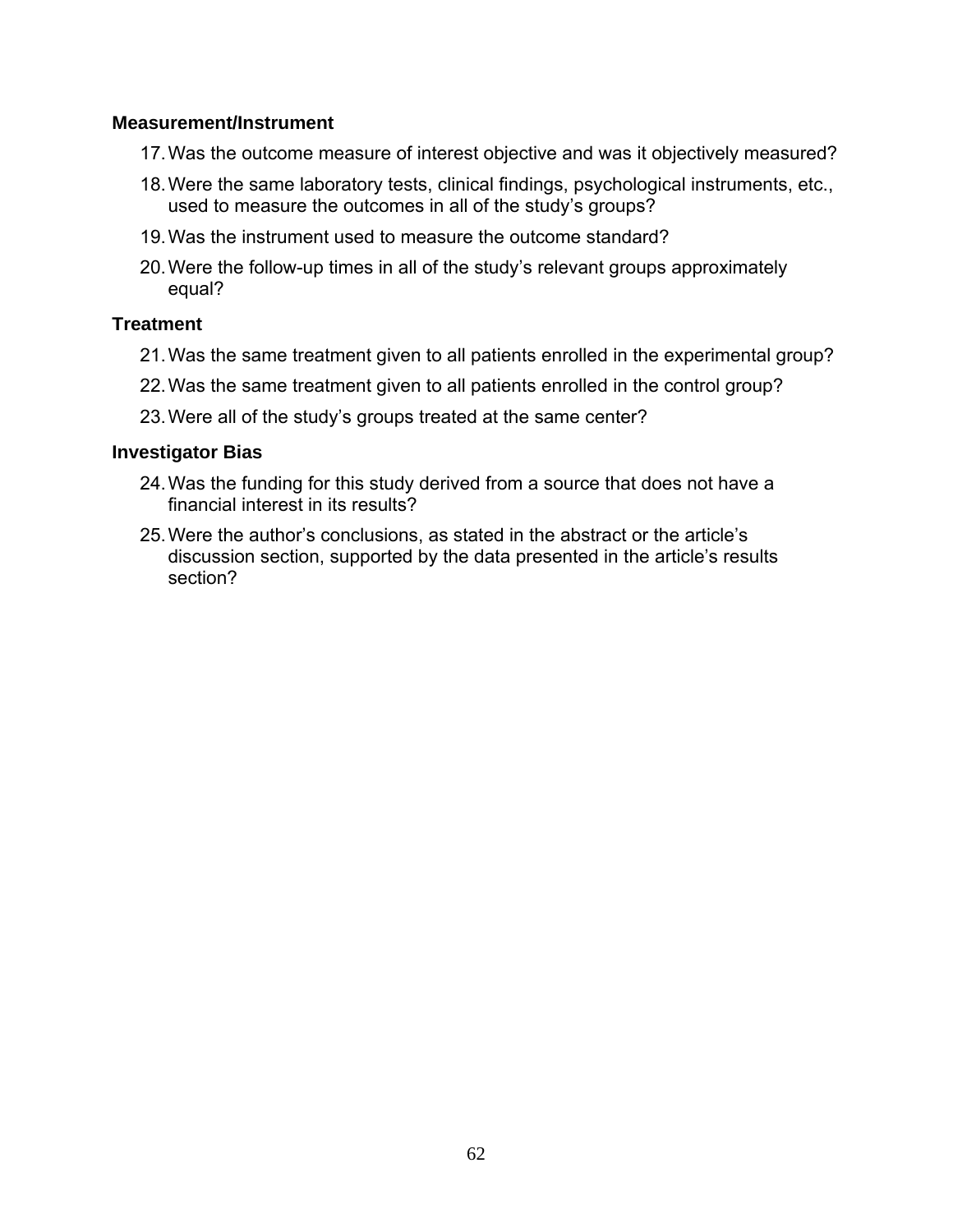**Measurement/Instrument**

17. Was the outcome measure of interest objective and was it objectively measured?
18. Were the same laboratory tests, clinical findings, psychological instruments, etc., used to measure the outcomes in all of the study's groups?
19. Was the instrument used to measure the outcome standard?
20. Were the follow-up times in all of the study's relevant groups approximately equal?

**Treatment**

21. Was the same treatment given to all patients enrolled in the experimental group?
22. Was the same treatment given to all patients enrolled in the control group?
23. Were all of the study's groups treated at the same center?

**Investigator Bias**

24. Was the funding for this study derived from a source that does not have a financial interest in its results?
25. Were the author's conclusions, as stated in the abstract or the article's discussion section, supported by the data presented in the article's results section?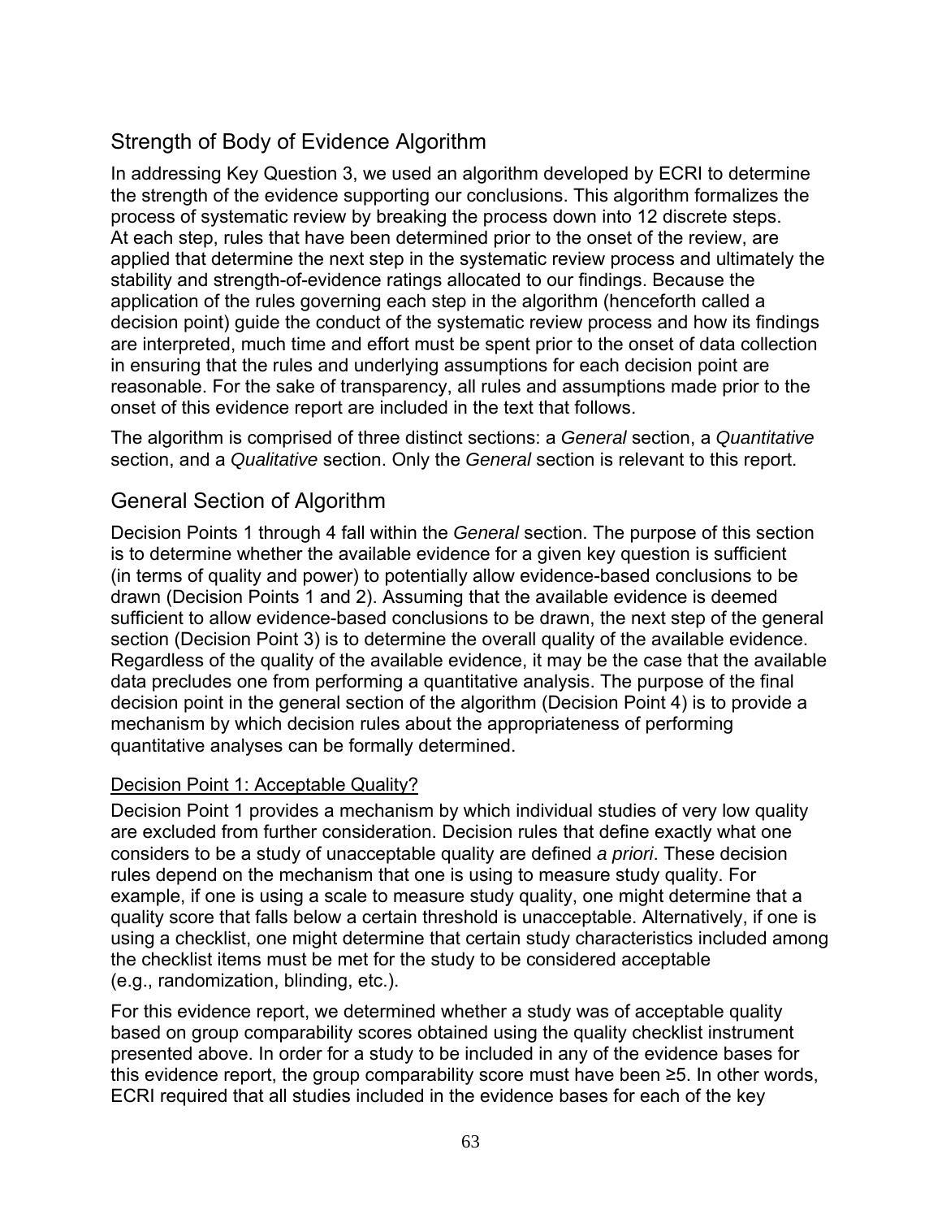## Strength of Body of Evidence Algorithm

In addressing Key Question 3, we used an algorithm developed by ECRI to determine the strength of the evidence supporting our conclusions. This algorithm formalizes the process of systematic review by breaking the process down into 12 discrete steps. At each step, rules that have been determined prior to the onset of the review, are applied that determine the next step in the systematic review process and ultimately the stability and strength-of-evidence ratings allocated to our findings. Because the application of the rules governing each step in the algorithm (henceforth called a decision point) guide the conduct of the systematic review process and how its findings are interpreted, much time and effort must be spent prior to the onset of data collection in ensuring that the rules and underlying assumptions for each decision point are reasonable. For the sake of transparency, all rules and assumptions made prior to the onset of this evidence report are included in the text that follows.

The algorithm is comprised of three distinct sections: a *General* section, a *Quantitative* section, and a *Qualitative* section. Only the *General* section is relevant to this report.

## General Section of Algorithm

Decision Points 1 through 4 fall within the *General* section. The purpose of this section is to determine whether the available evidence for a given key question is sufficient (in terms of quality and power) to potentially allow evidence-based conclusions to be drawn (Decision Points 1 and 2). Assuming that the available evidence is deemed sufficient to allow evidence-based conclusions to be drawn, the next step of the general section (Decision Point 3) is to determine the overall quality of the available evidence. Regardless of the quality of the available evidence, it may be the case that the available data precludes one from performing a quantitative analysis. The purpose of the final decision point in the general section of the algorithm (Decision Point 4) is to provide a mechanism by which decision rules about the appropriateness of performing quantitative analyses can be formally determined.

### Decision Point 1: Acceptable Quality?

Decision Point 1 provides a mechanism by which individual studies of very low quality are excluded from further consideration. Decision rules that define exactly what one considers to be a study of unacceptable quality are defined *a priori*. These decision rules depend on the mechanism that one is using to measure study quality. For example, if one is using a scale to measure study quality, one might determine that a quality score that falls below a certain threshold is unacceptable. Alternatively, if one is using a checklist, one might determine that certain study characteristics included among the checklist items must be met for the study to be considered acceptable (e.g., randomization, blinding, etc.).

For this evidence report, we determined whether a study was of acceptable quality based on group comparability scores obtained using the quality checklist instrument presented above. In order for a study to be included in any of the evidence bases for this evidence report, the group comparability score must have been ≥5. In other words, ECRI required that all studies included in the evidence bases for each of the key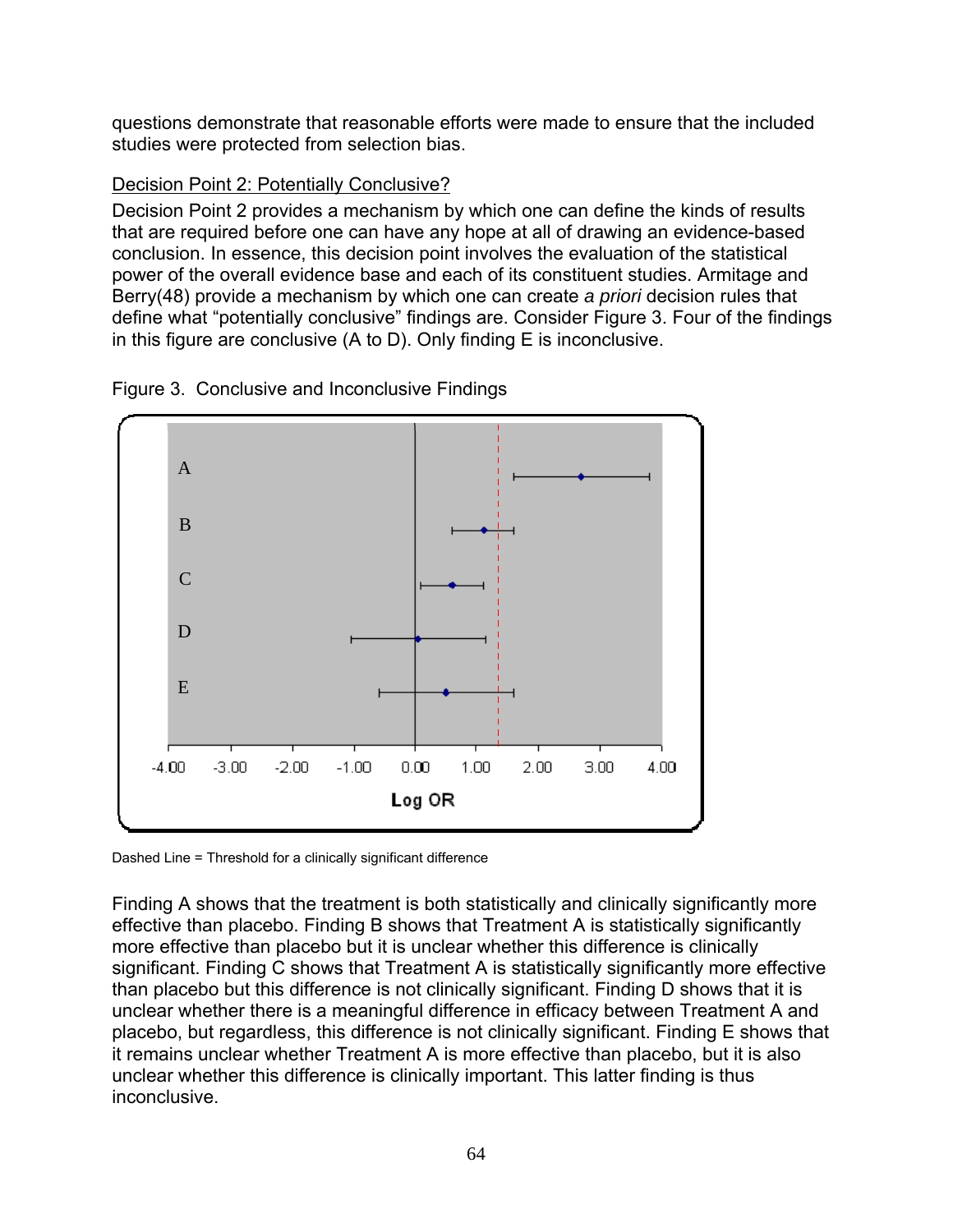questions demonstrate that reasonable efforts were made to ensure that the included studies were protected from selection bias.

Decision Point 2: Potentially Conclusive?

Decision Point 2 provides a mechanism by which one can define the kinds of results that are required before one can have any hope at all of drawing an evidence-based conclusion. In essence, this decision point involves the evaluation of the statistical power of the overall evidence base and each of its constituent studies. Armitage and Berry(48) provide a mechanism by which one can create *a priori* decision rules that define what "potentially conclusive" findings are. Consider Figure 3. Four of the findings in this figure are conclusive (A to D). Only finding E is inconclusive.

Figure 3. Conclusive and Inconclusive Findings

Dashed Line = Threshold for a clinically significant difference

Finding A shows that the treatment is both statistically and clinically significantly more effective than placebo. Finding B shows that Treatment A is statistically significantly more effective than placebo but it is unclear whether this difference is clinically significant. Finding C shows that Treatment A is statistically significantly more effective than placebo but this difference is not clinically significant. Finding D shows that it is unclear whether there is a meaningful difference in efficacy between Treatment A and placebo, but regardless, this difference is not clinically significant. Finding E shows that it remains unclear whether Treatment A is more effective than placebo, but it is also unclear whether this difference is clinically important. This latter finding is thus inconclusive.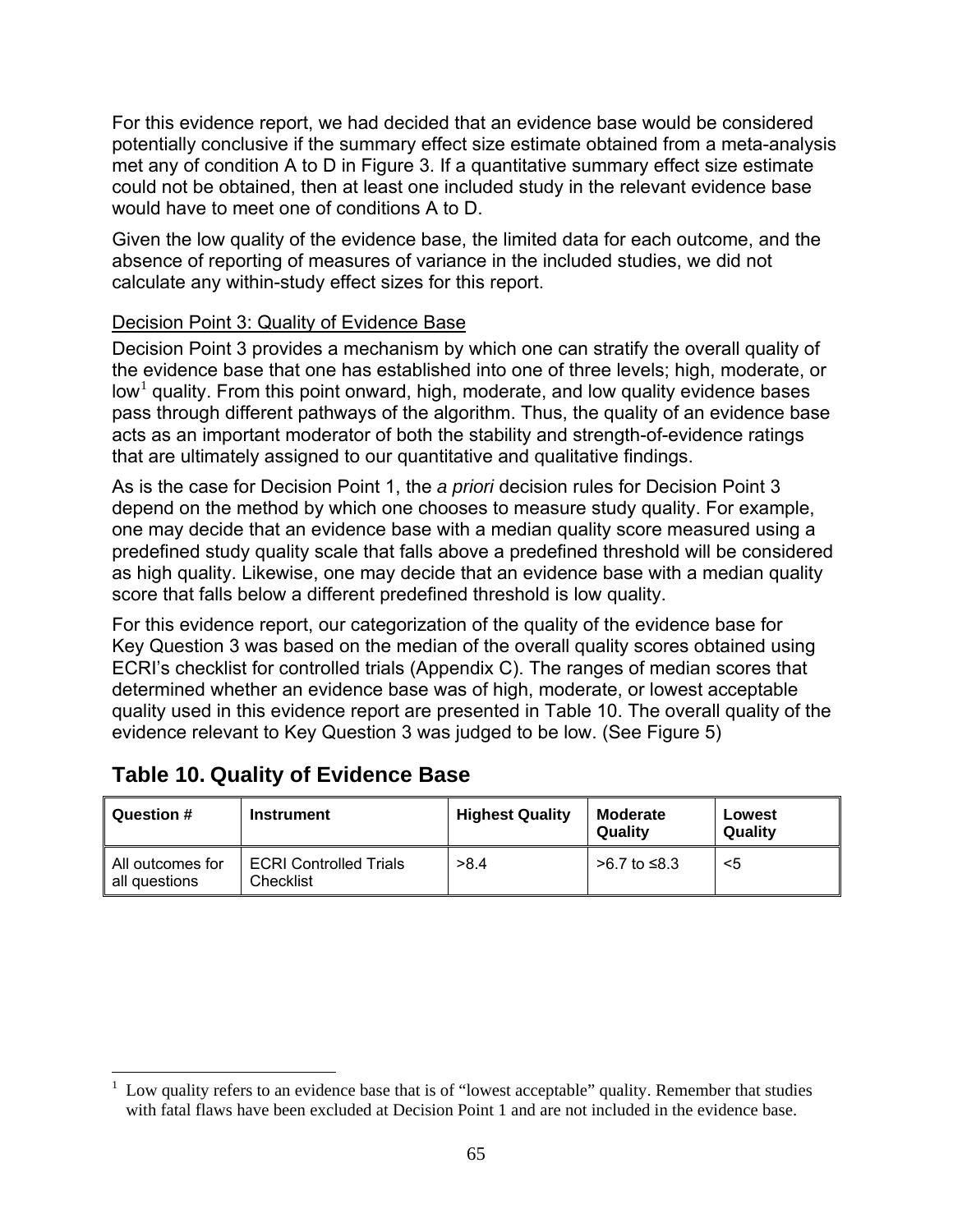For this evidence report, we had decided that an evidence base would be considered potentially conclusive if the summary effect size estimate obtained from a meta-analysis met any of condition A to D in Figure 3. If a quantitative summary effect size estimate could not be obtained, then at least one included study in the relevant evidence base would have to meet one of conditions A to D.

Given the low quality of the evidence base, the limited data for each outcome, and the absence of reporting of measures of variance in the included studies, we did not calculate any within-study effect sizes for this report.

Decision Point 3: Quality of Evidence Base

Decision Point 3 provides a mechanism by which one can stratify the overall quality of the evidence base that one has established into one of three levels; high, moderate, or low[1] quality. From this point onward, high, moderate, and low quality evidence bases pass through different pathways of the algorithm. Thus, the quality of an evidence base acts as an important moderator of both the stability and strength-of-evidence ratings that are ultimately assigned to our quantitative and qualitative findings.

As is the case for Decision Point 1, the *a priori* decision rules for Decision Point 3 depend on the method by which one chooses to measure study quality. For example, one may decide that an evidence base with a median quality score measured using a predefined study quality scale that falls above a predefined threshold will be considered as high quality. Likewise, one may decide that an evidence base with a median quality score that falls below a different predefined threshold is low quality.

For this evidence report, our categorization of the quality of the evidence base for Key Question 3 was based on the median of the overall quality scores obtained using ECRI's checklist for controlled trials (Appendix C). The ranges of median scores that determined whether an evidence base was of high, moderate, or lowest acceptable quality used in this evidence report are presented in Table 10. The overall quality of the evidence relevant to Key Question 3 was judged to be low. (See Figure 5)

## Table 10. Quality of Evidence Base

| Question # | Instrument | Highest Quality | Moderate Quality | Lowest Quality |
|---|---|---|---|---|
| All outcomes for all questions | ECRI Controlled Trials Checklist | >8.4 | >6.7 to ≤8.3 | <5 |

[1] Low quality refers to an evidence base that is of "lowest acceptable" quality. Remember that studies with fatal flaws have been excluded at Decision Point 1 and are not included in the evidence base.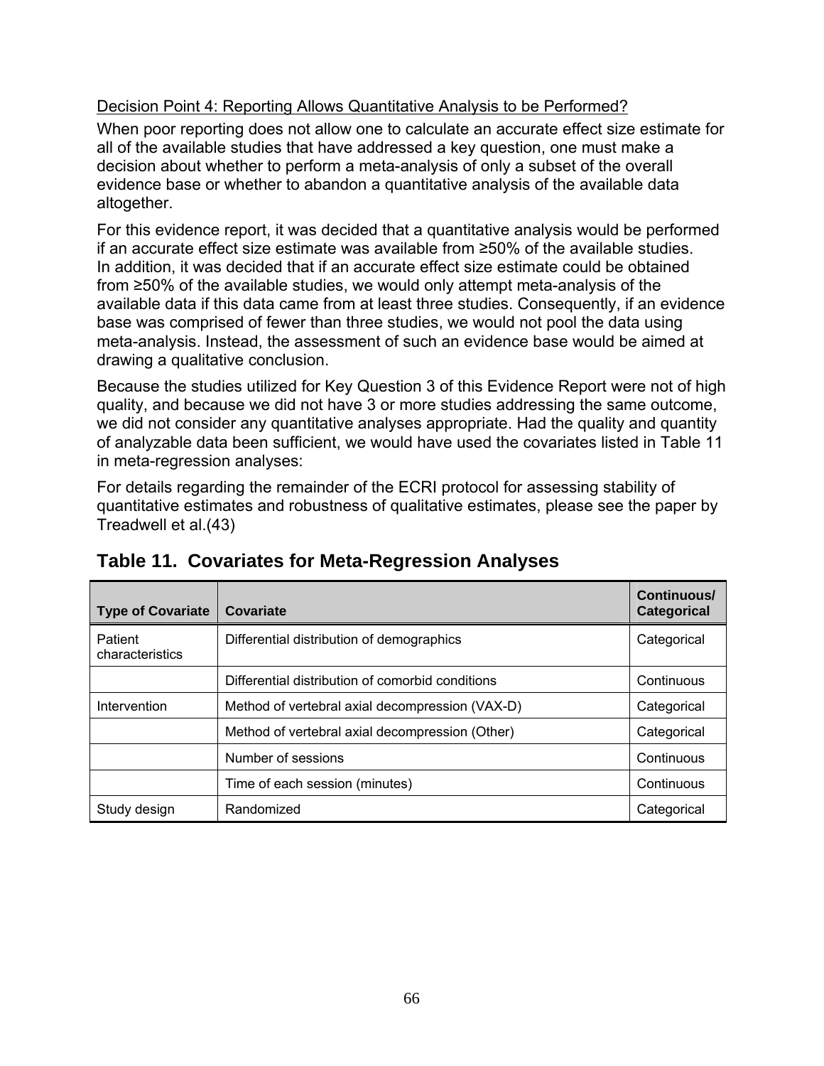Decision Point 4: Reporting Allows Quantitative Analysis to be Performed?

When poor reporting does not allow one to calculate an accurate effect size estimate for all of the available studies that have addressed a key question, one must make a decision about whether to perform a meta-analysis of only a subset of the overall evidence base or whether to abandon a quantitative analysis of the available data altogether.

For this evidence report, it was decided that a quantitative analysis would be performed if an accurate effect size estimate was available from ≥50% of the available studies. In addition, it was decided that if an accurate effect size estimate could be obtained from ≥50% of the available studies, we would only attempt meta-analysis of the available data if this data came from at least three studies. Consequently, if an evidence base was comprised of fewer than three studies, we would not pool the data using meta-analysis. Instead, the assessment of such an evidence base would be aimed at drawing a qualitative conclusion.

Because the studies utilized for Key Question 3 of this Evidence Report were not of high quality, and because we did not have 3 or more studies addressing the same outcome, we did not consider any quantitative analyses appropriate. Had the quality and quantity of analyzable data been sufficient, we would have used the covariates listed in Table 11 in meta-regression analyses:

For details regarding the remainder of the ECRI protocol for assessing stability of quantitative estimates and robustness of qualitative estimates, please see the paper by Treadwell et al.(43)

## Table 11. Covariates for Meta-Regression Analyses

| Type of Covariate | Covariate | Continuous/ Categorical |
|---|---|---|
| Patient characteristics | Differential distribution of demographics | Categorical |
| | Differential distribution of comorbid conditions | Continuous |
| Intervention | Method of vertebral axial decompression (VAX-D) | Categorical |
| | Method of vertebral axial decompression (Other) | Categorical |
| | Number of sessions | Continuous |
| | Time of each session (minutes) | Continuous |
| Study design | Randomized | Categorical |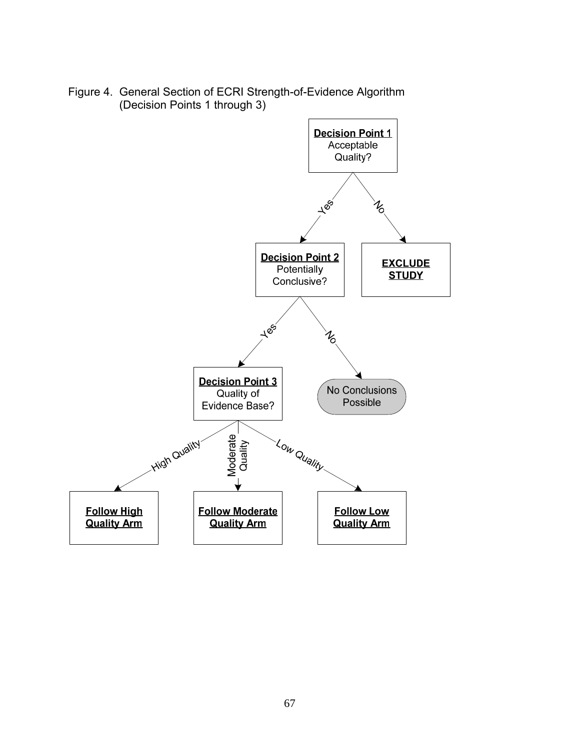Figure 4. General Section of ECRI Strength-of-Evidence Algorithm (Decision Points 1 through 3)

**Decision Point 1**
Acceptable Quality?

- Yes → **Decision Point 2** Potentially Conclusive?
- No → **EXCLUDE STUDY**

**Decision Point 2**
Potentially Conclusive?

- Yes → **Decision Point 3** Quality of Evidence Base?
- No → No Conclusions Possible

**Decision Point 3**
Quality of Evidence Base?

- High Quality → **Follow High Quality Arm**
- Moderate Quality → **Follow Moderate Quality Arm**
- Low Quality → **Follow Low Quality Arm**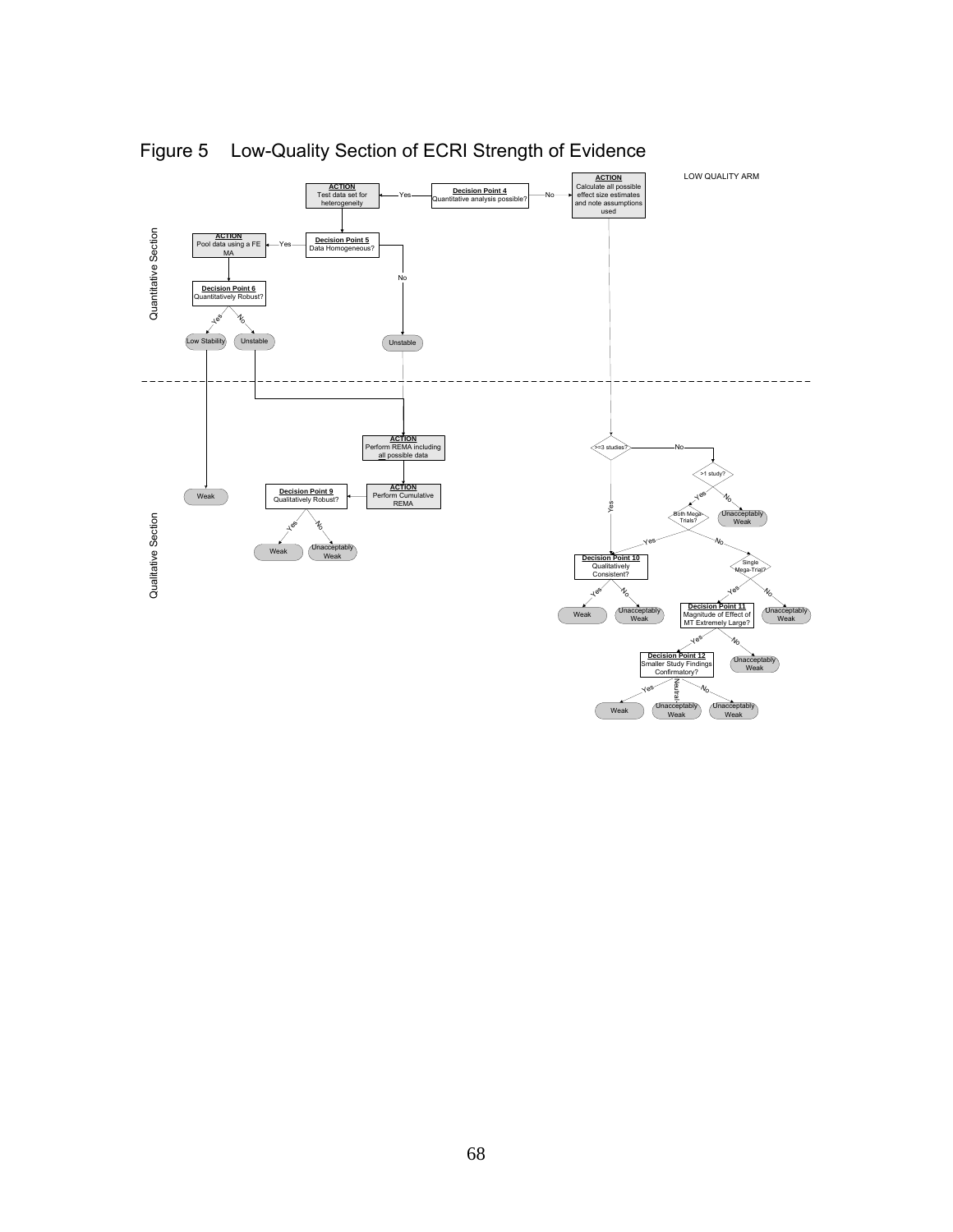Figure 5 Low-Quality Section of ECRI Strength of Evidence

LOW QUALITY ARM

Quantitative Section

**ACTION** Test data set for heterogeneity ← Yes — **Decision Point 4** Quantitative analysis possible? — No → **ACTION** Calculate all possible effect size estimates and note assumptions used

**Decision Point 5** Data Homogeneous? — Yes → **ACTION** Pool data using a FE MA; No → Unstable

**Decision Point 6** Quantitatively Robust? — Yes → Low Stability; No → Unstable

Qualitative Section

Low Stability → Weak

Unstable → **ACTION** Perform REMA including all possible data → **ACTION** Perform Cumulative REMA → **Decision Point 9** Qualitatively Robust? — Yes → Weak; No → Unacceptably Weak

>=3 studies? — Yes → **Decision Point 10**; No → >1 study?

>1 study? — Yes → Both Mega-Trials?; No → Unacceptably Weak

Both Mega-Trials? — Yes → **Decision Point 10**; No → Single Mega-Trial?

**Decision Point 10** Qualitatively Consistent? — Yes → Weak; No → Unacceptably Weak

Single Mega-Trial? — Yes → **Decision Point 11**; No → Unacceptably Weak

**Decision Point 11** Magnitude of Effect of MT Extremely Large? — Yes → **Decision Point 12**; No → Unacceptably Weak

**Decision Point 12** Smaller Study Findings Confirmatory? — Yes → Weak; Neutral → Unacceptably Weak; No → Unacceptably Weak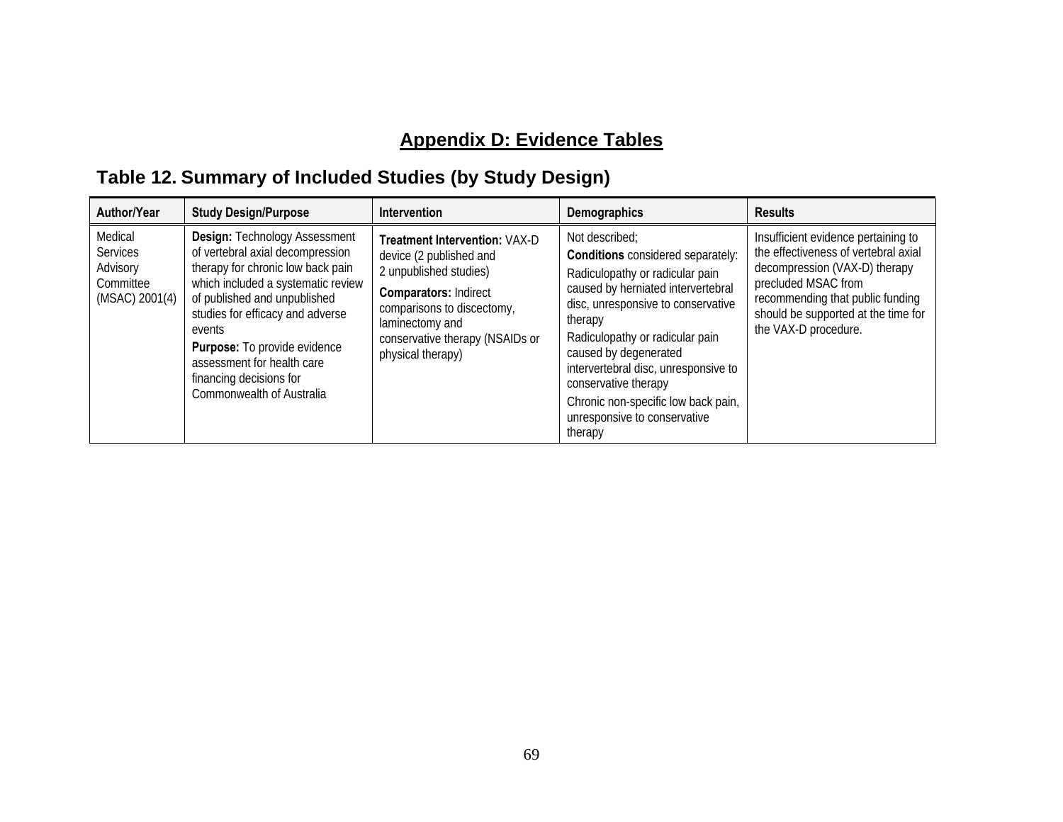# Appendix D: Evidence Tables

## Table 12. Summary of Included Studies (by Study Design)

| Author/Year | Study Design/Purpose | Intervention | Demographics | Results |
|---|---|---|---|---|
| Medical Services Advisory Committee (MSAC) 2001(4) | **Design:** Technology Assessment of vertebral axial decompression therapy for chronic low back pain which included a systematic review of published and unpublished studies for efficacy and adverse events<br>**Purpose:** To provide evidence assessment for health care financing decisions for Commonwealth of Australia | **Treatment Intervention:** VAX-D device (2 published and 2 unpublished studies)<br>**Comparators:** Indirect comparisons to discectomy, laminectomy and conservative therapy (NSAIDs or physical therapy) | Not described;<br>**Conditions** considered separately:<br>Radiculopathy or radicular pain caused by herniated intervertebral disc, unresponsive to conservative therapy<br>Radiculopathy or radicular pain caused by degenerated intervertebral disc, unresponsive to conservative therapy<br>Chronic non-specific low back pain, unresponsive to conservative therapy | Insufficient evidence pertaining to the effectiveness of vertebral axial decompression (VAX-D) therapy precluded MSAC from recommending that public funding should be supported at the time for the VAX-D procedure. |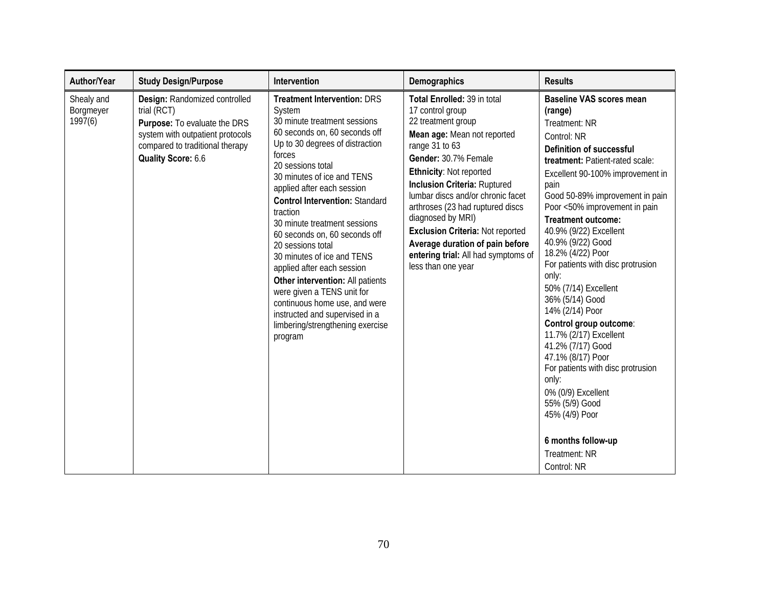| Author/Year | Study Design/Purpose | Intervention | Demographics | Results |
|---|---|---|---|---|
| Shealy and Borgmeyer 1997(6) | **Design:** Randomized controlled trial (RCT)<br>**Purpose:** To evaluate the DRS system with outpatient protocols compared to traditional therapy<br>**Quality Score:** 6.6 | **Treatment Intervention:** DRS System<br>30 minute treatment sessions<br>60 seconds on, 60 seconds off<br>Up to 30 degrees of distraction forces<br>20 sessions total<br>30 minutes of ice and TENS applied after each session<br>**Control Intervention:** Standard traction<br>30 minute treatment sessions<br>60 seconds on, 60 seconds off<br>20 sessions total<br>30 minutes of ice and TENS applied after each session<br>**Other intervention:** All patients were given a TENS unit for continuous home use, and were instructed and supervised in a limbering/strengthening exercise program | **Total Enrolled:** 39 in total<br>17 control group<br>22 treatment group<br>**Mean age:** Mean not reported range 31 to 63<br>**Gender:** 30.7% Female<br>**Ethnicity**: Not reported<br>**Inclusion Criteria:** Ruptured lumbar discs and/or chronic facet arthroses (23 had ruptured discs diagnosed by MRI)<br>**Exclusion Criteria:** Not reported<br>**Average duration of pain before entering trial:** All had symptoms of less than one year | **Baseline VAS scores mean (range)**<br>Treatment: NR<br>Control: NR<br>**Definition of successful treatment:** Patient-rated scale:<br>Excellent 90-100% improvement in pain<br>Good 50-89% improvement in pain<br>Poor <50% improvement in pain<br>**Treatment outcome:**<br>40.9% (9/22) Excellent<br>40.9% (9/22) Good<br>18.2% (4/22) Poor<br>For patients with disc protrusion only:<br>50% (7/14) Excellent<br>36% (5/14) Good<br>14% (2/14) Poor<br>**Control group outcome**:<br>11.7% (2/17) Excellent<br>41.2% (7/17) Good<br>47.1% (8/17) Poor<br>For patients with disc protrusion only:<br>0% (0/9) Excellent<br>55% (5/9) Good<br>45% (4/9) Poor<br><br>**6 months follow-up**<br>Treatment: NR<br>Control: NR |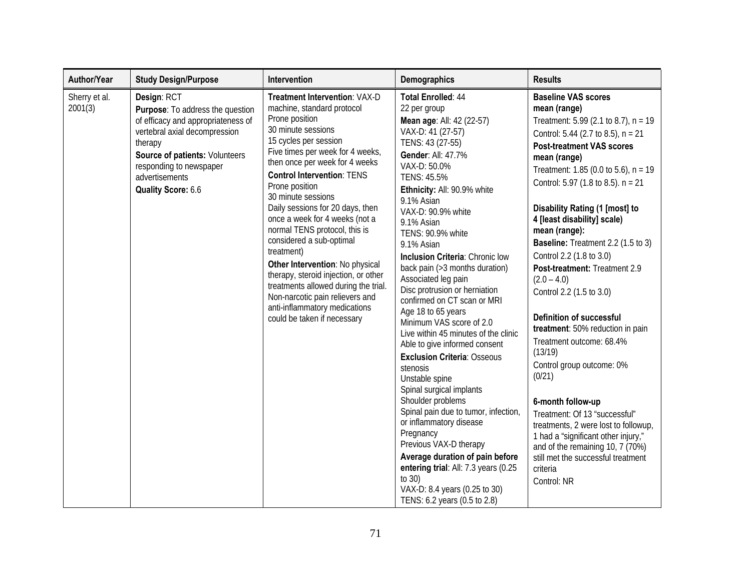| Author/Year | Study Design/Purpose | Intervention | Demographics | Results |
|---|---|---|---|---|
| Sherry et al. 2001(3) | **Design**: RCT<br>**Purpose**: To address the question of efficacy and appropriateness of vertebral axial decompression therapy<br>**Source of patients:** Volunteers responding to newspaper advertisements<br>**Quality Score:** 6.6 | **Treatment Intervention**: VAX-D machine, standard protocol<br>Prone position<br>30 minute sessions<br>15 cycles per session<br>Five times per week for 4 weeks, then once per week for 4 weeks<br>**Control Intervention**: TENS<br>Prone position<br>30 minute sessions<br>Daily sessions for 20 days, then once a week for 4 weeks (not a normal TENS protocol, this is considered a sub-optimal treatment)<br>**Other Intervention**: No physical therapy, steroid injection, or other treatments allowed during the trial. Non-narcotic pain relievers and anti-inflammatory medications could be taken if necessary | **Total Enrolled**: 44<br>22 per group<br>**Mean age**: All: 42 (22-57)<br>VAX-D: 41 (27-57)<br>TENS: 43 (27-55)<br>**Gender**: All: 47.7%<br>VAX-D: 50.0%<br>TENS: 45.5%<br>**Ethnicity:** All: 90.9% white<br>9.1% Asian<br>VAX-D: 90.9% white<br>9.1% Asian<br>TENS: 90.9% white<br>9.1% Asian<br>**Inclusion Criteria**: Chronic low back pain (>3 months duration)<br>Associated leg pain<br>Disc protrusion or herniation confirmed on CT scan or MRI<br>Age 18 to 65 years<br>Minimum VAS score of 2.0<br>Live within 45 minutes of the clinic<br>Able to give informed consent<br>**Exclusion Criteria**: Osseous stenosis<br>Unstable spine<br>Spinal surgical implants<br>Shoulder problems<br>Spinal pain due to tumor, infection, or inflammatory disease<br>Pregnancy<br>Previous VAX-D therapy<br>**Average duration of pain before entering trial**: All: 7.3 years (0.25 to 30)<br>VAX-D: 8.4 years (0.25 to 30)<br>TENS: 6.2 years (0.5 to 2.8) | **Baseline VAS scores mean (range)**<br>Treatment: 5.99 (2.1 to 8.7), n = 19<br>Control: 5.44 (2.7 to 8.5), n = 21<br>**Post-treatment VAS scores mean (range)**<br>Treatment: 1.85 (0.0 to 5.6), n = 19<br>Control: 5.97 (1.8 to 8.5). n = 21<br><br>**Disability Rating (1 [most] to 4 [least disability] scale) mean (range):**<br>**Baseline:** Treatment 2.2 (1.5 to 3)<br>Control 2.2 (1.8 to 3.0)<br>**Post-treatment:** Treatment 2.9 (2.0 – 4.0)<br>Control 2.2 (1.5 to 3.0)<br><br>**Definition of successful treatment**: 50% reduction in pain<br>Treatment outcome: 68.4% (13/19)<br>Control group outcome: 0% (0/21)<br><br>**6-month follow-up**<br>Treatment: Of 13 "successful" treatments, 2 were lost to followup, 1 had a "significant other injury," and of the remaining 10, 7 (70%) still met the successful treatment criteria<br>Control: NR |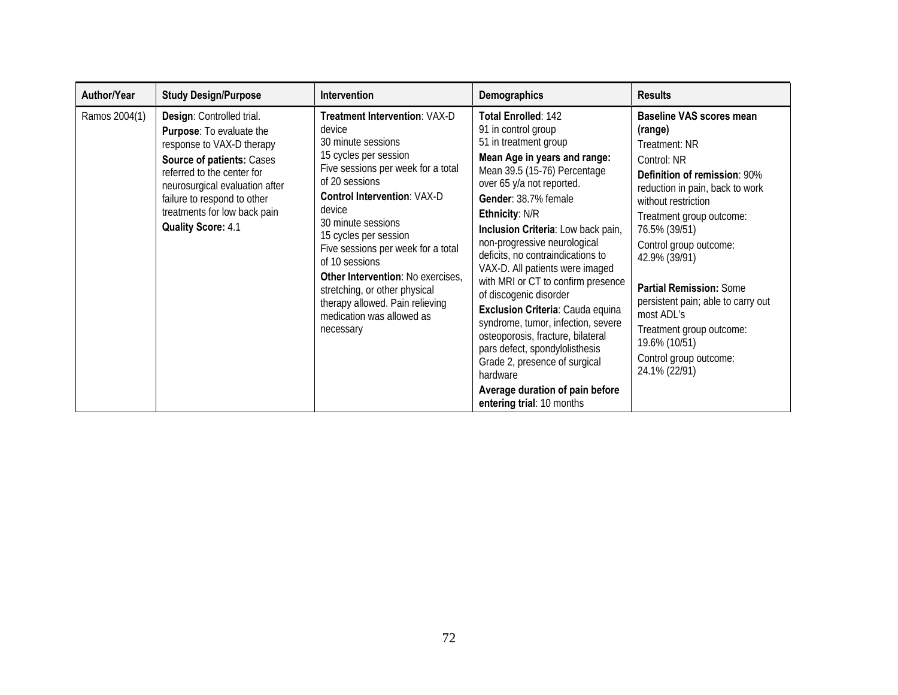| Author/Year | Study Design/Purpose | Intervention | Demographics | Results |
|---|---|---|---|---|
| Ramos 2004(1) | **Design**: Controlled trial.<br>**Purpose**: To evaluate the response to VAX-D therapy<br>**Source of patients:** Cases referred to the center for neurosurgical evaluation after failure to respond to other treatments for low back pain<br>**Quality Score:** 4.1 | **Treatment Intervention**: VAX-D device<br>30 minute sessions<br>15 cycles per session<br>Five sessions per week for a total of 20 sessions<br>**Control Intervention**: VAX-D device<br>30 minute sessions<br>15 cycles per session<br>Five sessions per week for a total of 10 sessions<br>**Other Intervention**: No exercises, stretching, or other physical therapy allowed. Pain relieving medication was allowed as necessary | **Total Enrolled**: 142<br>91 in control group<br>51 in treatment group<br>**Mean Age in years and range:** Mean 39.5 (15-76) Percentage over 65 y/a not reported.<br>**Gender**: 38.7% female<br>**Ethnicity**: N/R<br>**Inclusion Criteria**: Low back pain, non-progressive neurological deficits, no contraindications to VAX-D. All patients were imaged with MRI or CT to confirm presence of discogenic disorder<br>**Exclusion Criteria**: Cauda equina syndrome, tumor, infection, severe osteoporosis, fracture, bilateral pars defect, spondylolisthesis Grade 2, presence of surgical hardware<br>**Average duration of pain before entering trial**: 10 months | **Baseline VAS scores mean (range)**<br>Treatment: NR<br>Control: NR<br>**Definition of remission**: 90% reduction in pain, back to work without restriction<br>Treatment group outcome: 76.5% (39/51)<br>Control group outcome: 42.9% (39/91)<br><br>**Partial Remission:** Some persistent pain; able to carry out most ADL's<br>Treatment group outcome: 19.6% (10/51)<br>Control group outcome: 24.1% (22/91) |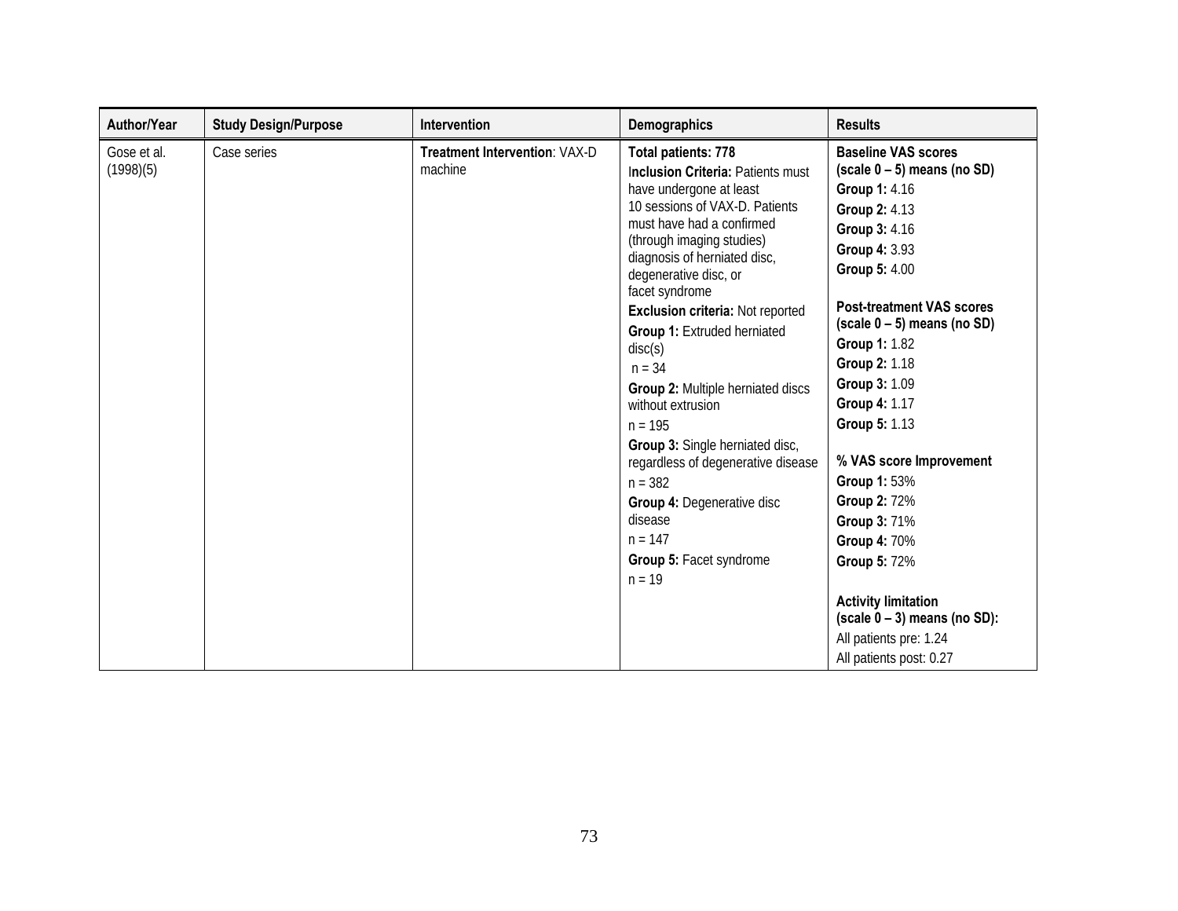| Author/Year | Study Design/Purpose | Intervention | Demographics | Results |
|---|---|---|---|---|
| Gose et al. (1998)(5) | Case series | **Treatment Intervention**: VAX-D machine | **Total patients: 778**<br>**Inclusion Criteria:** Patients must have undergone at least 10 sessions of VAX-D. Patients must have had a confirmed (through imaging studies) diagnosis of herniated disc, degenerative disc, or facet syndrome<br>**Exclusion criteria:** Not reported<br>**Group 1:** Extruded herniated disc(s)<br>n = 34<br>**Group 2:** Multiple herniated discs without extrusion<br>n = 195<br>**Group 3:** Single herniated disc, regardless of degenerative disease<br>n = 382<br>**Group 4:** Degenerative disc disease<br>n = 147<br>**Group 5:** Facet syndrome<br>n = 19 | **Baseline VAS scores (scale 0 – 5) means (no SD)**<br>**Group 1:** 4.16<br>**Group 2:** 4.13<br>**Group 3:** 4.16<br>**Group 4:** 3.93<br>**Group 5:** 4.00<br><br>**Post-treatment VAS scores (scale 0 – 5) means (no SD)**<br>**Group 1:** 1.82<br>**Group 2:** 1.18<br>**Group 3:** 1.09<br>**Group 4:** 1.17<br>**Group 5:** 1.13<br><br>**% VAS score Improvement**<br>**Group 1:** 53%<br>**Group 2:** 72%<br>**Group 3:** 71%<br>**Group 4:** 70%<br>**Group 5:** 72%<br><br>**Activity limitation (scale 0 – 3) means (no SD):**<br>All patients pre: 1.24<br>All patients post: 0.27 |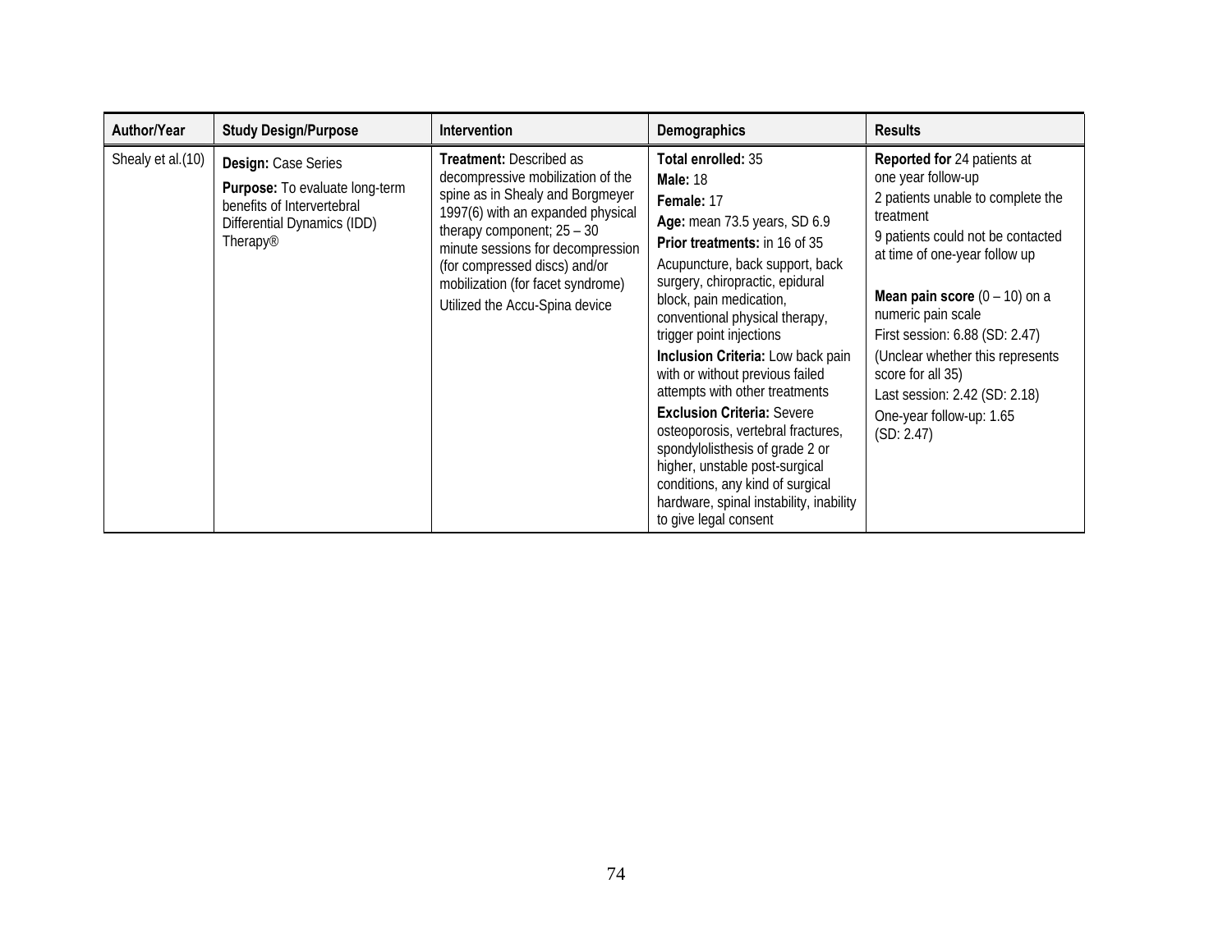| Author/Year | Study Design/Purpose | Intervention | Demographics | Results |
|---|---|---|---|---|
| Shealy et al.(10) | **Design:** Case Series<br>**Purpose:** To evaluate long-term benefits of Intervertebral Differential Dynamics (IDD) Therapy® | **Treatment:** Described as decompressive mobilization of the spine as in Shealy and Borgmeyer 1997(6) with an expanded physical therapy component; 25 – 30 minute sessions for decompression (for compressed discs) and/or mobilization (for facet syndrome)<br>Utilized the Accu-Spina device | **Total enrolled:** 35<br>**Male:** 18<br>**Female:** 17<br>**Age:** mean 73.5 years, SD 6.9<br>**Prior treatments:** in 16 of 35<br>Acupuncture, back support, back surgery, chiropractic, epidural block, pain medication, conventional physical therapy, trigger point injections<br>**Inclusion Criteria:** Low back pain with or without previous failed attempts with other treatments<br>**Exclusion Criteria:** Severe osteoporosis, vertebral fractures, spondylolisthesis of grade 2 or higher, unstable post-surgical conditions, any kind of surgical hardware, spinal instability, inability to give legal consent | **Reported for** 24 patients at one year follow-up<br>2 patients unable to complete the treatment<br>9 patients could not be contacted at time of one-year follow up<br><br>**Mean pain score** (0 – 10) on a numeric pain scale<br>First session: 6.88 (SD: 2.47)<br>(Unclear whether this represents score for all 35)<br>Last session: 2.42 (SD: 2.18)<br>One-year follow-up: 1.65 (SD: 2.47) |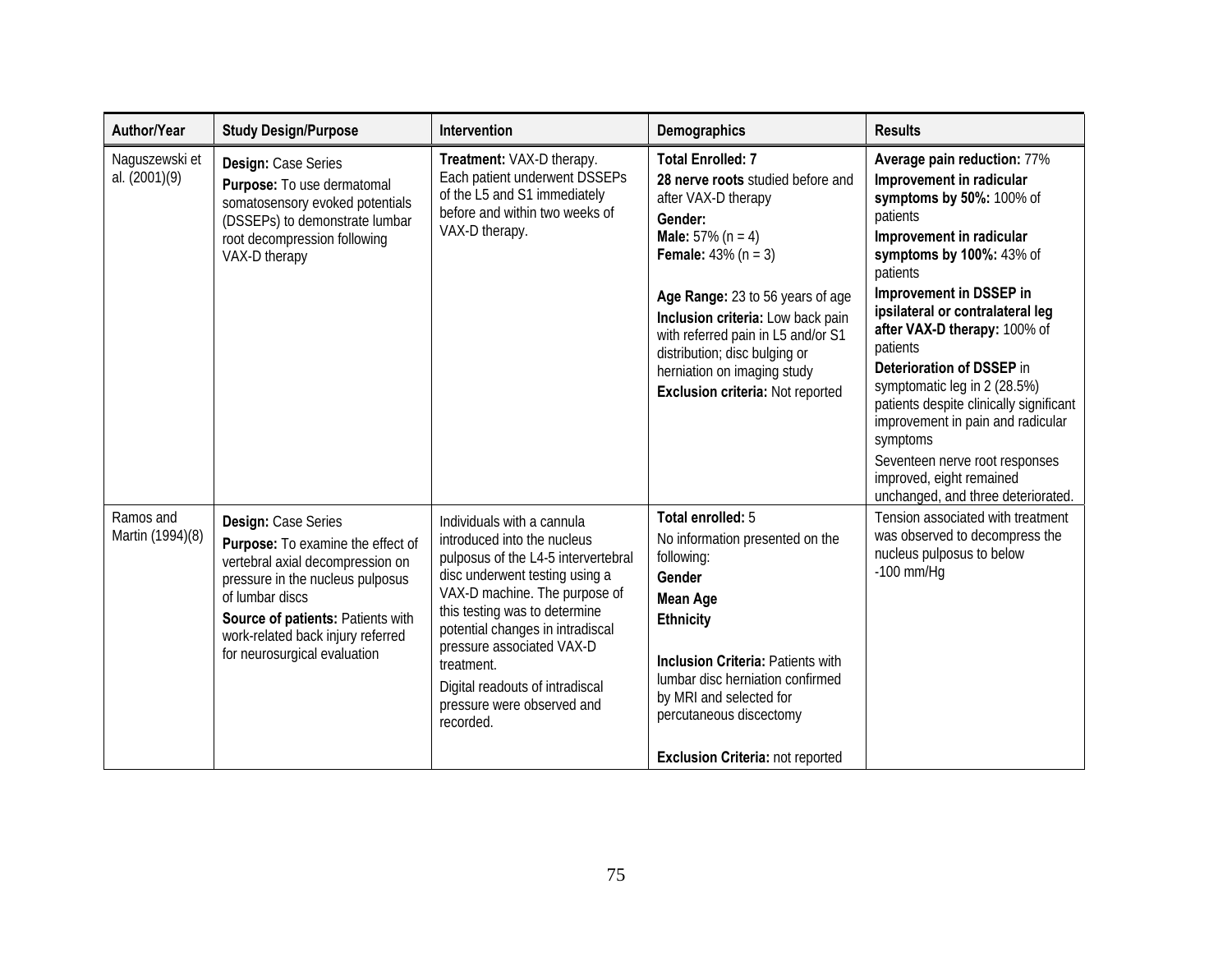| Author/Year | Study Design/Purpose | Intervention | Demographics | Results |
|---|---|---|---|---|
| Naguszewski et al. (2001)(9) | **Design:** Case Series<br>**Purpose:** To use dermatomal somatosensory evoked potentials (DSSEPs) to demonstrate lumbar root decompression following VAX-D therapy | **Treatment:** VAX-D therapy. Each patient underwent DSSEPs of the L5 and S1 immediately before and within two weeks of VAX-D therapy. | **Total Enrolled: 7**<br>**28 nerve roots** studied before and after VAX-D therapy<br>**Gender:**<br>**Male:** 57% (n = 4)<br>**Female:** 43% (n = 3)<br><br>**Age Range:** 23 to 56 years of age<br>**Inclusion criteria:** Low back pain with referred pain in L5 and/or S1 distribution; disc bulging or herniation on imaging study<br>**Exclusion criteria:** Not reported | **Average pain reduction:** 77%<br>**Improvement in radicular symptoms by 50%:** 100% of patients<br>**Improvement in radicular symptoms by 100%:** 43% of patients<br>**Improvement in DSSEP in ipsilateral or contralateral leg after VAX-D therapy:** 100% of patients<br>**Deterioration of DSSEP** in symptomatic leg in 2 (28.5%) patients despite clinically significant improvement in pain and radicular symptoms<br>Seventeen nerve root responses improved, eight remained unchanged, and three deteriorated. |
| Ramos and Martin (1994)(8) | **Design:** Case Series<br>**Purpose:** To examine the effect of vertebral axial decompression on pressure in the nucleus pulposus of lumbar discs<br>**Source of patients:** Patients with work-related back injury referred for neurosurgical evaluation | Individuals with a cannula introduced into the nucleus pulposus of the L4-5 intervertebral disc underwent testing using a VAX-D machine. The purpose of this testing was to determine potential changes in intradiscal pressure associated VAX-D treatment.<br>Digital readouts of intradiscal pressure were observed and recorded. | **Total enrolled:** 5<br>No information presented on the following:<br>**Gender**<br>**Mean Age**<br>**Ethnicity**<br><br>**Inclusion Criteria:** Patients with lumbar disc herniation confirmed by MRI and selected for percutaneous discectomy<br><br>**Exclusion Criteria:** not reported | Tension associated with treatment was observed to decompress the nucleus pulposus to below -100 mm/Hg |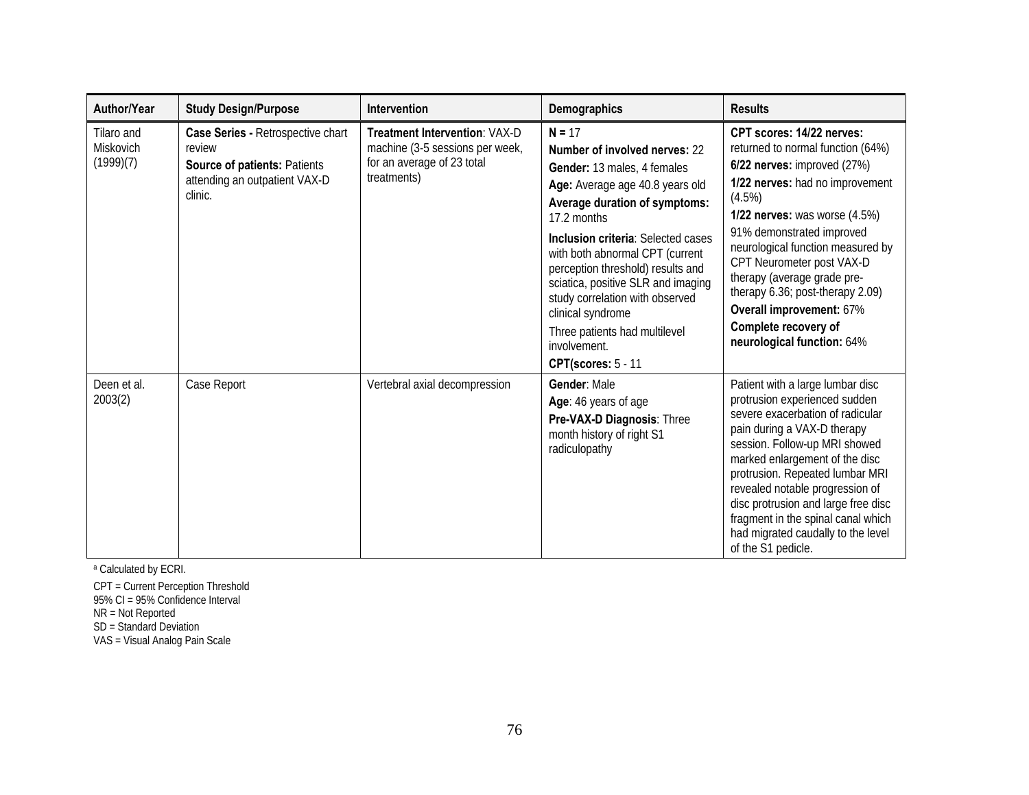| Author/Year | Study Design/Purpose | Intervention | Demographics | Results |
|---|---|---|---|---|
| Tilaro and Miskovich (1999)(7) | **Case Series -** Retrospective chart review<br>**Source of patients:** Patients attending an outpatient VAX-D clinic. | **Treatment Intervention**: VAX-D machine (3-5 sessions per week, for an average of 23 total treatments) | **N =** 17<br>**Number of involved nerves:** 22<br>**Gender:** 13 males, 4 females<br>**Age:** Average age 40.8 years old<br>**Average duration of symptoms:** 17.2 months<br>**Inclusion criteria**: Selected cases with both abnormal CPT (current perception threshold) results and sciatica, positive SLR and imaging study correlation with observed clinical syndrome<br>Three patients had multilevel involvement.<br>**CPT(scores:** 5 - 11 | **CPT scores: 14/22 nerves:** returned to normal function (64%)<br>**6/22 nerves:** improved (27%)<br>**1/22 nerves:** had no improvement (4.5%)<br>**1/22 nerves:** was worse (4.5%)<br>91% demonstrated improved neurological function measured by CPT Neurometer post VAX-D therapy (average grade pre-therapy 6.36; post-therapy 2.09)<br>**Overall improvement:** 67%<br>**Complete recovery of neurological function:** 64% |
| Deen et al. 2003(2) | Case Report | Vertebral axial decompression | **Gender**: Male<br>**Age**: 46 years of age<br>**Pre-VAX-D Diagnosis**: Three month history of right S1 radiculopathy | Patient with a large lumbar disc protrusion experienced sudden severe exacerbation of radicular pain during a VAX-D therapy session. Follow-up MRI showed marked enlargement of the disc protrusion. Repeated lumbar MRI revealed notable progression of disc protrusion and large free disc fragment in the spinal canal which had migrated caudally to the level of the S1 pedicle. |

[a] Calculated by ECRI.

CPT = Current Perception Threshold
95% CI = 95% Confidence Interval
NR = Not Reported
SD = Standard Deviation
VAS = Visual Analog Pain Scale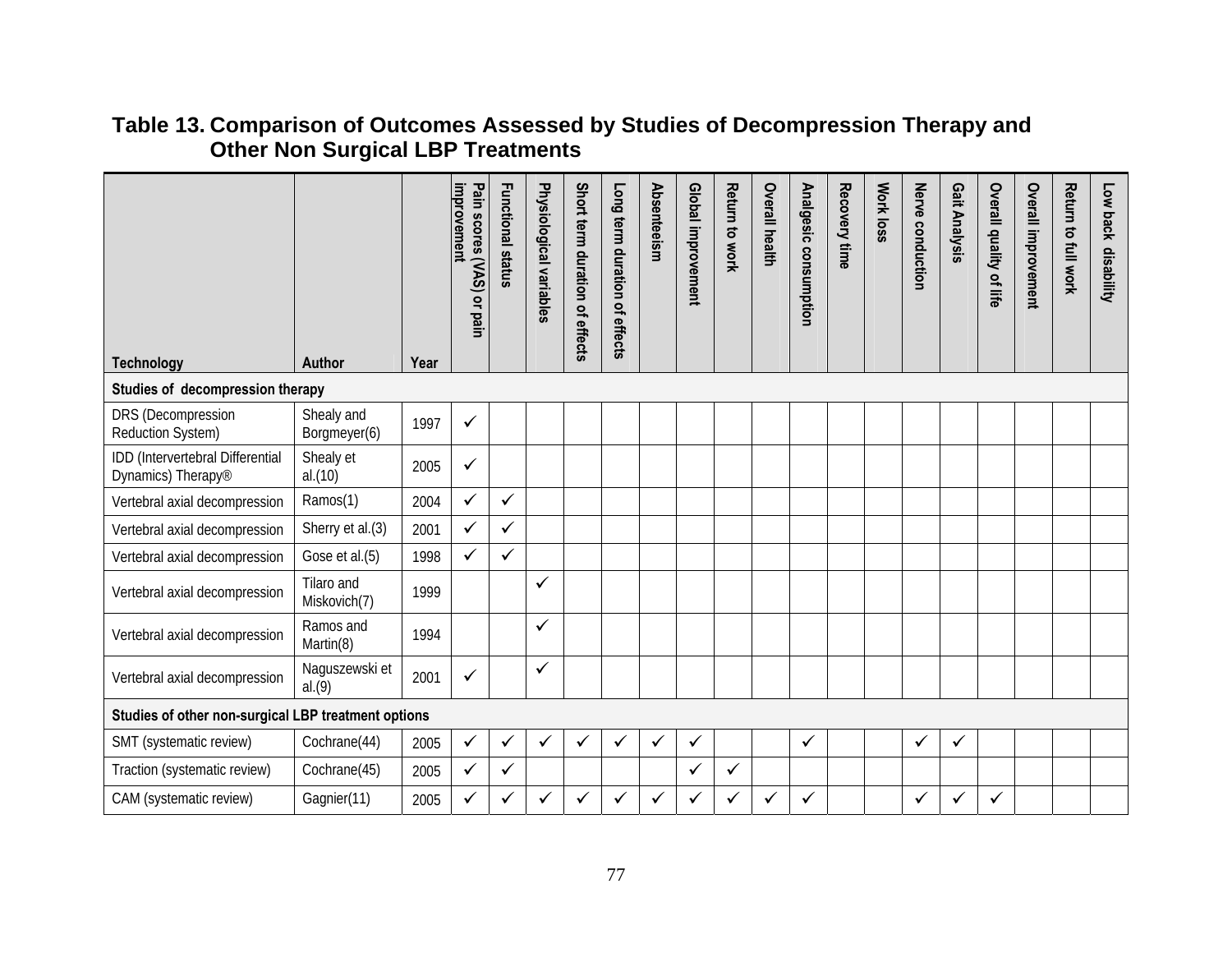# Table 13. Comparison of Outcomes Assessed by Studies of Decompression Therapy and Other Non Surgical LBP Treatments

| Technology | Author | Year | Pain scores (VAS) or pain improvement | Functional status | Physiological variables | Short term duration of effects | Long term duration of effects | Absenteeism | Global improvement | Return to work | Overall health | Analgesic consumption | Recovery time | Work loss | Nerve conduction | Gait Analysis | Overall quality of life | Overall improvement | Return to full work | Low back disability |
|---|---|---|---|---|---|---|---|---|---|---|---|---|---|---|---|---|---|---|---|---|
| **Studies of decompression therapy** | | | | | | | | | | | | | | | | | | | | |
| DRS (Decompression Reduction System) | Shealy and Borgmeyer(6) | 1997 | ✓ | | | | | | | | | | | | | | | | | |
| IDD (Intervertebral Differential Dynamics) Therapy® | Shealy et al.(10) | 2005 | ✓ | | | | | | | | | | | | | | | | | |
| Vertebral axial decompression | Ramos(1) | 2004 | ✓ | ✓ | | | | | | | | | | | | | | | | |
| Vertebral axial decompression | Sherry et al.(3) | 2001 | ✓ | ✓ | | | | | | | | | | | | | | | | |
| Vertebral axial decompression | Gose et al.(5) | 1998 | ✓ | ✓ | | | | | | | | | | | | | | | | |
| Vertebral axial decompression | Tilaro and Miskovich(7) | 1999 | | | ✓ | | | | | | | | | | | | | | | |
| Vertebral axial decompression | Ramos and Martin(8) | 1994 | | | ✓ | | | | | | | | | | | | | | | |
| Vertebral axial decompression | Naguszewski et al.(9) | 2001 | ✓ | | ✓ | | | | | | | | | | | | | | | |
| **Studies of other non-surgical LBP treatment options** | | | | | | | | | | | | | | | | | | | | |
| SMT (systematic review) | Cochrane(44) | 2005 | ✓ | ✓ | ✓ | ✓ | ✓ | ✓ | ✓ | | | ✓ | | | ✓ | ✓ | | | | |
| Traction (systematic review) | Cochrane(45) | 2005 | ✓ | ✓ | | | | | ✓ | ✓ | | | | | | | | | | |
| CAM (systematic review) | Gagnier(11) | 2005 | ✓ | ✓ | ✓ | ✓ | ✓ | ✓ | ✓ | ✓ | ✓ | ✓ | | | ✓ | ✓ | ✓ | | | |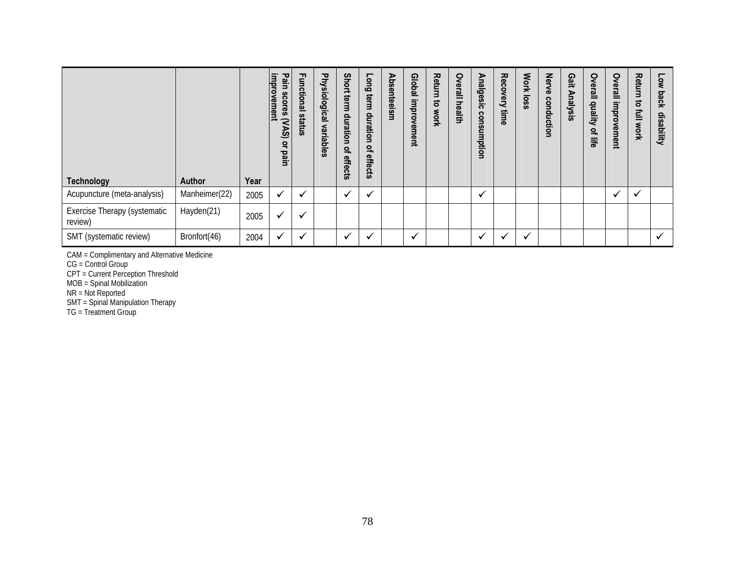| Technology | Author | Year | Pain scores (VAS) or pain improvement | Functional status | Physiological variables | Short term duration of effects | Long term duration of effects | Absenteeism | Global improvement | Return to work | Overall health | Analgesic consumption | Recovery time | Work loss | Nerve conduction | Gait Analysis | Overall quality of life | Overall improvement | Return to full work | Low back disability |
|---|---|---|---|---|---|---|---|---|---|---|---|---|---|---|---|---|---|---|---|---|
| Acupuncture (meta-analysis) | Manheimer(22) | 2005 | ✓ | ✓ | | ✓ | ✓ | | | | | ✓ | | | | | | ✓ | ✓ | |
| Exercise Therapy (systematic review) | Hayden(21) | 2005 | ✓ | ✓ | | | | | | | | | | | | | | | | |
| SMT (systematic review) | Bronfort(46) | 2004 | ✓ | ✓ | | ✓ | ✓ | | ✓ | | | ✓ | ✓ | ✓ | | | | | | ✓ |

CAM = Complimentary and Alternative Medicine
CG = Control Group
CPT = Current Perception Threshold
MOB = Spinal Mobilization
NR = Not Reported
SMT = Spinal Manipulation Therapy
TG = Treatment Group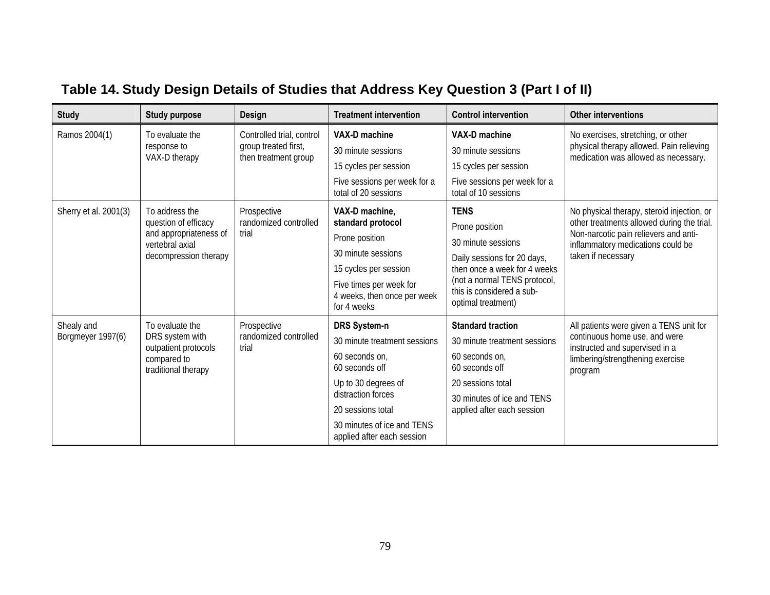## Table 14. Study Design Details of Studies that Address Key Question 3 (Part I of II)

| Study | Study purpose | Design | Treatment intervention | Control intervention | Other interventions |
|---|---|---|---|---|---|
| Ramos 2004(1) | To evaluate the response to VAX-D therapy | Controlled trial, control group treated first, then treatment group | **VAX-D machine**<br>30 minute sessions<br>15 cycles per session<br>Five sessions per week for a total of 20 sessions | **VAX-D machine**<br>30 minute sessions<br>15 cycles per session<br>Five sessions per week for a total of 10 sessions | No exercises, stretching, or other physical therapy allowed. Pain relieving medication was allowed as necessary. |
| Sherry et al. 2001(3) | To address the question of efficacy and appropriateness of vertebral axial decompression therapy | Prospective randomized controlled trial | **VAX-D machine, standard protocol**<br>Prone position<br>30 minute sessions<br>15 cycles per session<br>Five times per week for 4 weeks, then once per week for 4 weeks | **TENS**<br>Prone position<br>30 minute sessions<br>Daily sessions for 20 days, then once a week for 4 weeks (not a normal TENS protocol, this is considered a sub-optimal treatment) | No physical therapy, steroid injection, or other treatments allowed during the trial. Non-narcotic pain relievers and anti-inflammatory medications could be taken if necessary |
| Shealy and Borgmeyer 1997(6) | To evaluate the DRS system with outpatient protocols compared to traditional therapy | Prospective randomized controlled trial | **DRS System-n**<br>30 minute treatment sessions<br>60 seconds on, 60 seconds off<br>Up to 30 degrees of distraction forces<br>20 sessions total<br>30 minutes of ice and TENS applied after each session | **Standard traction**<br>30 minute treatment sessions<br>60 seconds on, 60 seconds off<br>20 sessions total<br>30 minutes of ice and TENS applied after each session | All patients were given a TENS unit for continuous home use, and were instructed and supervised in a limbering/strengthening exercise program |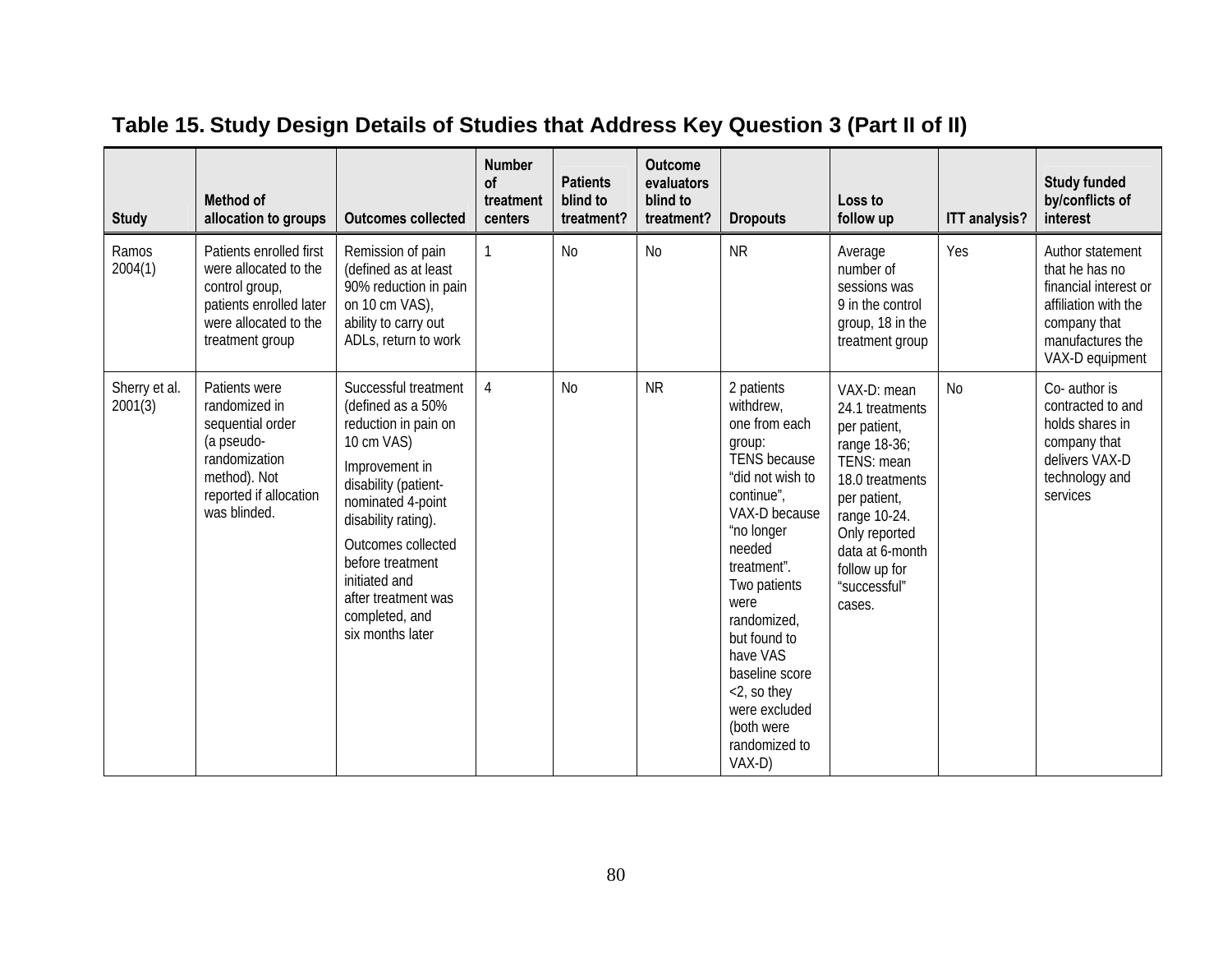## Table 15. Study Design Details of Studies that Address Key Question 3 (Part II of II)

| Study | Method of allocation to groups | Outcomes collected | Number of treatment centers | Patients blind to treatment? | Outcome evaluators blind to treatment? | Dropouts | Loss to follow up | ITT analysis? | Study funded by/conflicts of interest |
|---|---|---|---|---|---|---|---|---|---|
| Ramos 2004(1) | Patients enrolled first were allocated to the control group, patients enrolled later were allocated to the treatment group | Remission of pain (defined as at least 90% reduction in pain on 10 cm VAS), ability to carry out ADLs, return to work | 1 | No | No | NR | Average number of sessions was 9 in the control group, 18 in the treatment group | Yes | Author statement that he has no financial interest or affiliation with the company that manufactures the VAX-D equipment |
| Sherry et al. 2001(3) | Patients were randomized in sequential order (a pseudo-randomization method). Not reported if allocation was blinded. | Successful treatment (defined as a 50% reduction in pain on 10 cm VAS) Improvement in disability (patient-nominated 4-point disability rating). Outcomes collected before treatment initiated and after treatment was completed, and six months later | 4 | No | NR | 2 patients withdrew, one from each group: TENS because "did not wish to continue", VAX-D because "no longer needed treatment". Two patients were randomized, but found to have VAS baseline score <2, so they were excluded (both were randomized to VAX-D) | VAX-D: mean 24.1 treatments per patient, range 18-36; TENS: mean 18.0 treatments per patient, range 10-24. Only reported data at 6-month follow up for "successful" cases. | No | Co- author is contracted to and holds shares in company that delivers VAX-D technology and services |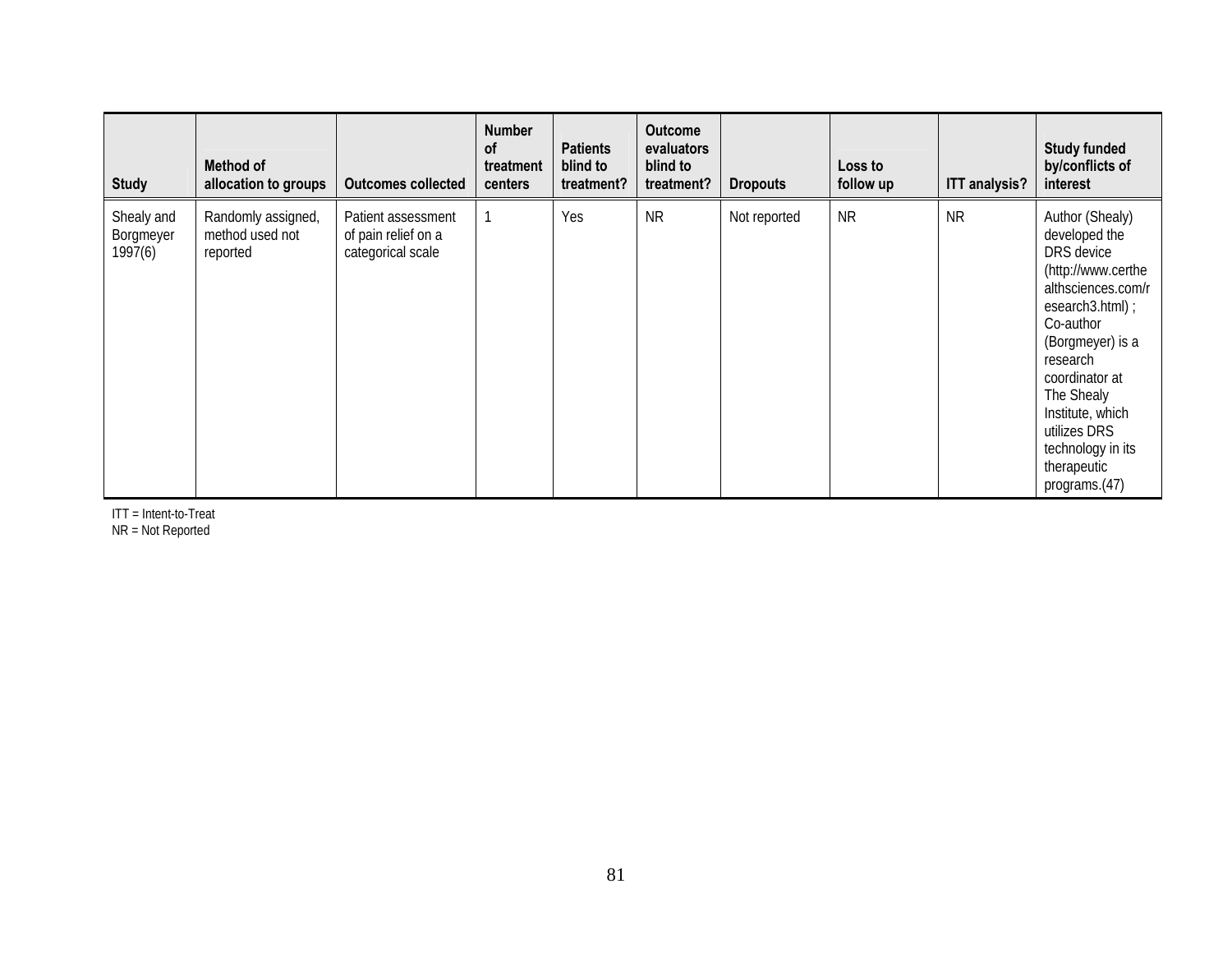| Study | Method of allocation to groups | Outcomes collected | Number of treatment centers | Patients blind to treatment? | Outcome evaluators blind to treatment? | Dropouts | Loss to follow up | ITT analysis? | Study funded by/conflicts of interest |
|---|---|---|---|---|---|---|---|---|---|
| Shealy and Borgmeyer 1997(6) | Randomly assigned, method used not reported | Patient assessment of pain relief on a categorical scale | 1 | Yes | NR | Not reported | NR | NR | Author (Shealy) developed the DRS device (http://www.certhealthsciences.com/research3.html) ; Co-author (Borgmeyer) is a research coordinator at The Shealy Institute, which utilizes DRS technology in its therapeutic programs.(47) |

ITT = Intent-to-Treat
NR = Not Reported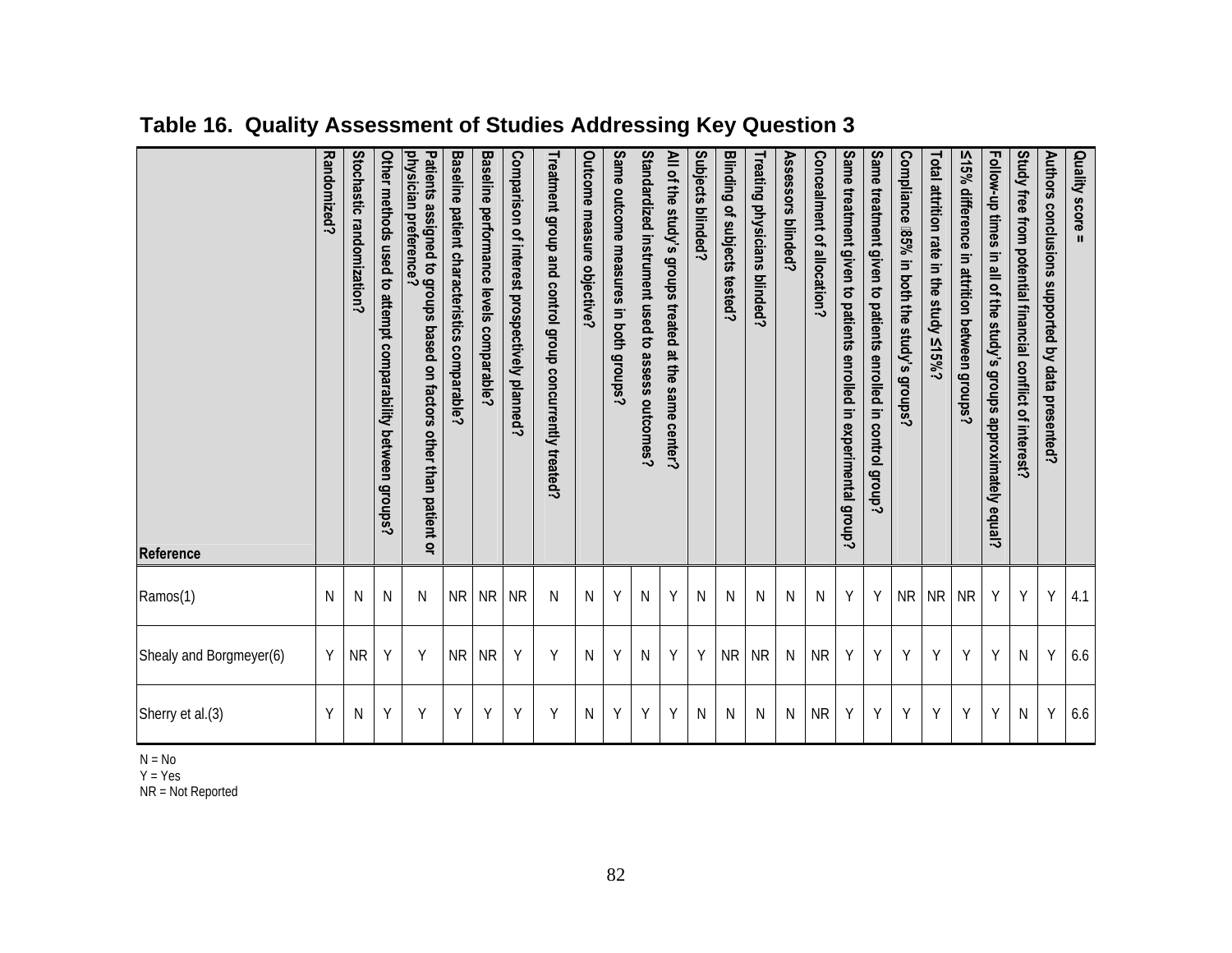## Table 16. Quality Assessment of Studies Addressing Key Question 3

| Reference | Randomized? | Stochastic randomization? | Other methods used to attempt comparability between groups? | Patients assigned to groups based on factors other than patient or physician preference? | Baseline patient characteristics comparable? | Baseline performance levels comparable? | Comparison of interest prospectively planned? | Treatment group and control group concurrently treated? | Outcome measure objective? | Same outcome measures in both groups? | Standardized instrument used to assess outcomes? | All of the study's groups treated at the same center? | Subjects blinded? | Blinding of subjects tested? | Treating physicians blinded? | Assessors blinded? | Concealment of allocation? | Same treatment given to patients enrolled in experimental group? | Same treatment given to patients enrolled in control group? | Compliance ≥85% in both the study's groups? | Total attrition rate in the study ≤15%? | ≤15% difference in attrition between groups? | Follow-up times in all of the study's groups approximately equal? | Study free from potential financial conflict of interest? | Authors conclusions supported by data presented? | Quality score = |
|---|---|---|---|---|---|---|---|---|---|---|---|---|---|---|---|---|---|---|---|---|---|---|---|---|---|---|
| Ramos(1) | N | N | N | N | NR | NR | NR | N | N | Y | N | Y | N | N | N | N | N | Y | Y | NR | NR | NR | Y | Y | Y | 4.1 |
| Shealy and Borgmeyer(6) | Y | NR | Y | Y | NR | NR | Y | Y | N | Y | N | Y | Y | NR | NR | N | NR | Y | Y | Y | Y | Y | Y | N | Y | 6.6 |
| Sherry et al.(3) | Y | N | Y | Y | Y | Y | Y | Y | N | Y | Y | Y | N | N | N | N | NR | Y | Y | Y | Y | Y | Y | N | Y | 6.6 |

N = No
Y = Yes
NR = Not Reported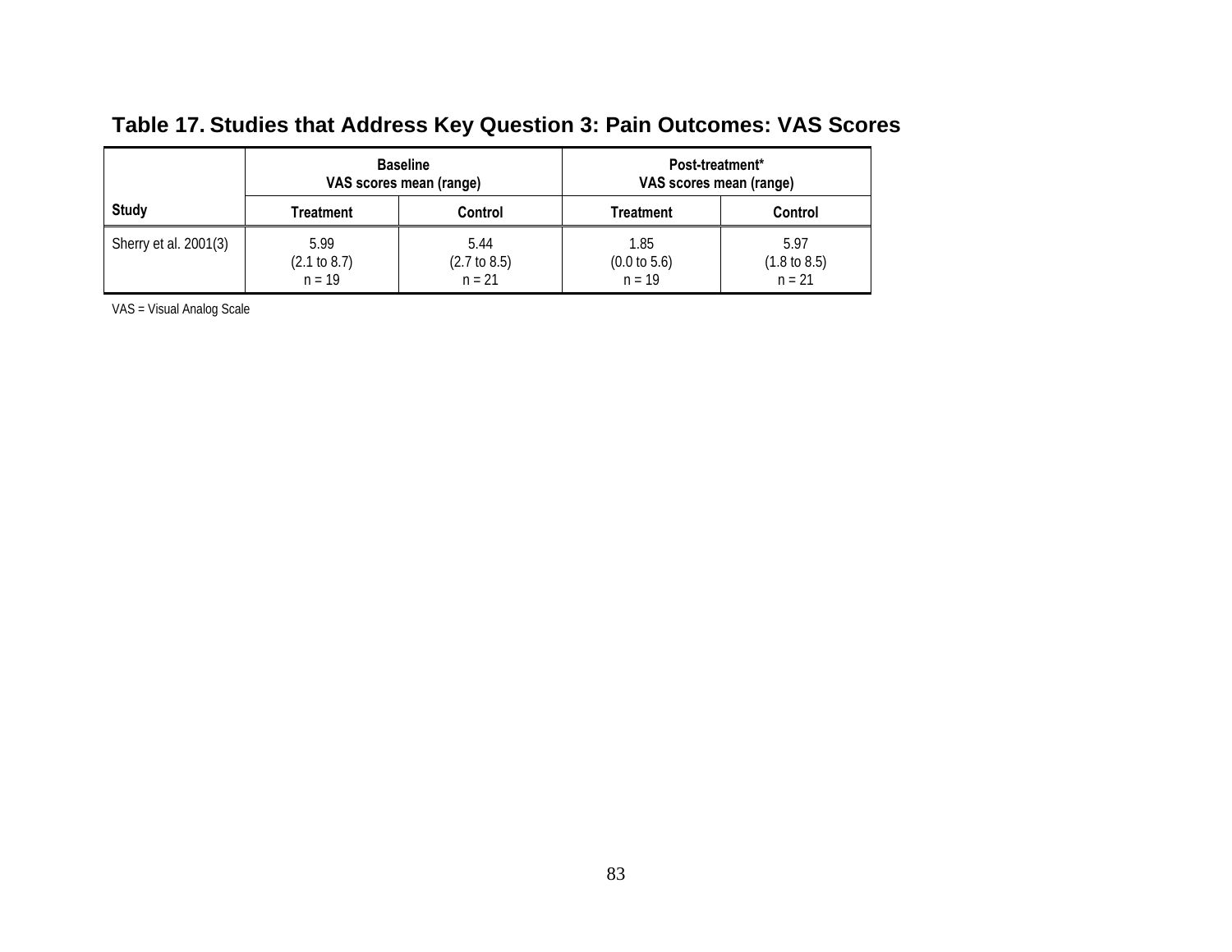## Table 17. Studies that Address Key Question 3: Pain Outcomes: VAS Scores

| Study | Baseline VAS scores mean (range) | | Post-treatment* VAS scores mean (range) | |
|---|---|---|---|---|
| | Treatment | Control | Treatment | Control |
| Sherry et al. 2001(3) | 5.99 (2.1 to 8.7) n = 19 | 5.44 (2.7 to 8.5) n = 21 | 1.85 (0.0 to 5.6) n = 19 | 5.97 (1.8 to 8.5) n = 21 |

VAS = Visual Analog Scale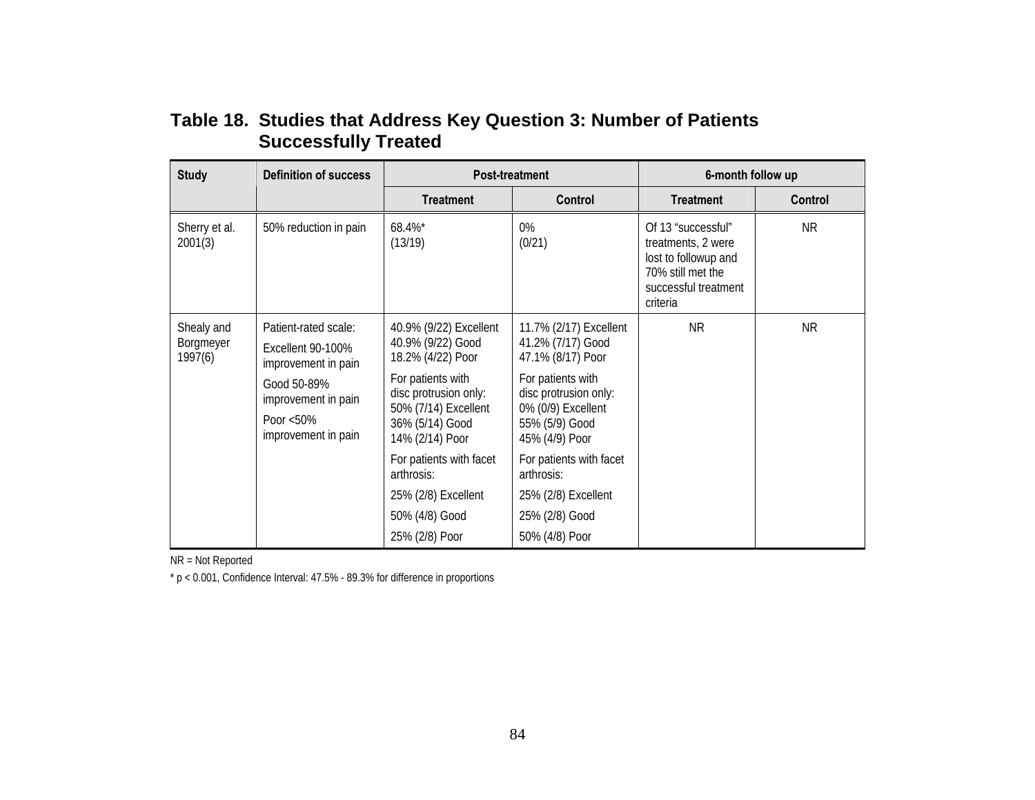## Table 18. Studies that Address Key Question 3: Number of Patients Successfully Treated

| Study | Definition of success | Post-treatment | | 6-month follow up | |
|---|---|---|---|---|---|
| | | Treatment | Control | Treatment | Control |
| Sherry et al. 2001(3) | 50% reduction in pain | 68.4%* (13/19) | 0% (0/21) | Of 13 "successful" treatments, 2 were lost to followup and 70% still met the successful treatment criteria | NR |
| Shealy and Borgmeyer 1997(6) | Patient-rated scale: Excellent 90-100% improvement in pain Good 50-89% improvement in pain Poor <50% improvement in pain | 40.9% (9/22) Excellent 40.9% (9/22) Good 18.2% (4/22) Poor For patients with disc protrusion only: 50% (7/14) Excellent 36% (5/14) Good 14% (2/14) Poor For patients with facet arthrosis: 25% (2/8) Excellent 50% (4/8) Good 25% (2/8) Poor | 11.7% (2/17) Excellent 41.2% (7/17) Good 47.1% (8/17) Poor For patients with disc protrusion only: 0% (0/9) Excellent 55% (5/9) Good 45% (4/9) Poor For patients with facet arthrosis: 25% (2/8) Excellent 25% (2/8) Good 50% (4/8) Poor | NR | NR |

NR = Not Reported

* p < 0.001, Confidence Interval: 47.5% - 89.3% for difference in proportions